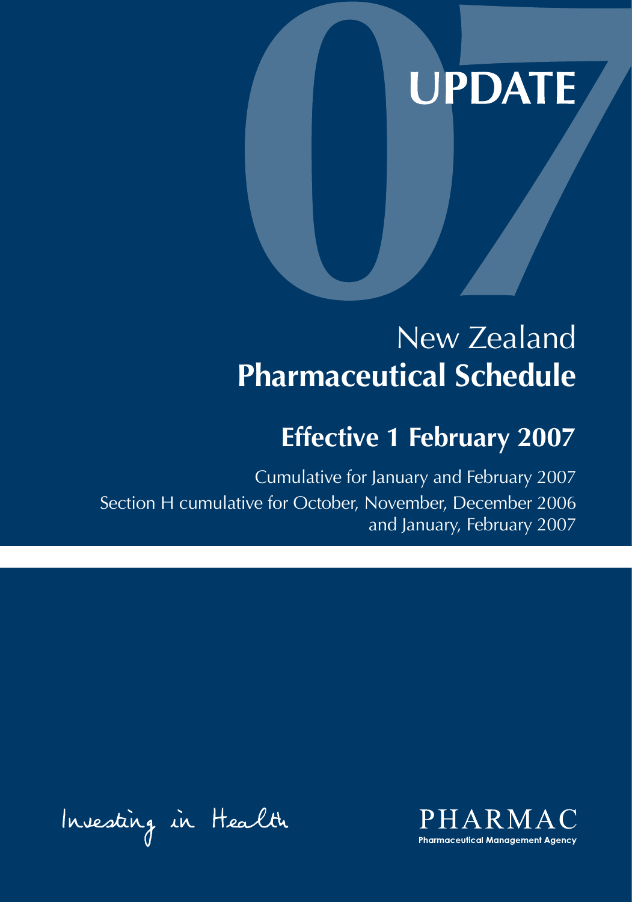# UPDATE

## New Zealand
# Pharmaceutical Schedule

## Effective 1 February 2007

Cumulative for January and February 2007

Section H cumulative for October, November, December 2006 and January, February 2007

Investing in Health

PHARMAC

Pharmaceutical Management Agency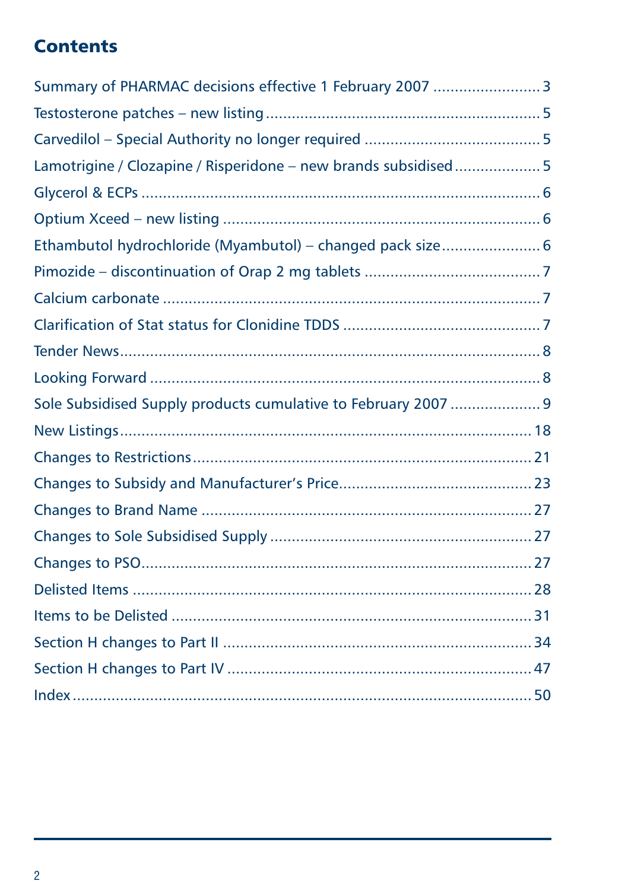## Contents

| | |
|---|---|
| Summary of PHARMAC decisions effective 1 February 2007 | 3 |
| Testosterone patches – new listing | 5 |
| Carvedilol – Special Authority no longer required | 5 |
| Lamotrigine / Clozapine / Risperidone – new brands subsidised | 5 |
| Glycerol & ECPs | 6 |
| Optium Xceed – new listing | 6 |
| Ethambutol hydrochloride (Myambutol) – changed pack size | 6 |
| Pimozide – discontinuation of Orap 2 mg tablets | 7 |
| Calcium carbonate | 7 |
| Clarification of Stat status for Clonidine TDDS | 7 |
| Tender News | 8 |
| Looking Forward | 8 |
| Sole Subsidised Supply products cumulative to February 2007 | 9 |
| New Listings | 18 |
| Changes to Restrictions | 21 |
| Changes to Subsidy and Manufacturer's Price | 23 |
| Changes to Brand Name | 27 |
| Changes to Sole Subsidised Supply | 27 |
| Changes to PSO | 27 |
| Delisted Items | 28 |
| Items to be Delisted | 31 |
| Section H changes to Part II | 34 |
| Section H changes to Part IV | 47 |
| Index | 50 |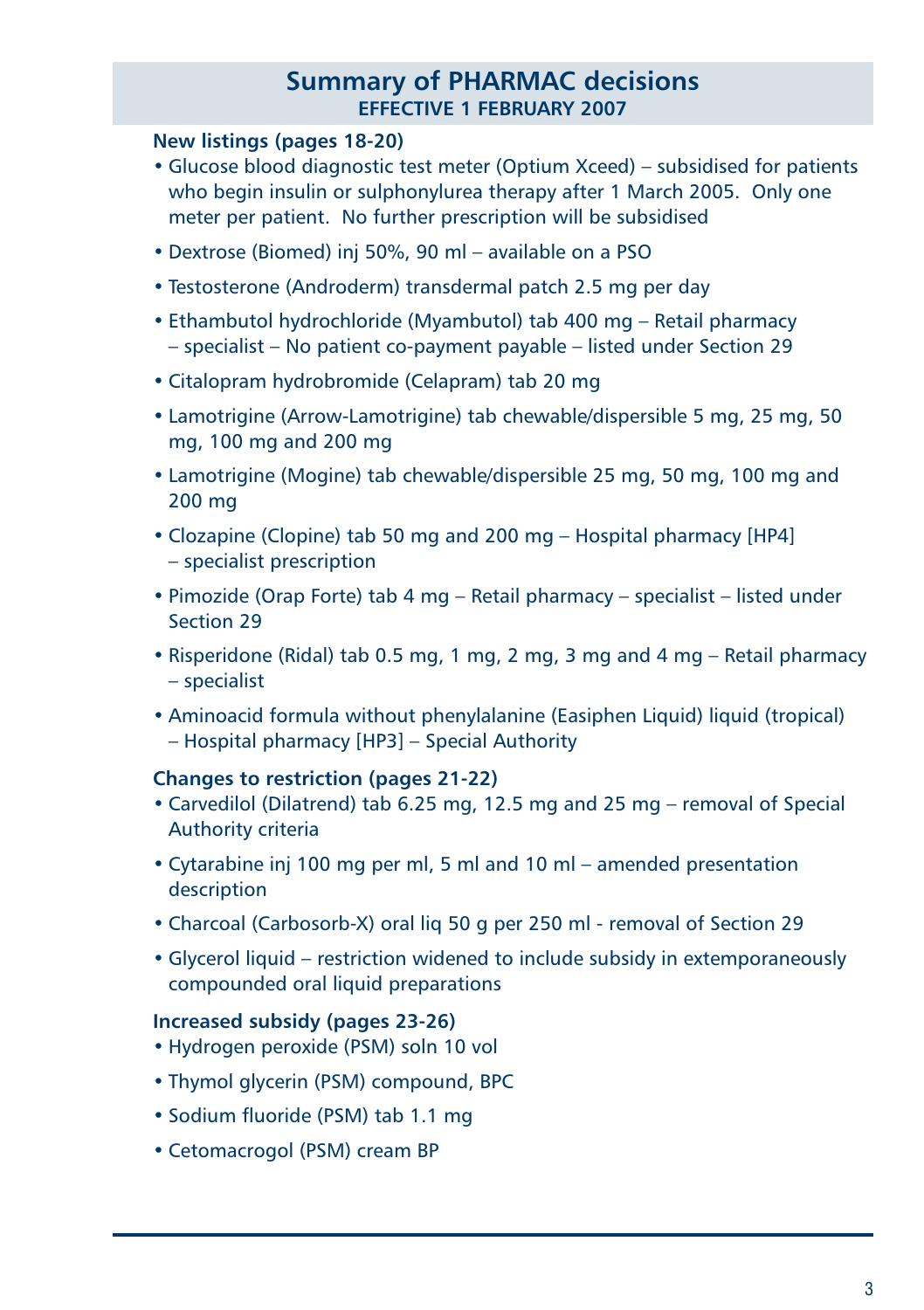## Summary of PHARMAC decisions

**EFFECTIVE 1 FEBRUARY 2007**

### New listings (pages 18-20)

- Glucose blood diagnostic test meter (Optium Xceed) – subsidised for patients who begin insulin or sulphonylurea therapy after 1 March 2005. Only one meter per patient. No further prescription will be subsidised
- Dextrose (Biomed) inj 50%, 90 ml – available on a PSO
- Testosterone (Androderm) transdermal patch 2.5 mg per day
- Ethambutol hydrochloride (Myambutol) tab 400 mg – Retail pharmacy – specialist – No patient co-payment payable – listed under Section 29
- Citalopram hydrobromide (Celapram) tab 20 mg
- Lamotrigine (Arrow-Lamotrigine) tab chewable/dispersible 5 mg, 25 mg, 50 mg, 100 mg and 200 mg
- Lamotrigine (Mogine) tab chewable/dispersible 25 mg, 50 mg, 100 mg and 200 mg
- Clozapine (Clopine) tab 50 mg and 200 mg – Hospital pharmacy [HP4] – specialist prescription
- Pimozide (Orap Forte) tab 4 mg – Retail pharmacy – specialist – listed under Section 29
- Risperidone (Ridal) tab 0.5 mg, 1 mg, 2 mg, 3 mg and 4 mg – Retail pharmacy – specialist
- Aminoacid formula without phenylalanine (Easiphen Liquid) liquid (tropical) – Hospital pharmacy [HP3] – Special Authority

### Changes to restriction (pages 21-22)

- Carvedilol (Dilatrend) tab 6.25 mg, 12.5 mg and 25 mg – removal of Special Authority criteria
- Cytarabine inj 100 mg per ml, 5 ml and 10 ml – amended presentation description
- Charcoal (Carbosorb-X) oral liq 50 g per 250 ml - removal of Section 29
- Glycerol liquid – restriction widened to include subsidy in extemporaneously compounded oral liquid preparations

### Increased subsidy (pages 23-26)

- Hydrogen peroxide (PSM) soln 10 vol
- Thymol glycerin (PSM) compound, BPC
- Sodium fluoride (PSM) tab 1.1 mg
- Cetomacrogol (PSM) cream BP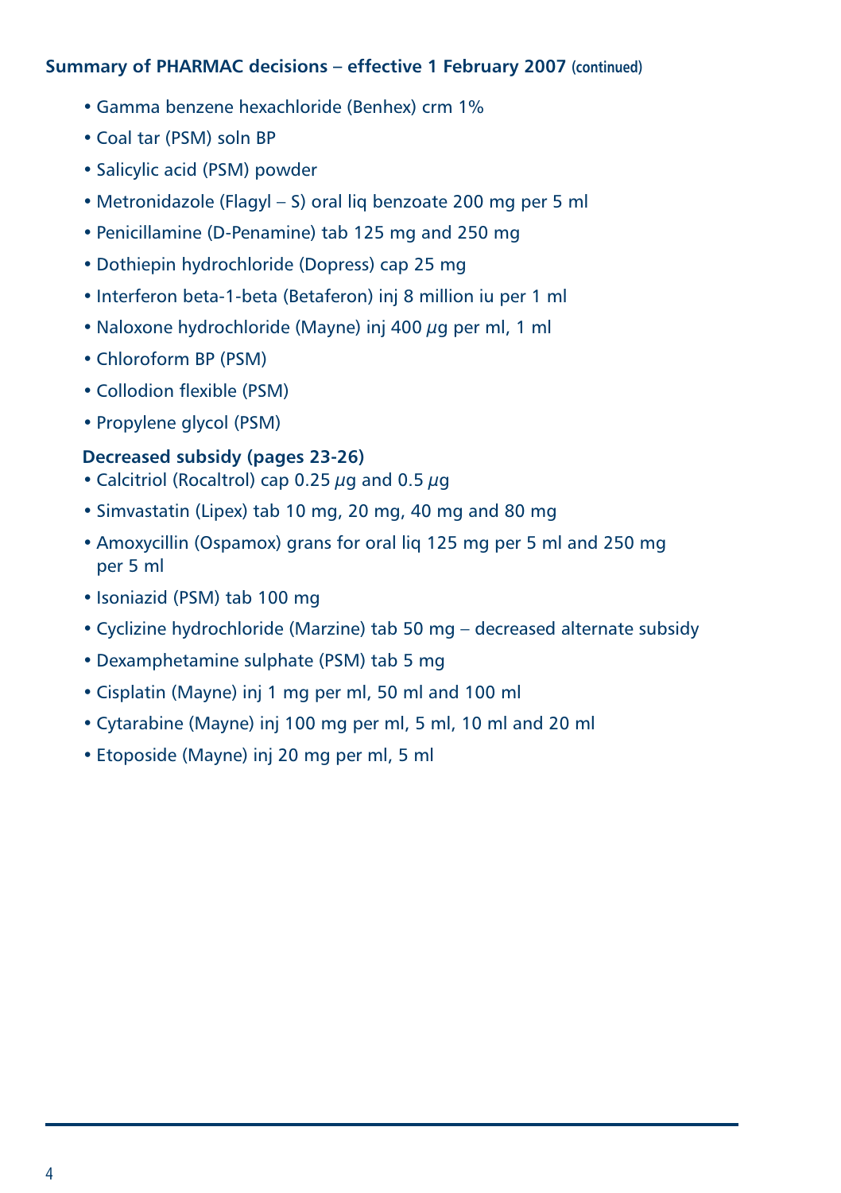**Summary of PHARMAC decisions – effective 1 February 2007 (continued)**

- Gamma benzene hexachloride (Benhex) crm 1%
- Coal tar (PSM) soln BP
- Salicylic acid (PSM) powder
- Metronidazole (Flagyl – S) oral liq benzoate 200 mg per 5 ml
- Penicillamine (D-Penamine) tab 125 mg and 250 mg
- Dothiepin hydrochloride (Dopress) cap 25 mg
- Interferon beta-1-beta (Betaferon) inj 8 million iu per 1 ml
- Naloxone hydrochloride (Mayne) inj 400 $\mu$g per ml, 1 ml
- Chloroform BP (PSM)
- Collodion flexible (PSM)
- Propylene glycol (PSM)

**Decreased subsidy (pages 23-26)**

- Calcitriol (Rocaltrol) cap 0.25 $\mu$g and 0.5 $\mu$g
- Simvastatin (Lipex) tab 10 mg, 20 mg, 40 mg and 80 mg
- Amoxycillin (Ospamox) grans for oral liq 125 mg per 5 ml and 250 mg per 5 ml
- Isoniazid (PSM) tab 100 mg
- Cyclizine hydrochloride (Marzine) tab 50 mg – decreased alternate subsidy
- Dexamphetamine sulphate (PSM) tab 5 mg
- Cisplatin (Mayne) inj 1 mg per ml, 50 ml and 100 ml
- Cytarabine (Mayne) inj 100 mg per ml, 5 ml, 10 ml and 20 ml
- Etoposide (Mayne) inj 20 mg per ml, 5 ml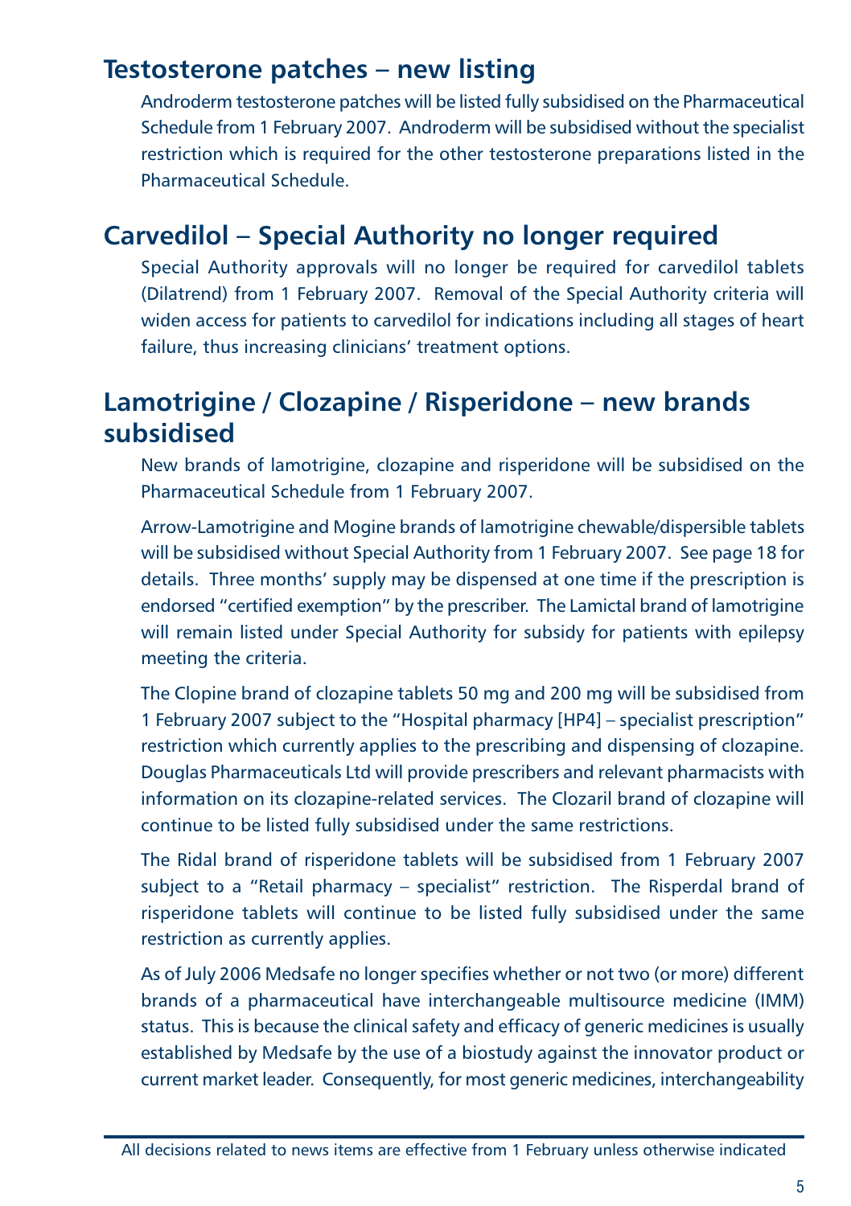## Testosterone patches – new listing

Androderm testosterone patches will be listed fully subsidised on the Pharmaceutical Schedule from 1 February 2007. Androderm will be subsidised without the specialist restriction which is required for the other testosterone preparations listed in the Pharmaceutical Schedule.

## Carvedilol – Special Authority no longer required

Special Authority approvals will no longer be required for carvedilol tablets (Dilatrend) from 1 February 2007. Removal of the Special Authority criteria will widen access for patients to carvedilol for indications including all stages of heart failure, thus increasing clinicians' treatment options.

## Lamotrigine / Clozapine / Risperidone – new brands subsidised

New brands of lamotrigine, clozapine and risperidone will be subsidised on the Pharmaceutical Schedule from 1 February 2007.

Arrow-Lamotrigine and Mogine brands of lamotrigine chewable/dispersible tablets will be subsidised without Special Authority from 1 February 2007. See page 18 for details. Three months' supply may be dispensed at one time if the prescription is endorsed "certified exemption" by the prescriber. The Lamictal brand of lamotrigine will remain listed under Special Authority for subsidy for patients with epilepsy meeting the criteria.

The Clopine brand of clozapine tablets 50 mg and 200 mg will be subsidised from 1 February 2007 subject to the "Hospital pharmacy [HP4] – specialist prescription" restriction which currently applies to the prescribing and dispensing of clozapine. Douglas Pharmaceuticals Ltd will provide prescribers and relevant pharmacists with information on its clozapine-related services. The Clozaril brand of clozapine will continue to be listed fully subsidised under the same restrictions.

The Ridal brand of risperidone tablets will be subsidised from 1 February 2007 subject to a "Retail pharmacy – specialist" restriction. The Risperdal brand of risperidone tablets will continue to be listed fully subsidised under the same restriction as currently applies.

As of July 2006 Medsafe no longer specifies whether or not two (or more) different brands of a pharmaceutical have interchangeable multisource medicine (IMM) status. This is because the clinical safety and efficacy of generic medicines is usually established by Medsafe by the use of a biostudy against the innovator product or current market leader. Consequently, for most generic medicines, interchangeability

All decisions related to news items are effective from 1 February unless otherwise indicated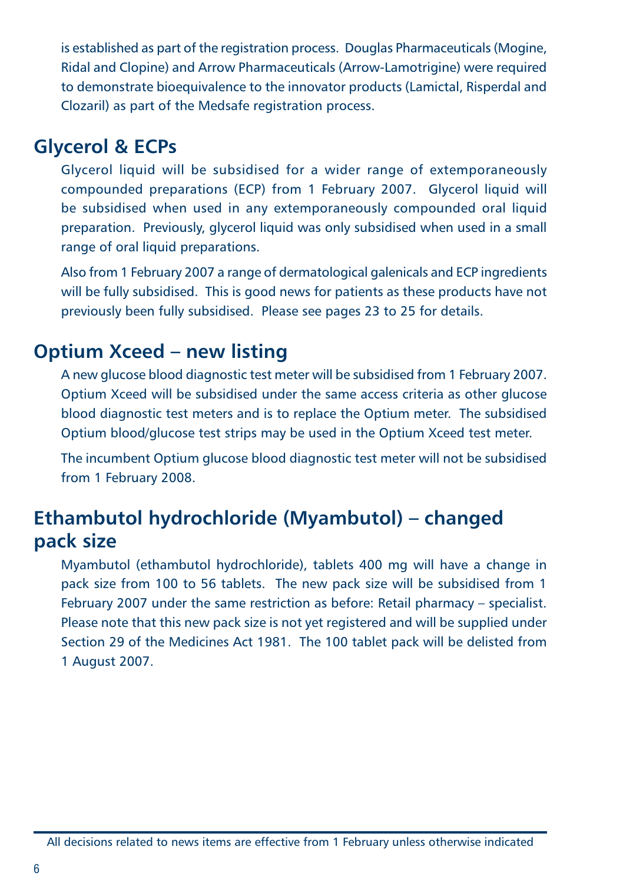is established as part of the registration process. Douglas Pharmaceuticals (Mogine, Ridal and Clopine) and Arrow Pharmaceuticals (Arrow-Lamotrigine) were required to demonstrate bioequivalence to the innovator products (Lamictal, Risperdal and Clozaril) as part of the Medsafe registration process.

## Glycerol & ECPs

Glycerol liquid will be subsidised for a wider range of extemporaneously compounded preparations (ECP) from 1 February 2007. Glycerol liquid will be subsidised when used in any extemporaneously compounded oral liquid preparation. Previously, glycerol liquid was only subsidised when used in a small range of oral liquid preparations.

Also from 1 February 2007 a range of dermatological galenicals and ECP ingredients will be fully subsidised. This is good news for patients as these products have not previously been fully subsidised. Please see pages 23 to 25 for details.

## Optium Xceed – new listing

A new glucose blood diagnostic test meter will be subsidised from 1 February 2007. Optium Xceed will be subsidised under the same access criteria as other glucose blood diagnostic test meters and is to replace the Optium meter. The subsidised Optium blood/glucose test strips may be used in the Optium Xceed test meter.

The incumbent Optium glucose blood diagnostic test meter will not be subsidised from 1 February 2008.

## Ethambutol hydrochloride (Myambutol) – changed pack size

Myambutol (ethambutol hydrochloride), tablets 400 mg will have a change in pack size from 100 to 56 tablets. The new pack size will be subsidised from 1 February 2007 under the same restriction as before: Retail pharmacy – specialist. Please note that this new pack size is not yet registered and will be supplied under Section 29 of the Medicines Act 1981. The 100 tablet pack will be delisted from 1 August 2007.

All decisions related to news items are effective from 1 February unless otherwise indicated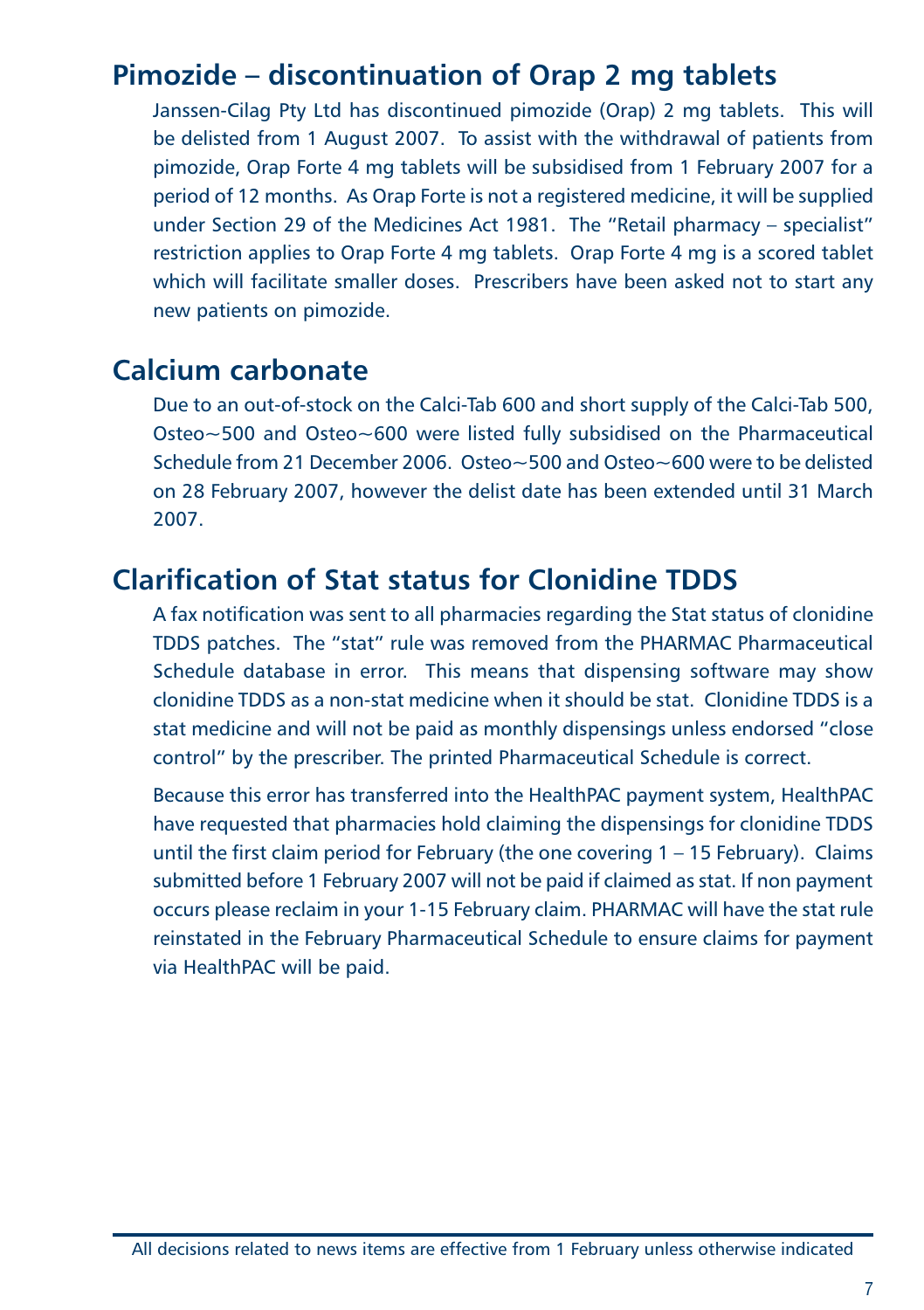## Pimozide – discontinuation of Orap 2 mg tablets

Janssen-Cilag Pty Ltd has discontinued pimozide (Orap) 2 mg tablets. This will be delisted from 1 August 2007. To assist with the withdrawal of patients from pimozide, Orap Forte 4 mg tablets will be subsidised from 1 February 2007 for a period of 12 months. As Orap Forte is not a registered medicine, it will be supplied under Section 29 of the Medicines Act 1981. The "Retail pharmacy – specialist" restriction applies to Orap Forte 4 mg tablets. Orap Forte 4 mg is a scored tablet which will facilitate smaller doses. Prescribers have been asked not to start any new patients on pimozide.

## Calcium carbonate

Due to an out-of-stock on the Calci-Tab 600 and short supply of the Calci-Tab 500, Osteo~500 and Osteo~600 were listed fully subsidised on the Pharmaceutical Schedule from 21 December 2006. Osteo~500 and Osteo~600 were to be delisted on 28 February 2007, however the delist date has been extended until 31 March 2007.

## Clarification of Stat status for Clonidine TDDS

A fax notification was sent to all pharmacies regarding the Stat status of clonidine TDDS patches. The "stat" rule was removed from the PHARMAC Pharmaceutical Schedule database in error. This means that dispensing software may show clonidine TDDS as a non-stat medicine when it should be stat. Clonidine TDDS is a stat medicine and will not be paid as monthly dispensings unless endorsed "close control" by the prescriber. The printed Pharmaceutical Schedule is correct.

Because this error has transferred into the HealthPAC payment system, HealthPAC have requested that pharmacies hold claiming the dispensings for clonidine TDDS until the first claim period for February (the one covering 1 – 15 February). Claims submitted before 1 February 2007 will not be paid if claimed as stat. If non payment occurs please reclaim in your 1-15 February claim. PHARMAC will have the stat rule reinstated in the February Pharmaceutical Schedule to ensure claims for payment via HealthPAC will be paid.

All decisions related to news items are effective from 1 February unless otherwise indicated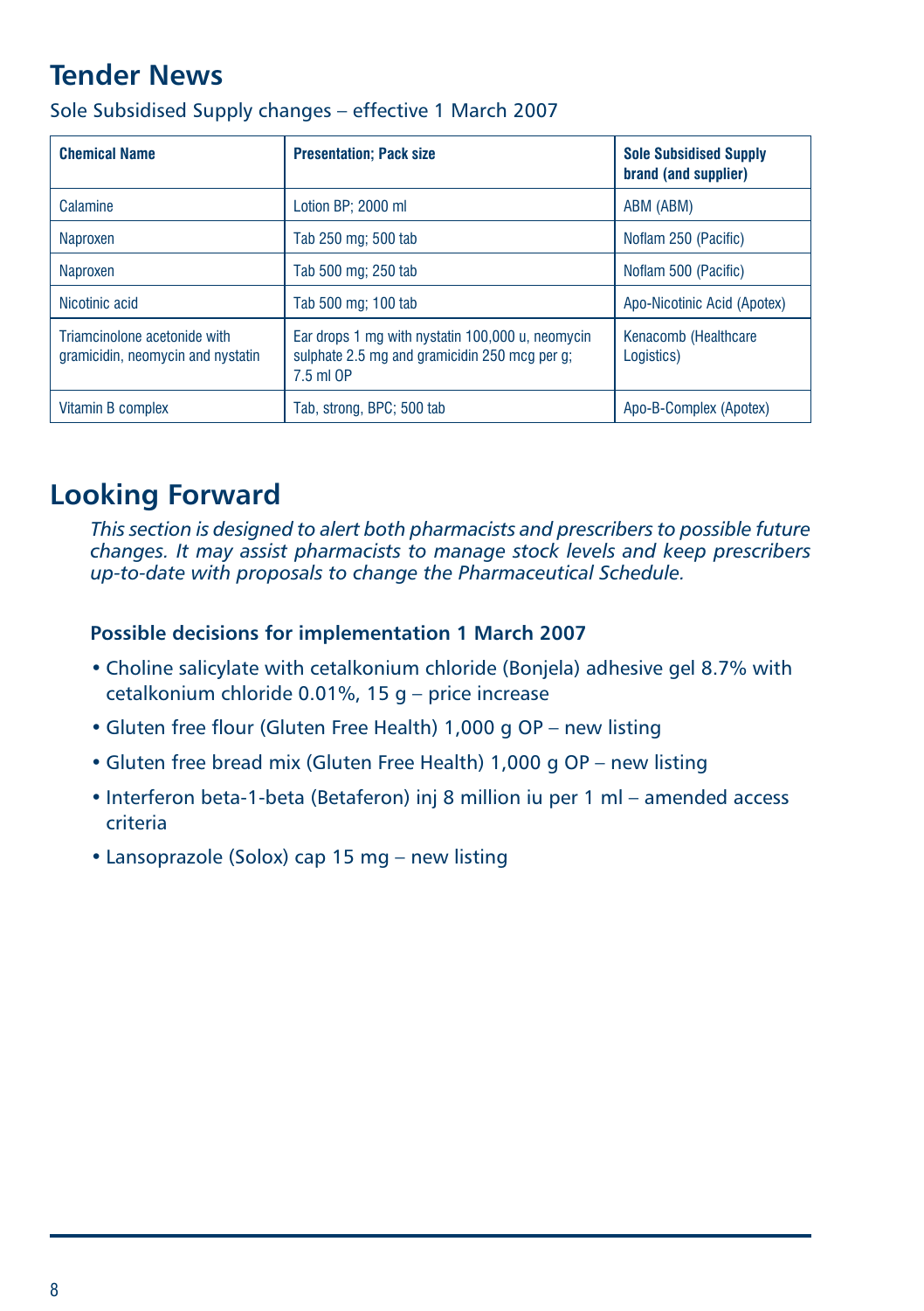## Tender News

Sole Subsidised Supply changes – effective 1 March 2007

| Chemical Name | Presentation; Pack size | Sole Subsidised Supply brand (and supplier) |
|---|---|---|
| Calamine | Lotion BP; 2000 ml | ABM (ABM) |
| Naproxen | Tab 250 mg; 500 tab | Noflam 250 (Pacific) |
| Naproxen | Tab 500 mg; 250 tab | Noflam 500 (Pacific) |
| Nicotinic acid | Tab 500 mg; 100 tab | Apo-Nicotinic Acid (Apotex) |
| Triamcinolone acetonide with gramicidin, neomycin and nystatin | Ear drops 1 mg with nystatin 100,000 u, neomycin sulphate 2.5 mg and gramicidin 250 mcg per g; 7.5 ml OP | Kenacomb (Healthcare Logistics) |
| Vitamin B complex | Tab, strong, BPC; 500 tab | Apo-B-Complex (Apotex) |

## Looking Forward

*This section is designed to alert both pharmacists and prescribers to possible future changes. It may assist pharmacists to manage stock levels and keep prescribers up-to-date with proposals to change the Pharmaceutical Schedule.*

### Possible decisions for implementation 1 March 2007

- Choline salicylate with cetalkonium chloride (Bonjela) adhesive gel 8.7% with cetalkonium chloride 0.01%, 15 g – price increase
- Gluten free flour (Gluten Free Health) 1,000 g OP – new listing
- Gluten free bread mix (Gluten Free Health) 1,000 g OP – new listing
- Interferon beta-1-beta (Betaferon) inj 8 million iu per 1 ml – amended access criteria
- Lansoprazole (Solox) cap 15 mg – new listing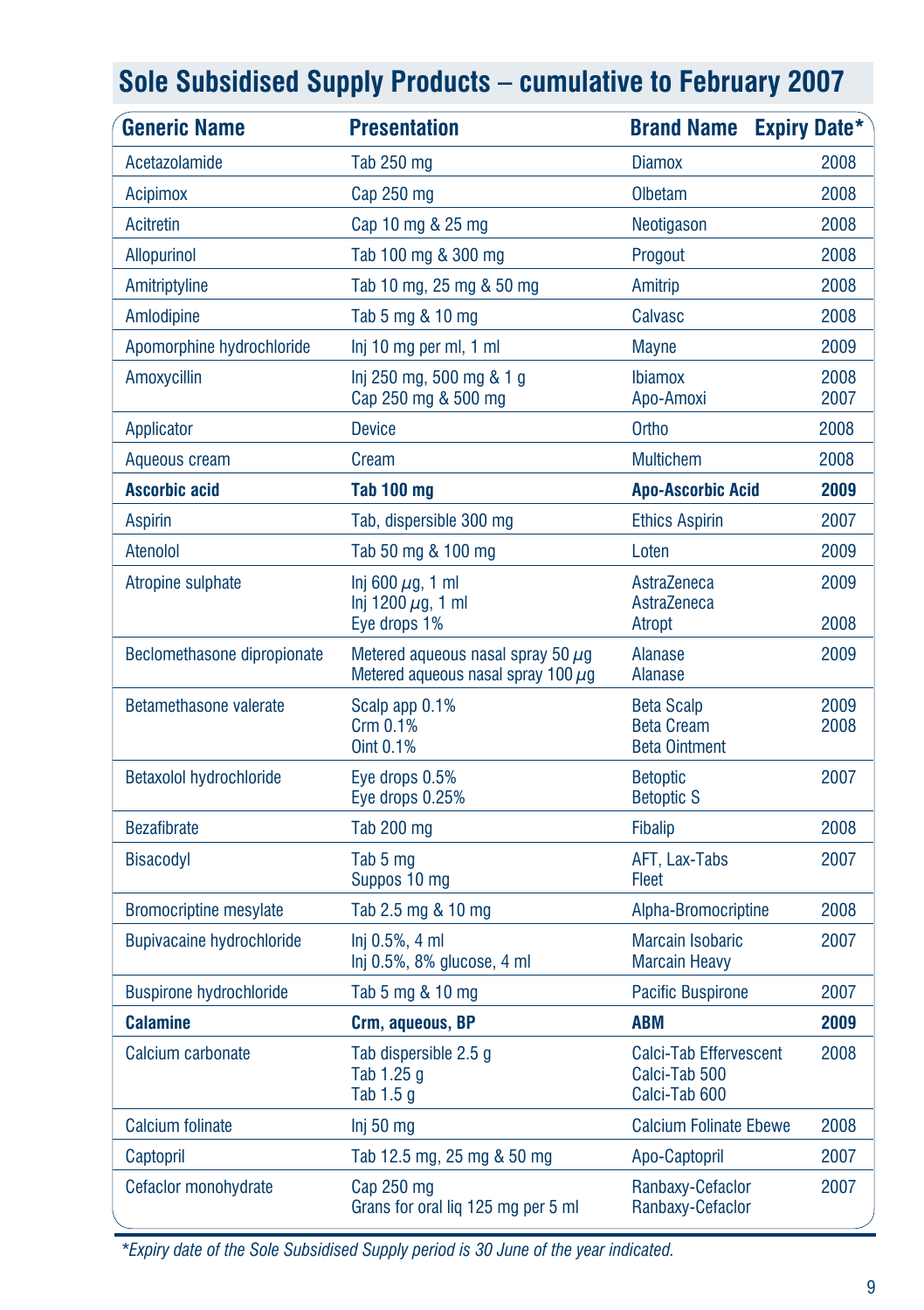# Sole Subsidised Supply Products – cumulative to February 2007

| Generic Name | Presentation | Brand Name | Expiry Date* |
|---|---|---|---|
| Acetazolamide | Tab 250 mg | Diamox | 2008 |
| Acipimox | Cap 250 mg | Olbetam | 2008 |
| Acitretin | Cap 10 mg & 25 mg | Neotigason | 2008 |
| Allopurinol | Tab 100 mg & 300 mg | Progout | 2008 |
| Amitriptyline | Tab 10 mg, 25 mg & 50 mg | Amitrip | 2008 |
| Amlodipine | Tab 5 mg & 10 mg | Calvasc | 2008 |
| Apomorphine hydrochloride | Inj 10 mg per ml, 1 ml | Mayne | 2009 |
| Amoxycillin | Inj 250 mg, 500 mg & 1 g<br>Cap 250 mg & 500 mg | Ibiamox<br>Apo-Amoxi | 2008<br>2007 |
| Applicator | Device | Ortho | 2008 |
| Aqueous cream | Cream | Multichem | 2008 |
| **Ascorbic acid** | **Tab 100 mg** | **Apo-Ascorbic Acid** | **2009** |
| Aspirin | Tab, dispersible 300 mg | Ethics Aspirin | 2007 |
| Atenolol | Tab 50 mg & 100 mg | Loten | 2009 |
| Atropine sulphate | Inj 600 $\mu$g, 1 ml<br>Inj 1200 $\mu$g, 1 ml<br>Eye drops 1% | AstraZeneca<br>AstraZeneca<br>Atropt | 2009<br><br>2008 |
| Beclomethasone dipropionate | Metered aqueous nasal spray 50 $\mu$g<br>Metered aqueous nasal spray 100 $\mu$g | Alanase<br>Alanase | 2009 |
| Betamethasone valerate | Scalp app 0.1%<br>Crm 0.1%<br>Oint 0.1% | Beta Scalp<br>Beta Cream<br>Beta Ointment | 2009<br>2008 |
| Betaxolol hydrochloride | Eye drops 0.5%<br>Eye drops 0.25% | Betoptic<br>Betoptic S | 2007 |
| Bezafibrate | Tab 200 mg | Fibalip | 2008 |
| Bisacodyl | Tab 5 mg<br>Suppos 10 mg | AFT, Lax-Tabs<br>Fleet | 2007 |
| Bromocriptine mesylate | Tab 2.5 mg & 10 mg | Alpha-Bromocriptine | 2008 |
| Bupivacaine hydrochloride | Inj 0.5%, 4 ml<br>Inj 0.5%, 8% glucose, 4 ml | Marcain Isobaric<br>Marcain Heavy | 2007 |
| Buspirone hydrochloride | Tab 5 mg & 10 mg | Pacific Buspirone | 2007 |
| **Calamine** | **Crm, aqueous, BP** | **ABM** | **2009** |
| Calcium carbonate | Tab dispersible 2.5 g<br>Tab 1.25 g<br>Tab 1.5 g | Calci-Tab Effervescent<br>Calci-Tab 500<br>Calci-Tab 600 | 2008 |
| Calcium folinate | Inj 50 mg | Calcium Folinate Ebewe | 2008 |
| Captopril | Tab 12.5 mg, 25 mg & 50 mg | Apo-Captopril | 2007 |
| Cefaclor monohydrate | Cap 250 mg<br>Grans for oral liq 125 mg per 5 ml | Ranbaxy-Cefaclor<br>Ranbaxy-Cefaclor | 2007 |

*Expiry date of the Sole Subsidised Supply period is 30 June of the year indicated.*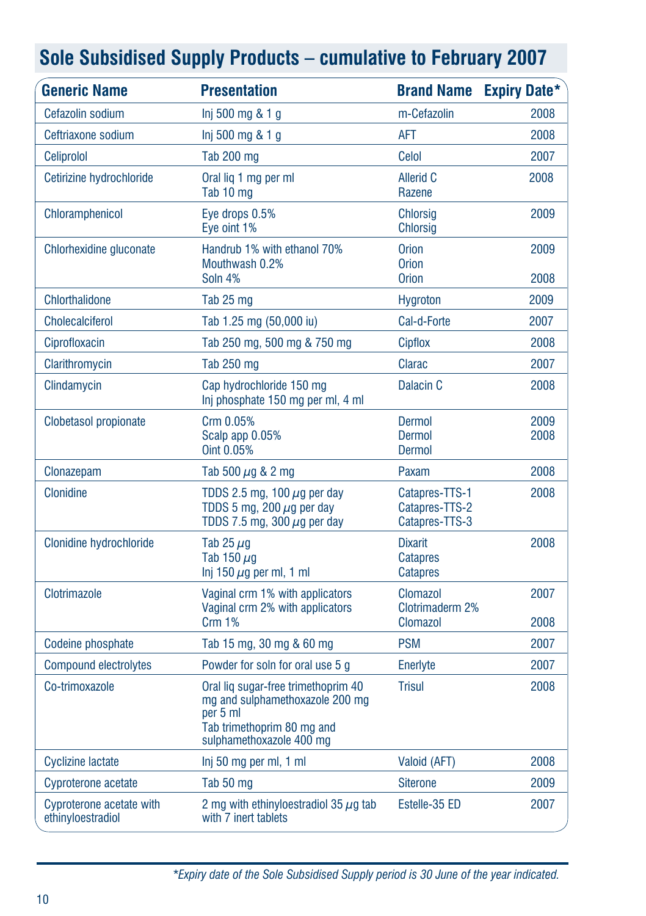## Sole Subsidised Supply Products – cumulative to February 2007

| Generic Name | Presentation | Brand Name | Expiry Date* |
|---|---|---|---|
| Cefazolin sodium | Inj 500 mg & 1 g | m-Cefazolin | 2008 |
| Ceftriaxone sodium | Inj 500 mg & 1 g | AFT | 2008 |
| Celiprolol | Tab 200 mg | Celol | 2007 |
| Cetirizine hydrochloride | Oral liq 1 mg per ml<br>Tab 10 mg | Allerid C<br>Razene | 2008 |
| Chloramphenicol | Eye drops 0.5%<br>Eye oint 1% | Chlorsig<br>Chlorsig | 2009 |
| Chlorhexidine gluconate | Handrub 1% with ethanol 70%<br>Mouthwash 0.2%<br>Soln 4% | Orion<br>Orion<br>Orion | 2009<br><br>2008 |
| Chlorthalidone | Tab 25 mg | Hygroton | 2009 |
| Cholecalciferol | Tab 1.25 mg (50,000 iu) | Cal-d-Forte | 2007 |
| Ciprofloxacin | Tab 250 mg, 500 mg & 750 mg | Cipflox | 2008 |
| Clarithromycin | Tab 250 mg | Clarac | 2007 |
| Clindamycin | Cap hydrochloride 150 mg<br>Inj phosphate 150 mg per ml, 4 ml | Dalacin C | 2008 |
| Clobetasol propionate | Crm 0.05%<br>Scalp app 0.05%<br>Oint 0.05% | Dermol<br>Dermol<br>Dermol | 2009<br>2008 |
| Clonazepam | Tab 500 µg & 2 mg | Paxam | 2008 |
| Clonidine | TDDS 2.5 mg, 100 µg per day<br>TDDS 5 mg, 200 µg per day<br>TDDS 7.5 mg, 300 µg per day | Catapres-TTS-1<br>Catapres-TTS-2<br>Catapres-TTS-3 | 2008 |
| Clonidine hydrochloride | Tab 25 µg<br>Tab 150 µg<br>Inj 150 µg per ml, 1 ml | Dixarit<br>Catapres<br>Catapres | 2008 |
| Clotrimazole | Vaginal crm 1% with applicators<br>Vaginal crm 2% with applicators<br>Crm 1% | Clomazol<br>Clotrimaderm 2%<br>Clomazol | 2007<br><br>2008 |
| Codeine phosphate | Tab 15 mg, 30 mg & 60 mg | PSM | 2007 |
| Compound electrolytes | Powder for soln for oral use 5 g | Enerlyte | 2007 |
| Co-trimoxazole | Oral liq sugar-free trimethoprim 40 mg and sulphamethoxazole 200 mg per 5 ml<br>Tab trimethoprim 80 mg and sulphamethoxazole 400 mg | Trisul | 2008 |
| Cyclizine lactate | Inj 50 mg per ml, 1 ml | Valoid (AFT) | 2008 |
| Cyproterone acetate | Tab 50 mg | Siterone | 2009 |
| Cyproterone acetate with ethinyloestradiol | 2 mg with ethinyloestradiol 35 µg tab with 7 inert tablets | Estelle-35 ED | 2007 |

*\*Expiry date of the Sole Subsidised Supply period is 30 June of the year indicated.*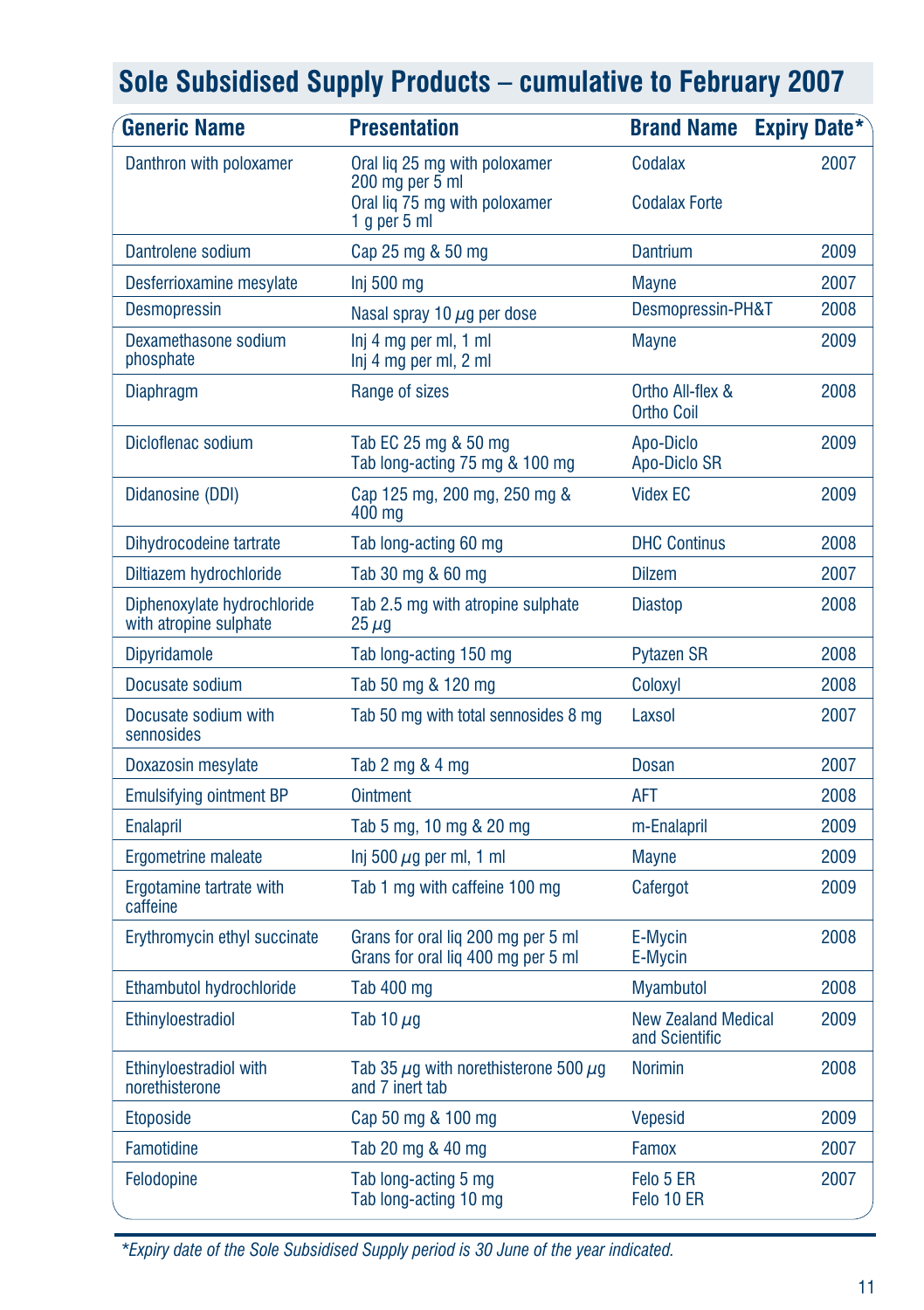# Sole Subsidised Supply Products – cumulative to February 2007

| Generic Name | Presentation | Brand Name | Expiry Date* |
|---|---|---|---|
| Danthron with poloxamer | Oral liq 25 mg with poloxamer 200 mg per 5 ml<br>Oral liq 75 mg with poloxamer 1 g per 5 ml | Codalax<br>Codalax Forte | 2007 |
| Dantrolene sodium | Cap 25 mg & 50 mg | Dantrium | 2009 |
| Desferrioxamine mesylate | Inj 500 mg | Mayne | 2007 |
| Desmopressin | Nasal spray 10 µg per dose | Desmopressin-PH&T | 2008 |
| Dexamethasone sodium phosphate | Inj 4 mg per ml, 1 ml<br>Inj 4 mg per ml, 2 ml | Mayne | 2009 |
| Diaphragm | Range of sizes | Ortho All-flex & Ortho Coil | 2008 |
| Dicloflenac sodium | Tab EC 25 mg & 50 mg<br>Tab long-acting 75 mg & 100 mg | Apo-Diclo<br>Apo-Diclo SR | 2009 |
| Didanosine (DDI) | Cap 125 mg, 200 mg, 250 mg & 400 mg | Videx EC | 2009 |
| Dihydrocodeine tartrate | Tab long-acting 60 mg | DHC Continus | 2008 |
| Diltiazem hydrochloride | Tab 30 mg & 60 mg | Dilzem | 2007 |
| Diphenoxylate hydrochloride with atropine sulphate | Tab 2.5 mg with atropine sulphate 25 µg | Diastop | 2008 |
| Dipyridamole | Tab long-acting 150 mg | Pytazen SR | 2008 |
| Docusate sodium | Tab 50 mg & 120 mg | Coloxyl | 2008 |
| Docusate sodium with sennosides | Tab 50 mg with total sennosides 8 mg | Laxsol | 2007 |
| Doxazosin mesylate | Tab 2 mg & 4 mg | Dosan | 2007 |
| Emulsifying ointment BP | Ointment | AFT | 2008 |
| Enalapril | Tab 5 mg, 10 mg & 20 mg | m-Enalapril | 2009 |
| Ergometrine maleate | Inj 500 µg per ml, 1 ml | Mayne | 2009 |
| Ergotamine tartrate with caffeine | Tab 1 mg with caffeine 100 mg | Cafergot | 2009 |
| Erythromycin ethyl succinate | Grans for oral liq 200 mg per 5 ml<br>Grans for oral liq 400 mg per 5 ml | E-Mycin<br>E-Mycin | 2008 |
| Ethambutol hydrochloride | Tab 400 mg | Myambutol | 2008 |
| Ethinyloestradiol | Tab 10 µg | New Zealand Medical and Scientific | 2009 |
| Ethinyloestradiol with norethisterone | Tab 35 µg with norethisterone 500 µg and 7 inert tab | Norimin | 2008 |
| Etoposide | Cap 50 mg & 100 mg | Vepesid | 2009 |
| Famotidine | Tab 20 mg & 40 mg | Famox | 2007 |
| Felodopine | Tab long-acting 5 mg<br>Tab long-acting 10 mg | Felo 5 ER<br>Felo 10 ER | 2007 |

*Expiry date of the Sole Subsidised Supply period is 30 June of the year indicated.*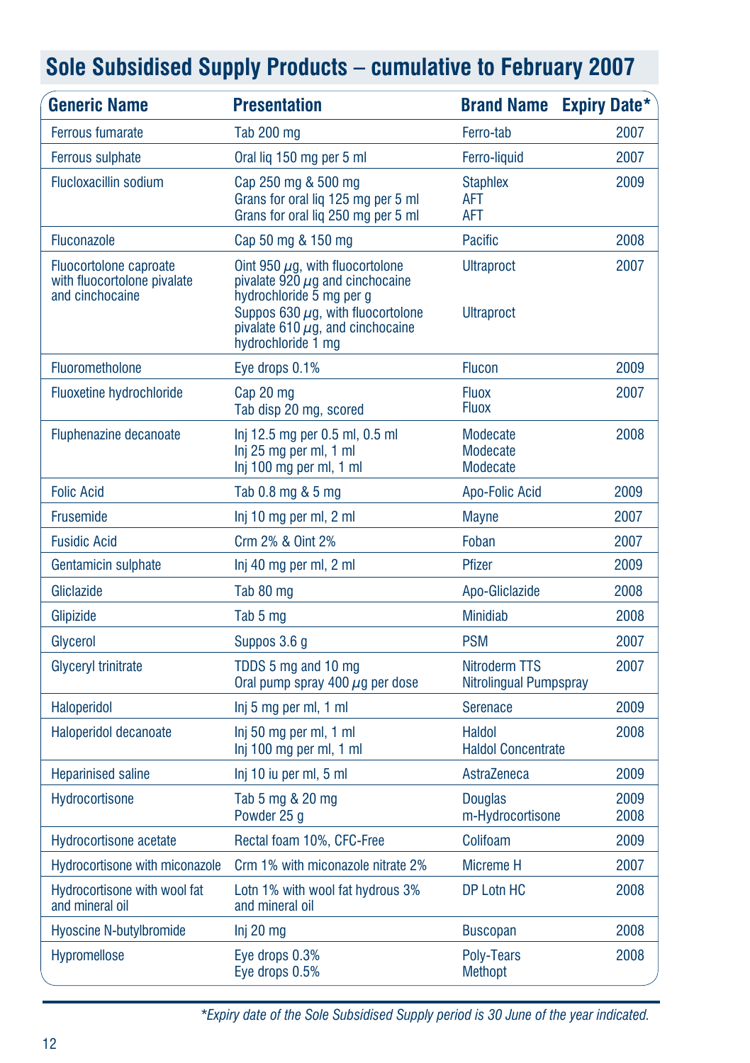## Sole Subsidised Supply Products – cumulative to February 2007

| Generic Name | Presentation | Brand Name | Expiry Date* |
|---|---|---|---|
| Ferrous fumarate | Tab 200 mg | Ferro-tab | 2007 |
| Ferrous sulphate | Oral liq 150 mg per 5 ml | Ferro-liquid | 2007 |
| Flucloxacillin sodium | Cap 250 mg & 500 mg<br>Grans for oral liq 125 mg per 5 ml<br>Grans for oral liq 250 mg per 5 ml | Staphlex<br>AFT<br>AFT | 2009 |
| Fluconazole | Cap 50 mg & 150 mg | Pacific | 2008 |
| Fluocortolone caproate with fluocortolone pivalate and cinchocaine | Oint 950 $\mu$g, with fluocortolone pivalate 920 $\mu$g and cinchocaine hydrochloride 5 mg per g<br>Suppos 630 $\mu$g, with fluocortolone pivalate 610 $\mu$g, and cinchocaine hydrochloride 1 mg | Ultraproct<br>Ultraproct | 2007 |
| Fluorometholone | Eye drops 0.1% | Flucon | 2009 |
| Fluoxetine hydrochloride | Cap 20 mg<br>Tab disp 20 mg, scored | Fluox<br>Fluox | 2007 |
| Fluphenazine decanoate | Inj 12.5 mg per 0.5 ml, 0.5 ml<br>Inj 25 mg per ml, 1 ml<br>Inj 100 mg per ml, 1 ml | Modecate<br>Modecate<br>Modecate | 2008 |
| Folic Acid | Tab 0.8 mg & 5 mg | Apo-Folic Acid | 2009 |
| Frusemide | Inj 10 mg per ml, 2 ml | Mayne | 2007 |
| Fusidic Acid | Crm 2% & Oint 2% | Foban | 2007 |
| Gentamicin sulphate | Inj 40 mg per ml, 2 ml | Pfizer | 2009 |
| Gliclazide | Tab 80 mg | Apo-Gliclazide | 2008 |
| Glipizide | Tab 5 mg | Minidiab | 2008 |
| Glycerol | Suppos 3.6 g | PSM | 2007 |
| Glyceryl trinitrate | TDDS 5 mg and 10 mg<br>Oral pump spray 400 $\mu$g per dose | Nitroderm TTS<br>Nitrolingual Pumpspray | 2007 |
| Haloperidol | Inj 5 mg per ml, 1 ml | Serenace | 2009 |
| Haloperidol decanoate | Inj 50 mg per ml, 1 ml<br>Inj 100 mg per ml, 1 ml | Haldol<br>Haldol Concentrate | 2008 |
| Heparinised saline | Inj 10 iu per ml, 5 ml | AstraZeneca | 2009 |
| Hydrocortisone | Tab 5 mg & 20 mg<br>Powder 25 g | Douglas<br>m-Hydrocortisone | 2009<br>2008 |
| Hydrocortisone acetate | Rectal foam 10%, CFC-Free | Colifoam | 2009 |
| Hydrocortisone with miconazole | Crm 1% with miconazole nitrate 2% | Micreme H | 2007 |
| Hydrocortisone with wool fat and mineral oil | Lotn 1% with wool fat hydrous 3% and mineral oil | DP Lotn HC | 2008 |
| Hyoscine N-butylbromide | Inj 20 mg | Buscopan | 2008 |
| Hypromellose | Eye drops 0.3%<br>Eye drops 0.5% | Poly-Tears<br>Methopt | 2008 |

*Expiry date of the Sole Subsidised Supply period is 30 June of the year indicated.*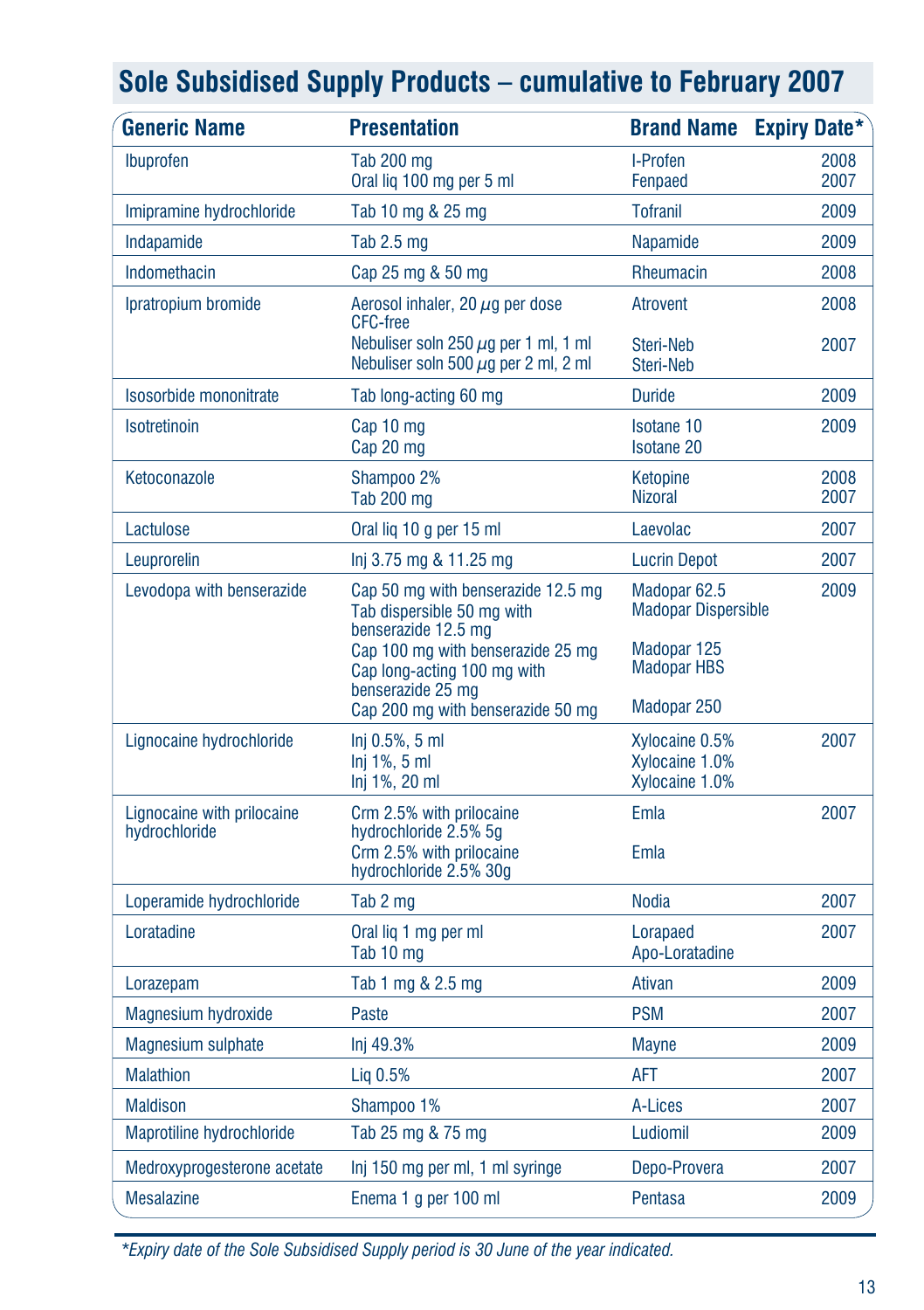## Sole Subsidised Supply Products – cumulative to February 2007

| Generic Name | Presentation | Brand Name | Expiry Date* |
|---|---|---|---|
| Ibuprofen | Tab 200 mg<br>Oral liq 100 mg per 5 ml | I-Profen<br>Fenpaed | 2008<br>2007 |
| Imipramine hydrochloride | Tab 10 mg & 25 mg | Tofranil | 2009 |
| Indapamide | Tab 2.5 mg | Napamide | 2009 |
| Indomethacin | Cap 25 mg & 50 mg | Rheumacin | 2008 |
| Ipratropium bromide | Aerosol inhaler, 20 µg per dose CFC-free<br>Nebuliser soln 250 µg per 1 ml, 1 ml<br>Nebuliser soln 500 µg per 2 ml, 2 ml | Atrovent<br>Steri-Neb<br>Steri-Neb | 2008<br>2007 |
| Isosorbide mononitrate | Tab long-acting 60 mg | Duride | 2009 |
| Isotretinoin | Cap 10 mg<br>Cap 20 mg | Isotane 10<br>Isotane 20 | 2009 |
| Ketoconazole | Shampoo 2%<br>Tab 200 mg | Ketopine<br>Nizoral | 2008<br>2007 |
| Lactulose | Oral liq 10 g per 15 ml | Laevolac | 2007 |
| Leuprorelin | Inj 3.75 mg & 11.25 mg | Lucrin Depot | 2007 |
| Levodopa with benserazide | Cap 50 mg with benserazide 12.5 mg<br>Tab dispersible 50 mg with benserazide 12.5 mg<br>Cap 100 mg with benserazide 25 mg<br>Cap long-acting 100 mg with benserazide 25 mg<br>Cap 200 mg with benserazide 50 mg | Madopar 62.5<br>Madopar Dispersible<br>Madopar 125<br>Madopar HBS<br>Madopar 250 | 2009 |
| Lignocaine hydrochloride | Inj 0.5%, 5 ml<br>Inj 1%, 5 ml<br>Inj 1%, 20 ml | Xylocaine 0.5%<br>Xylocaine 1.0%<br>Xylocaine 1.0% | 2007 |
| Lignocaine with prilocaine hydrochloride | Crm 2.5% with prilocaine hydrochloride 2.5% 5g<br>Crm 2.5% with prilocaine hydrochloride 2.5% 30g | Emla<br>Emla | 2007 |
| Loperamide hydrochloride | Tab 2 mg | Nodia | 2007 |
| Loratadine | Oral liq 1 mg per ml<br>Tab 10 mg | Lorapaed<br>Apo-Loratadine | 2007 |
| Lorazepam | Tab 1 mg & 2.5 mg | Ativan | 2009 |
| Magnesium hydroxide | Paste | PSM | 2007 |
| Magnesium sulphate | Inj 49.3% | Mayne | 2009 |
| Malathion | Liq 0.5% | AFT | 2007 |
| Maldison | Shampoo 1% | A-Lices | 2007 |
| Maprotiline hydrochloride | Tab 25 mg & 75 mg | Ludiomil | 2009 |
| Medroxyprogesterone acetate | Inj 150 mg per ml, 1 ml syringe | Depo-Provera | 2007 |
| Mesalazine | Enema 1 g per 100 ml | Pentasa | 2009 |

*Expiry date of the Sole Subsidised Supply period is 30 June of the year indicated.*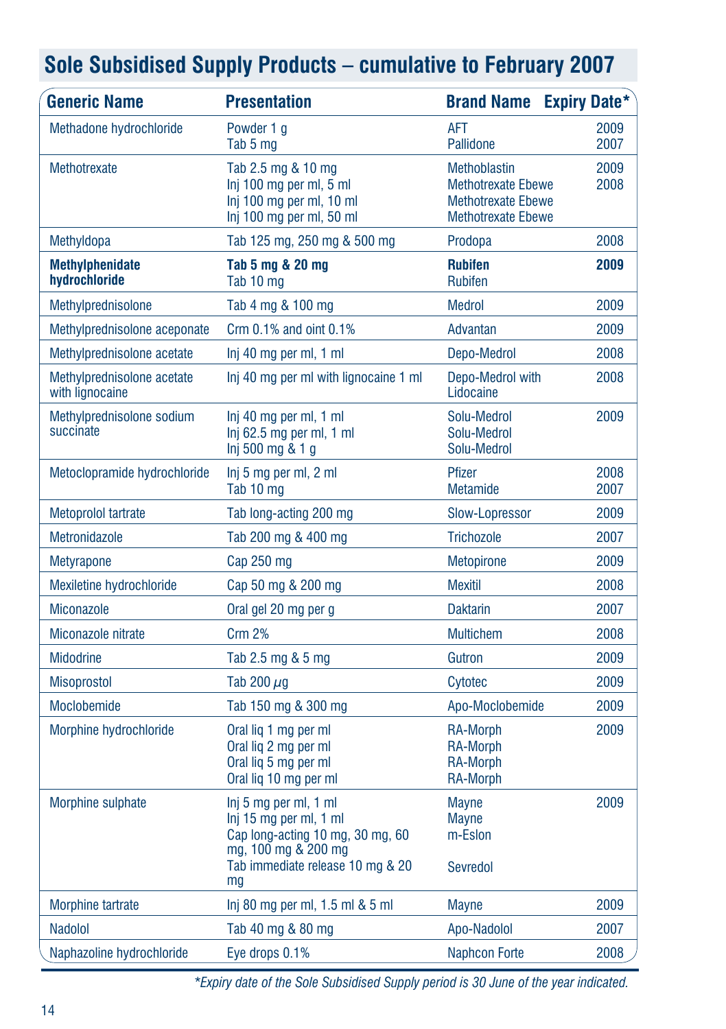# Sole Subsidised Supply Products – cumulative to February 2007

| Generic Name | Presentation | Brand Name | Expiry Date* |
|---|---|---|---|
| Methadone hydrochloride | Powder 1 g<br>Tab 5 mg | AFT<br>Pallidone | 2009<br>2007 |
| Methotrexate | Tab 2.5 mg & 10 mg<br>Inj 100 mg per ml, 5 ml<br>Inj 100 mg per ml, 10 ml<br>Inj 100 mg per ml, 50 ml | Methoblastin<br>Methotrexate Ebewe<br>Methotrexate Ebewe<br>Methotrexate Ebewe | 2009<br>2008 |
| Methyldopa | Tab 125 mg, 250 mg & 500 mg | Prodopa | 2008 |
| **Methylphenidate hydrochloride** | **Tab 5 mg & 20 mg**<br>Tab 10 mg | **Rubifen**<br>Rubifen | **2009** |
| Methylprednisolone | Tab 4 mg & 100 mg | Medrol | 2009 |
| Methylprednisolone aceponate | Crm 0.1% and oint 0.1% | Advantan | 2009 |
| Methylprednisolone acetate | Inj 40 mg per ml, 1 ml | Depo-Medrol | 2008 |
| Methylprednisolone acetate with lignocaine | Inj 40 mg per ml with lignocaine 1 ml | Depo-Medrol with Lidocaine | 2008 |
| Methylprednisolone sodium succinate | Inj 40 mg per ml, 1 ml<br>Inj 62.5 mg per ml, 1 ml<br>Inj 500 mg & 1 g | Solu-Medrol<br>Solu-Medrol<br>Solu-Medrol | 2009 |
| Metoclopramide hydrochloride | Inj 5 mg per ml, 2 ml<br>Tab 10 mg | Pfizer<br>Metamide | 2008<br>2007 |
| Metoprolol tartrate | Tab long-acting 200 mg | Slow-Lopressor | 2009 |
| Metronidazole | Tab 200 mg & 400 mg | Trichozole | 2007 |
| Metyrapone | Cap 250 mg | Metopirone | 2009 |
| Mexiletine hydrochloride | Cap 50 mg & 200 mg | Mexitil | 2008 |
| Miconazole | Oral gel 20 mg per g | Daktarin | 2007 |
| Miconazole nitrate | Crm 2% | Multichem | 2008 |
| Midodrine | Tab 2.5 mg & 5 mg | Gutron | 2009 |
| Misoprostol | Tab 200 µg | Cytotec | 2009 |
| Moclobemide | Tab 150 mg & 300 mg | Apo-Moclobemide | 2009 |
| Morphine hydrochloride | Oral liq 1 mg per ml<br>Oral liq 2 mg per ml<br>Oral liq 5 mg per ml<br>Oral liq 10 mg per ml | RA-Morph<br>RA-Morph<br>RA-Morph<br>RA-Morph | 2009 |
| Morphine sulphate | Inj 5 mg per ml, 1 ml<br>Inj 15 mg per ml, 1 ml<br>Cap long-acting 10 mg, 30 mg, 60 mg, 100 mg & 200 mg<br>Tab immediate release 10 mg & 20 mg | Mayne<br>Mayne<br>m-Eslon<br>Sevredol | 2009 |
| Morphine tartrate | Inj 80 mg per ml, 1.5 ml & 5 ml | Mayne | 2009 |
| Nadolol | Tab 40 mg & 80 mg | Apo-Nadolol | 2007 |
| Naphazoline hydrochloride | Eye drops 0.1% | Naphcon Forte | 2008 |

*\*Expiry date of the Sole Subsidised Supply period is 30 June of the year indicated.*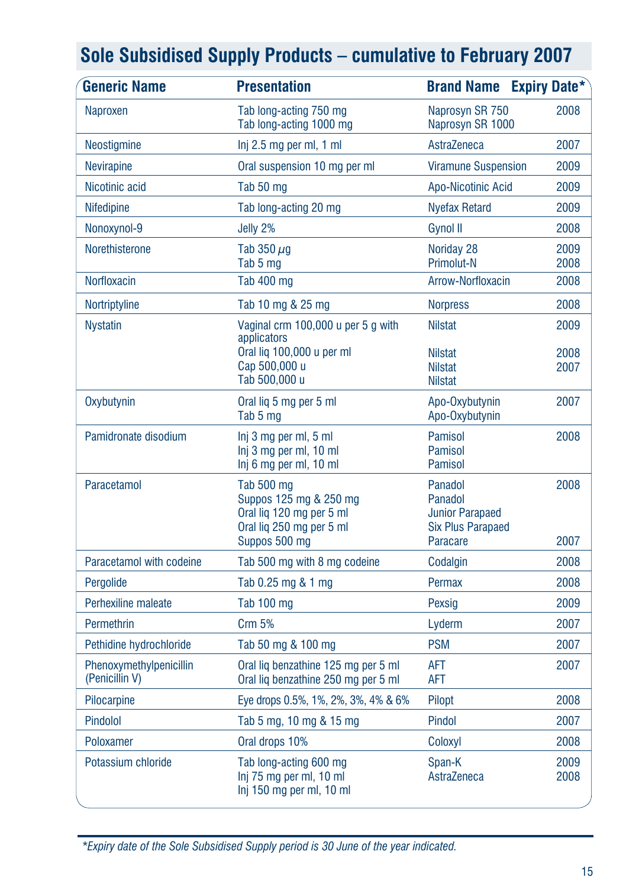# Sole Subsidised Supply Products – cumulative to February 2007

| Generic Name | Presentation | Brand Name | Expiry Date* |
|---|---|---|---|
| Naproxen | Tab long-acting 750 mg<br>Tab long-acting 1000 mg | Naprosyn SR 750<br>Naprosyn SR 1000 | 2008 |
| Neostigmine | Inj 2.5 mg per ml, 1 ml | AstraZeneca | 2007 |
| Nevirapine | Oral suspension 10 mg per ml | Viramune Suspension | 2009 |
| Nicotinic acid | Tab 50 mg | Apo-Nicotinic Acid | 2009 |
| Nifedipine | Tab long-acting 20 mg | Nyefax Retard | 2009 |
| Nonoxynol-9 | Jelly 2% | Gynol II | 2008 |
| Norethisterone | Tab 350 µg<br>Tab 5 mg | Noriday 28<br>Primolut-N | 2009<br>2008 |
| Norfloxacin | Tab 400 mg | Arrow-Norfloxacin | 2008 |
| Nortriptyline | Tab 10 mg & 25 mg | Norpress | 2008 |
| Nystatin | Vaginal crm 100,000 u per 5 g with applicators<br>Oral liq 100,000 u per ml<br>Cap 500,000 u<br>Tab 500,000 u | Nilstat<br><br>Nilstat<br>Nilstat<br>Nilstat | 2009<br><br>2008<br>2007 |
| Oxybutynin | Oral liq 5 mg per 5 ml<br>Tab 5 mg | Apo-Oxybutynin<br>Apo-Oxybutynin | 2007 |
| Pamidronate disodium | Inj 3 mg per ml, 5 ml<br>Inj 3 mg per ml, 10 ml<br>Inj 6 mg per ml, 10 ml | Pamisol<br>Pamisol<br>Pamisol | 2008 |
| Paracetamol | Tab 500 mg<br>Suppos 125 mg & 250 mg<br>Oral liq 120 mg per 5 ml<br>Oral liq 250 mg per 5 ml<br>Suppos 500 mg | Panadol<br>Panadol<br>Junior Parapaed<br>Six Plus Parapaed<br>Paracare | 2008<br><br><br><br>2007 |
| Paracetamol with codeine | Tab 500 mg with 8 mg codeine | Codalgin | 2008 |
| Pergolide | Tab 0.25 mg & 1 mg | Permax | 2008 |
| Perhexiline maleate | Tab 100 mg | Pexsig | 2009 |
| Permethrin | Crm 5% | Lyderm | 2007 |
| Pethidine hydrochloride | Tab 50 mg & 100 mg | PSM | 2007 |
| Phenoxymethylpenicillin (Penicillin V) | Oral liq benzathine 125 mg per 5 ml<br>Oral liq benzathine 250 mg per 5 ml | AFT<br>AFT | 2007 |
| Pilocarpine | Eye drops 0.5%, 1%, 2%, 3%, 4% & 6% | Pilopt | 2008 |
| Pindolol | Tab 5 mg, 10 mg & 15 mg | Pindol | 2007 |
| Poloxamer | Oral drops 10% | Coloxyl | 2008 |
| Potassium chloride | Tab long-acting 600 mg<br>Inj 75 mg per ml, 10 ml<br>Inj 150 mg per ml, 10 ml | Span-K<br>AstraZeneca | 2009<br>2008 |

*\*Expiry date of the Sole Subsidised Supply period is 30 June of the year indicated.*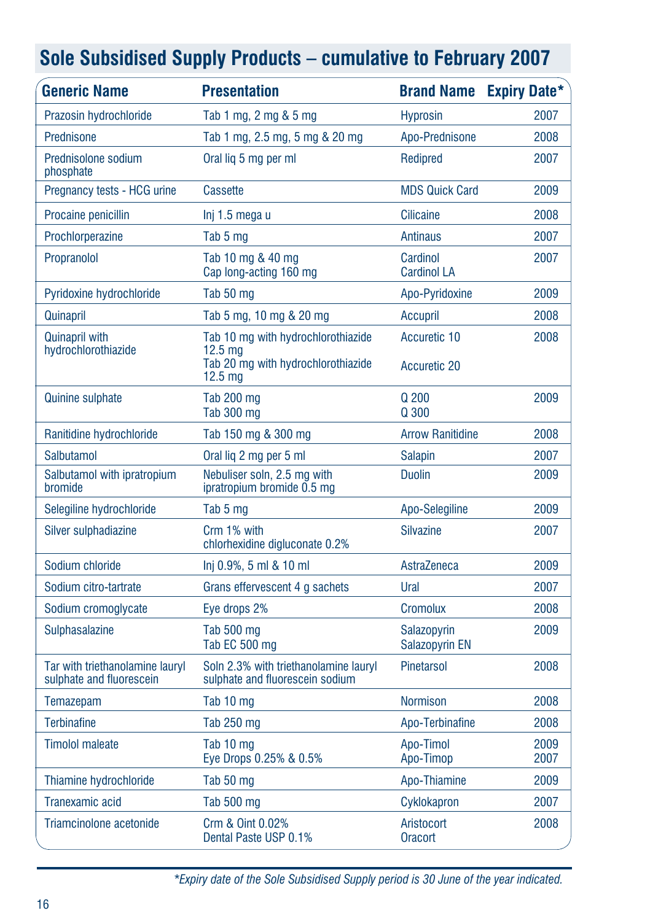## Sole Subsidised Supply Products – cumulative to February 2007

| Generic Name | Presentation | Brand Name | Expiry Date* |
|---|---|---|---|
| Prazosin hydrochloride | Tab 1 mg, 2 mg & 5 mg | Hyprosin | 2007 |
| Prednisone | Tab 1 mg, 2.5 mg, 5 mg & 20 mg | Apo-Prednisone | 2008 |
| Prednisolone sodium phosphate | Oral liq 5 mg per ml | Redipred | 2007 |
| Pregnancy tests - HCG urine | Cassette | MDS Quick Card | 2009 |
| Procaine penicillin | Inj 1.5 mega u | Cilicaine | 2008 |
| Prochlorperazine | Tab 5 mg | Antinaus | 2007 |
| Propranolol | Tab 10 mg & 40 mg<br>Cap long-acting 160 mg | Cardinol<br>Cardinol LA | 2007 |
| Pyridoxine hydrochloride | Tab 50 mg | Apo-Pyridoxine | 2009 |
| Quinapril | Tab 5 mg, 10 mg & 20 mg | Accupril | 2008 |
| Quinapril with hydrochlorothiazide | Tab 10 mg with hydrochlorothiazide 12.5 mg<br>Tab 20 mg with hydrochlorothiazide 12.5 mg | Accuretic 10<br>Accuretic 20 | 2008 |
| Quinine sulphate | Tab 200 mg<br>Tab 300 mg | Q 200<br>Q 300 | 2009 |
| Ranitidine hydrochloride | Tab 150 mg & 300 mg | Arrow Ranitidine | 2008 |
| Salbutamol | Oral liq 2 mg per 5 ml | Salapin | 2007 |
| Salbutamol with ipratropium bromide | Nebuliser soln, 2.5 mg with ipratropium bromide 0.5 mg | Duolin | 2009 |
| Selegiline hydrochloride | Tab 5 mg | Apo-Selegiline | 2009 |
| Silver sulphadiazine | Crm 1% with chlorhexidine digluconate 0.2% | Silvazine | 2007 |
| Sodium chloride | Inj 0.9%, 5 ml & 10 ml | AstraZeneca | 2009 |
| Sodium citro-tartrate | Grans effervescent 4 g sachets | Ural | 2007 |
| Sodium cromoglycate | Eye drops 2% | Cromolux | 2008 |
| Sulphasalazine | Tab 500 mg<br>Tab EC 500 mg | Salazopyrin<br>Salazopyrin EN | 2009 |
| Tar with triethanolamine lauryl sulphate and fluorescein | Soln 2.3% with triethanolamine lauryl sulphate and fluorescein sodium | Pinetarsol | 2008 |
| Temazepam | Tab 10 mg | Normison | 2008 |
| Terbinafine | Tab 250 mg | Apo-Terbinafine | 2008 |
| Timolol maleate | Tab 10 mg<br>Eye Drops 0.25% & 0.5% | Apo-Timol<br>Apo-Timop | 2009<br>2007 |
| Thiamine hydrochloride | Tab 50 mg | Apo-Thiamine | 2009 |
| Tranexamic acid | Tab 500 mg | Cyklokapron | 2007 |
| Triamcinolone acetonide | Crm & Oint 0.02%<br>Dental Paste USP 0.1% | Aristocort<br>Oracort | 2008 |

*\*Expiry date of the Sole Subsidised Supply period is 30 June of the year indicated.*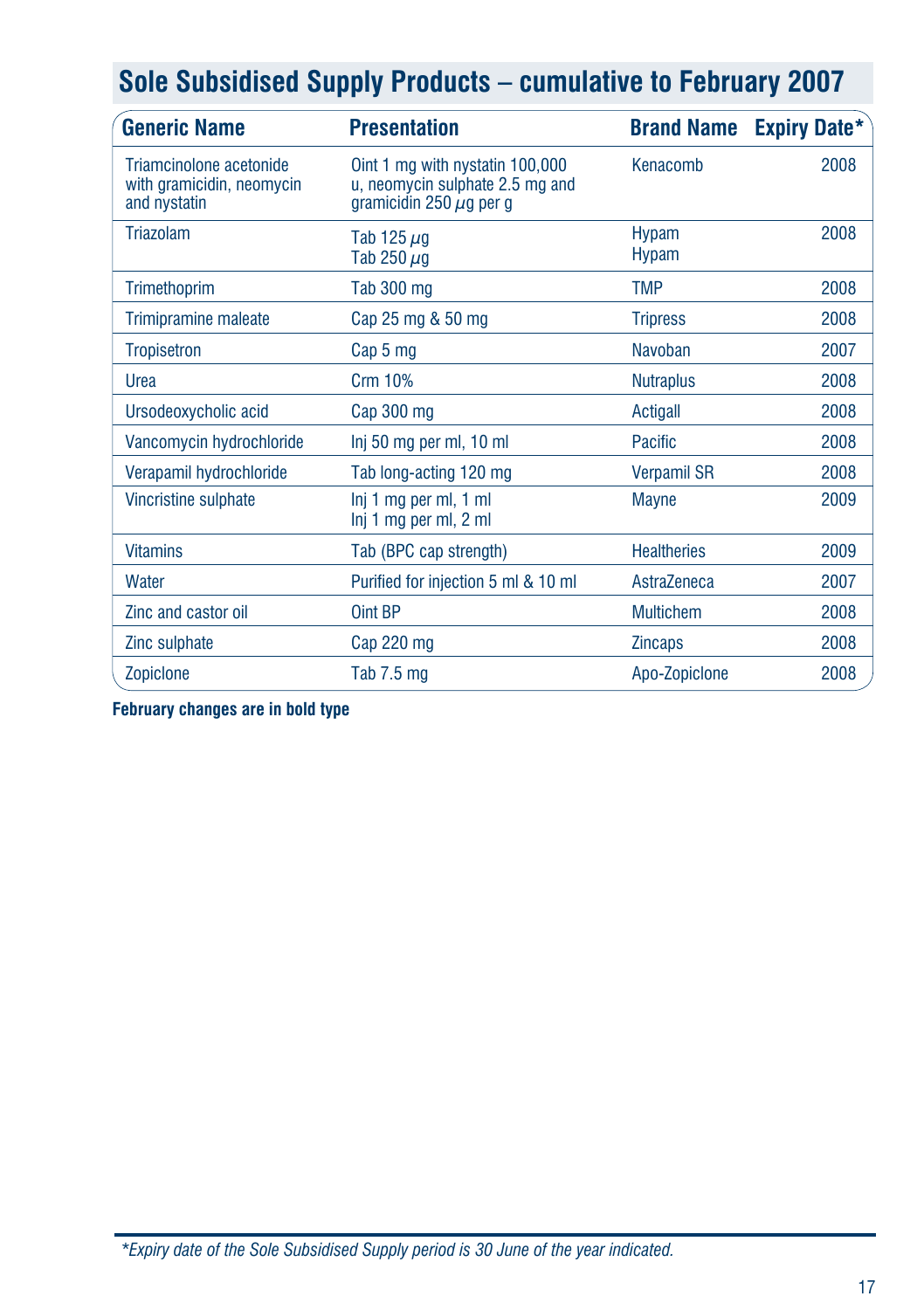## Sole Subsidised Supply Products – cumulative to February 2007

| Generic Name | Presentation | Brand Name | Expiry Date* |
|---|---|---|---|
| Triamcinolone acetonide with gramicidin, neomycin and nystatin | Oint 1 mg with nystatin 100,000 u, neomycin sulphate 2.5 mg and gramicidin 250 µg per g | Kenacomb | 2008 |
| Triazolam | Tab 125 µg<br>Tab 250 µg | Hypam<br>Hypam | 2008 |
| Trimethoprim | Tab 300 mg | TMP | 2008 |
| Trimipramine maleate | Cap 25 mg & 50 mg | Tripress | 2008 |
| Tropisetron | Cap 5 mg | Navoban | 2007 |
| Urea | Crm 10% | Nutraplus | 2008 |
| Ursodeoxycholic acid | Cap 300 mg | Actigall | 2008 |
| Vancomycin hydrochloride | Inj 50 mg per ml, 10 ml | Pacific | 2008 |
| Verapamil hydrochloride | Tab long-acting 120 mg | Verpamil SR | 2008 |
| Vincristine sulphate | Inj 1 mg per ml, 1 ml<br>Inj 1 mg per ml, 2 ml | Mayne | 2009 |
| Vitamins | Tab (BPC cap strength) | Healtheries | 2009 |
| Water | Purified for injection 5 ml & 10 ml | AstraZeneca | 2007 |
| Zinc and castor oil | Oint BP | Multichem | 2008 |
| Zinc sulphate | Cap 220 mg | Zincaps | 2008 |
| Zopiclone | Tab 7.5 mg | Apo-Zopiclone | 2008 |

**February changes are in bold type**

*\*Expiry date of the Sole Subsidised Supply period is 30 June of the year indicated.*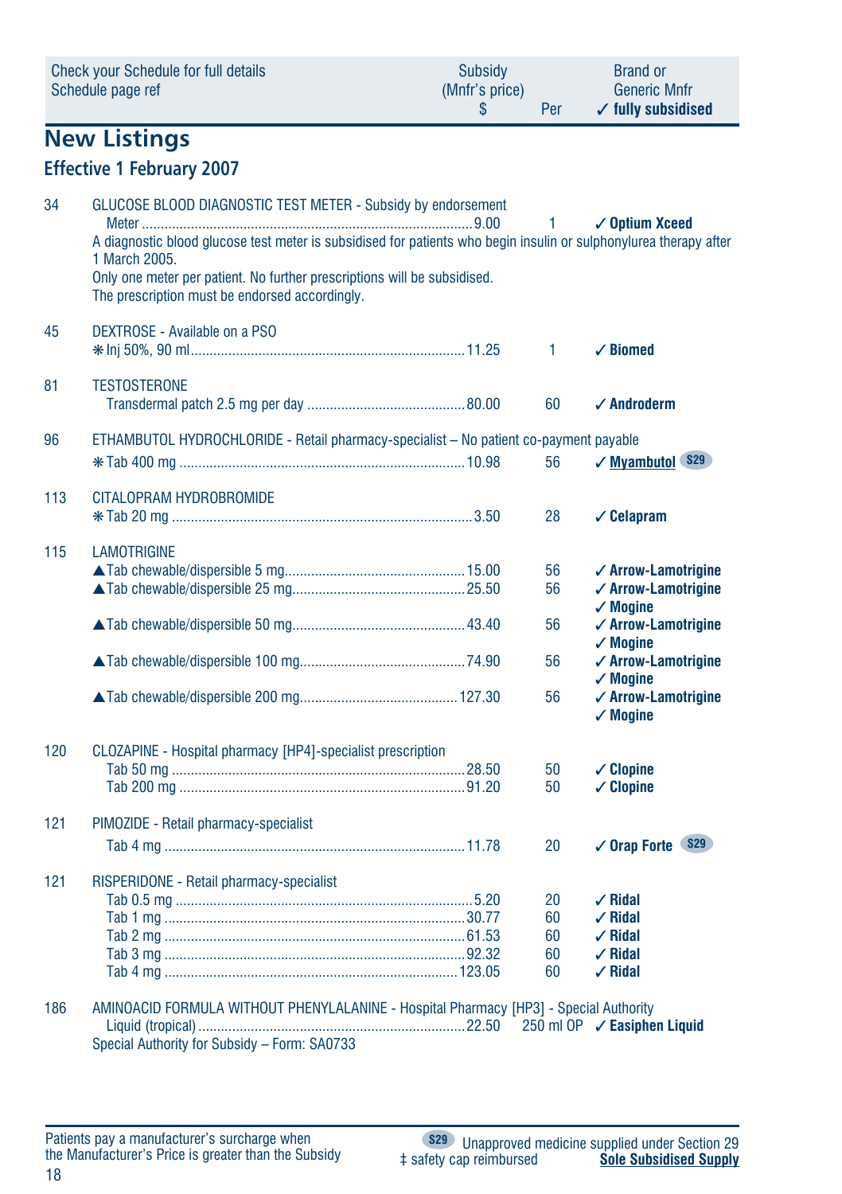| Check your Schedule for full details Schedule page ref | | Subsidy (Mnfr's price) $ | Per | Brand or Generic Mnfr ✓ fully subsidised |
|---|---|---|---|---|

## New Listings

### Effective 1 February 2007

| Page | Item | Subsidy $ | Per | Brand |
|---|---|---|---|---|
| 34 | GLUCOSE BLOOD DIAGNOSTIC TEST METER - Subsidy by endorsement | | | |
| | Meter | 9.00 | 1 | ✓ **Optium Xceed** |
| | A diagnostic blood glucose test meter is subsidised for patients who begin insulin or sulphonylurea therapy after 1 March 2005. Only one meter per patient. No further prescriptions will be subsidised. The prescription must be endorsed accordingly. | | | |
| 45 | DEXTROSE - Available on a PSO | | | |
| | ❋ Inj 50%, 90 ml | 11.25 | 1 | ✓ **Biomed** |
| 81 | TESTOSTERONE | | | |
| | Transdermal patch 2.5 mg per day | 80.00 | 60 | ✓ **Androderm** |
| 96 | ETHAMBUTOL HYDROCHLORIDE - Retail pharmacy-specialist – No patient co-payment payable | | | |
| | ❋ Tab 400 mg | 10.98 | 56 | ✓ **Myambutol** S29 |
| 113 | CITALOPRAM HYDROBROMIDE | | | |
| | ❋ Tab 20 mg | 3.50 | 28 | ✓ **Celapram** |
| 115 | LAMOTRIGINE | | | |
| | ▲Tab chewable/dispersible 5 mg | 15.00 | 56 | ✓ **Arrow-Lamotrigine** |
| | ▲Tab chewable/dispersible 25 mg | 25.50 | 56 | ✓ **Arrow-Lamotrigine** ✓ **Mogine** |
| | ▲Tab chewable/dispersible 50 mg | 43.40 | 56 | ✓ **Arrow-Lamotrigine** ✓ **Mogine** |
| | ▲Tab chewable/dispersible 100 mg | 74.90 | 56 | ✓ **Arrow-Lamotrigine** ✓ **Mogine** |
| | ▲Tab chewable/dispersible 200 mg | 127.30 | 56 | ✓ **Arrow-Lamotrigine** ✓ **Mogine** |
| 120 | CLOZAPINE - Hospital pharmacy [HP4]-specialist prescription | | | |
| | Tab 50 mg | 28.50 | 50 | ✓ **Clopine** |
| | Tab 200 mg | 91.20 | 50 | ✓ **Clopine** |
| 121 | PIMOZIDE - Retail pharmacy-specialist | | | |
| | Tab 4 mg | 11.78 | 20 | ✓ **Orap Forte** S29 |
| 121 | RISPERIDONE - Retail pharmacy-specialist | | | |
| | Tab 0.5 mg | 5.20 | 20 | ✓ **Ridal** |
| | Tab 1 mg | 30.77 | 60 | ✓ **Ridal** |
| | Tab 2 mg | 61.53 | 60 | ✓ **Ridal** |
| | Tab 3 mg | 92.32 | 60 | ✓ **Ridal** |
| | Tab 4 mg | 123.05 | 60 | ✓ **Ridal** |
| 186 | AMINOACID FORMULA WITHOUT PHENYLALANINE - Hospital Pharmacy [HP3] - Special Authority | | | |
| | Liquid (tropical) | 22.50 | 250 ml OP | ✓ **Easiphen Liquid** |
| | Special Authority for Subsidy – Form: SA0733 | | | |

Patients pay a manufacturer's surcharge when the Manufacturer's Price is greater than the Subsidy

S29 Unapproved medicine supplied under Section 29

‡ safety cap reimbursed

Sole Subsidised Supply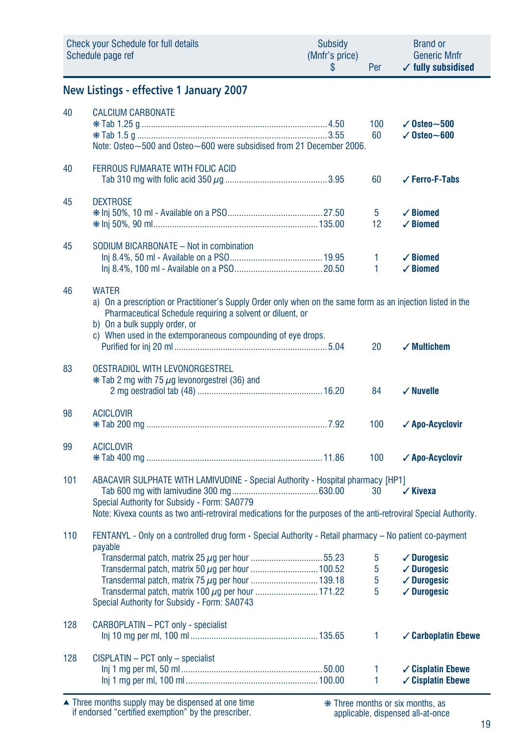| Check your Schedule for full details<br>Schedule page ref | | Subsidy<br>(Mnfr's price)<br>$ | Per | Brand or<br>Generic Mnfr<br>✓ **fully subsidised** |
|---|---|---|---|---|

## New Listings - effective 1 January 2007

| Page | Item | Subsidy $ | Per | Brand |
|---|---|---|---|---|
| 40 | CALCIUM CARBONATE | | | |
| | ❋ Tab 1.25 g | 4.50 | 100 | ✓ **Osteo~500** |
| | ❋ Tab 1.5 g | 3.55 | 60 | ✓ **Osteo~600** |
| | Note: Osteo~500 and Osteo~600 were subsidised from 21 December 2006. | | | |
| 40 | FERROUS FUMARATE WITH FOLIC ACID | | | |
| | Tab 310 mg with folic acid 350 μg | 3.95 | 60 | ✓ **Ferro-F-Tabs** |
| 45 | DEXTROSE | | | |
| | ❋ Inj 50%, 10 ml - Available on a PSO | 27.50 | 5 | ✓ **Biomed** |
| | ❋ Inj 50%, 90 ml | 135.00 | 12 | ✓ **Biomed** |
| 45 | SODIUM BICARBONATE – Not in combination | | | |
| | Inj 8.4%, 50 ml - Available on a PSO | 19.95 | 1 | ✓ **Biomed** |
| | Inj 8.4%, 100 ml - Available on a PSO | 20.50 | 1 | ✓ **Biomed** |
| 46 | WATER<br>a) On a prescription or Practitioner's Supply Order only when on the same form as an injection listed in the Pharmaceutical Schedule requiring a solvent or diluent, or<br>b) On a bulk supply order, or<br>c) When used in the extemporaneous compounding of eye drops. | | | |
| | Purified for inj 20 ml | 5.04 | 20 | ✓ **Multichem** |
| 83 | OESTRADIOL WITH LEVONORGESTREL | | | |
| | ❋ Tab 2 mg with 75 μg levonorgestrel (36) and 2 mg oestradiol tab (48) | 16.20 | 84 | ✓ **Nuvelle** |
| 98 | ACICLOVIR | | | |
| | ❋ Tab 200 mg | 7.92 | 100 | ✓ **Apo-Acyclovir** |
| 99 | ACICLOVIR | | | |
| | ❋ Tab 400 mg | 11.86 | 100 | ✓ **Apo-Acyclovir** |
| 101 | ABACAVIR SULPHATE WITH LAMIVUDINE - Special Authority - Hospital pharmacy [HP1] | | | |
| | Tab 600 mg with lamivudine 300 mg | 630.00 | 30 | ✓ **Kivexa** |
| | Special Authority for Subsidy - Form: SA0779<br>Note: Kivexa counts as two anti-retroviral medications for the purposes of the anti-retroviral Special Authority. | | | |
| 110 | FENTANYL - Only on a controlled drug form - Special Authority - Retail pharmacy – No patient co-payment payable | | | |
| | Transdermal patch, matrix 25 μg per hour | 55.23 | 5 | ✓ **Durogesic** |
| | Transdermal patch, matrix 50 μg per hour | 100.52 | 5 | ✓ **Durogesic** |
| | Transdermal patch, matrix 75 μg per hour | 139.18 | 5 | ✓ **Durogesic** |
| | Transdermal patch, matrix 100 μg per hour | 171.22 | 5 | ✓ **Durogesic** |
| | Special Authority for Subsidy - Form: SA0743 | | | |
| 128 | CARBOPLATIN – PCT only - specialist | | | |
| | Inj 10 mg per ml, 100 ml | 135.65 | 1 | ✓ **Carboplatin Ebewe** |
| 128 | CISPLATIN – PCT only – specialist | | | |
| | Inj 1 mg per ml, 50 ml | 50.00 | 1 | ✓ **Cisplatin Ebewe** |
| | Inj 1 mg per ml, 100 ml | 100.00 | 1 | ✓ **Cisplatin Ebewe** |

▲ Three months supply may be dispensed at one time if endorsed "certified exemption" by the prescriber.

❋ Three months or six months, as applicable, dispensed all-at-once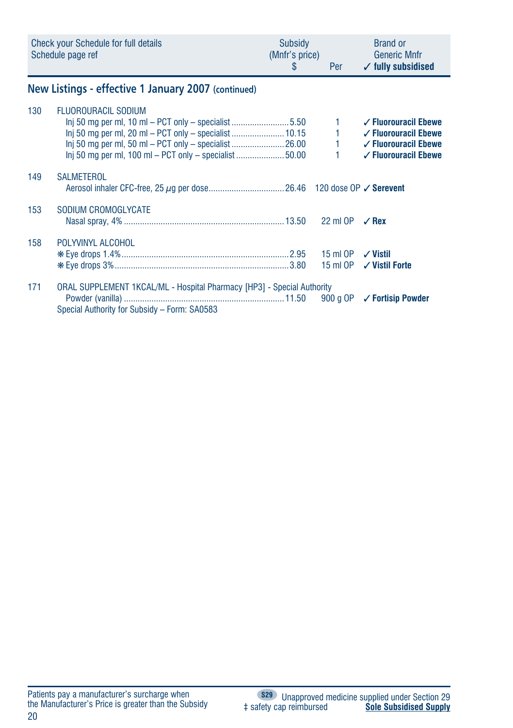| Check your Schedule for full details<br>Schedule page ref | | Subsidy<br>(Mnfr's price)<br>$ | Per | Brand or<br>Generic Mnfr<br>✓ fully subsidised |
|---|---|---|---|---|

## New Listings - effective 1 January 2007 (continued)

| Page | Item | Subsidy $ | Per | Brand or Generic Mnfr |
|---|---|---|---|---|
| 130 | FLUOROURACIL SODIUM | | | |
| | Inj 50 mg per ml, 10 ml – PCT only – specialist | 5.50 | 1 | ✓ **Fluorouracil Ebewe** |
| | Inj 50 mg per ml, 20 ml – PCT only – specialist | 10.15 | 1 | ✓ **Fluorouracil Ebewe** |
| | Inj 50 mg per ml, 50 ml – PCT only – specialist | 26.00 | 1 | ✓ **Fluorouracil Ebewe** |
| | Inj 50 mg per ml, 100 ml – PCT only – specialist | 50.00 | 1 | ✓ **Fluorouracil Ebewe** |
| 149 | SALMETEROL | | | |
| | Aerosol inhaler CFC-free, 25 µg per dose | 26.46 | 120 dose OP | ✓ **Serevent** |
| 153 | SODIUM CROMOGLYCATE | | | |
| | Nasal spray, 4% | 13.50 | 22 ml OP | ✓ **Rex** |
| 158 | POLYVINYL ALCOHOL | | | |
| | ❋ Eye drops 1.4% | 2.95 | 15 ml OP | ✓ **Vistil** |
| | ❋ Eye drops 3% | 3.80 | 15 ml OP | ✓ **Vistil Forte** |
| 171 | ORAL SUPPLEMENT 1KCAL/ML - Hospital Pharmacy [HP3] - Special Authority | | | |
| | Powder (vanilla) | 11.50 | 900 g OP | ✓ **Fortisip Powder** |
| | Special Authority for Subsidy – Form: SA0583 | | | |

Patients pay a manufacturer's surcharge when the Manufacturer's Price is greater than the Subsidy

S29 Unapproved medicine supplied under Section 29

‡ safety cap reimbursed

**Sole Subsidised Supply**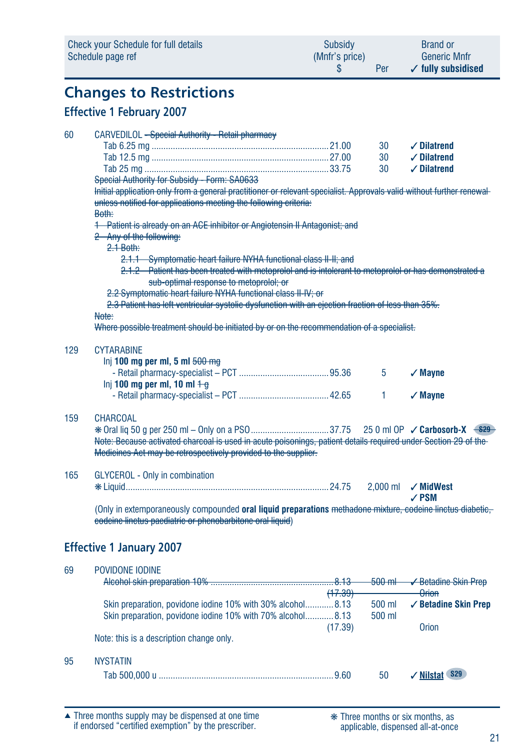| Check your Schedule for full details Schedule page ref | | Subsidy (Mnfr's price) $ | Per | Brand or Generic Mnfr ✓ fully subsidised |
|---|---|---|---|---|

## Changes to Restrictions

### Effective 1 February 2007

60 CARVEDILOL ~~– Special Authority – Retail pharmacy~~

| | | | |
|---|---|---|---|
| Tab 6.25 mg | 21.00 | 30 | ✓ **Dilatrend** |
| Tab 12.5 mg | 27.00 | 30 | ✓ **Dilatrend** |
| Tab 25 mg | 33.75 | 30 | ✓ **Dilatrend** |

~~Special Authority for Subsidy – Form: SA0633~~
~~Initial application only from a general practitioner or relevant specialist. Approvals valid without further renewal unless notified for applications meeting the following criteria:~~
~~Both:~~
~~1 Patient is already on an ACE inhibitor or Angiotensin II Antagonist; and~~
~~2 Any of the following:~~
~~2.1 Both:~~
~~2.1.1 Symptomatic heart failure NYHA functional class II-II; and~~
~~2.1.2 Patient has been treated with metoprolol and is intolerant to metoprolol or has demonstrated a sub-optimal response to metoprolol; or~~
~~2.2 Symptomatic heart failure NYHA functional class II-IV; or~~
~~2.3 Patient has left ventricular systolic dysfunction with an ejection fraction of less than 35%.~~
~~Note:~~
~~Where possible treatment should be initiated by or on the recommendation of a specialist.~~

129 CYTARABINE

| | | | |
|---|---|---|---|
| Inj **100 mg per ml, 5 ml** ~~500 mg~~ - Retail pharmacy-specialist – PCT | 95.36 | 5 | ✓ **Mayne** |
| Inj **100 mg per ml, 10 ml** ~~1 g~~ - Retail pharmacy-specialist – PCT | 42.65 | 1 | ✓ **Mayne** |

159 CHARCOAL

| | | | |
|---|---|---|---|
| ❋ Oral liq 50 g per 250 ml – Only on a PSO | 37.75 | 250 ml OP | ✓ **Carbosorb-X** ~~S29~~ |

~~Note: Because activated charcoal is used in acute poisonings, patient details required under Section 29 of the Medicines Act may be retrospectively provided to the supplier.~~

165 GLYCEROL - Only in combination

| | | | |
|---|---|---|---|
| ❋ Liquid | 24.75 | 2,000 ml | ✓ **MidWest** ✓ **PSM** |

(Only in extemporaneously compounded **oral liquid preparations** ~~methadone mixture, codeine linctus diabetic, codeine linctus paediatric or phenobarbitone oral liquid~~)

### Effective 1 January 2007

69 POVIDONE IODINE

| | | | |
|---|---|---|---|
| ~~Alcohol skin preparation 10%~~ | ~~8.13~~ ~~(17.39)~~ | ~~500 ml~~ | ~~✓ Betadine Skin Prep~~ ~~Orion~~ |
| Skin preparation, povidone iodine 10% with 30% alcohol | 8.13 | 500 ml | ✓ **Betadine Skin Prep** |
| Skin preparation, povidone iodine 10% with 70% alcohol | 8.13 (17.39) | 500 ml | Orion |

Note: this is a description change only.

95 NYSTATIN

| | | | |
|---|---|---|---|
| Tab 500,000 u | 9.60 | 50 | ✓ **Nilstat** S29 |

▲ Three months supply may be dispensed at one time if endorsed "certified exemption" by the prescriber.

❋ Three months or six months, as applicable, dispensed all-at-once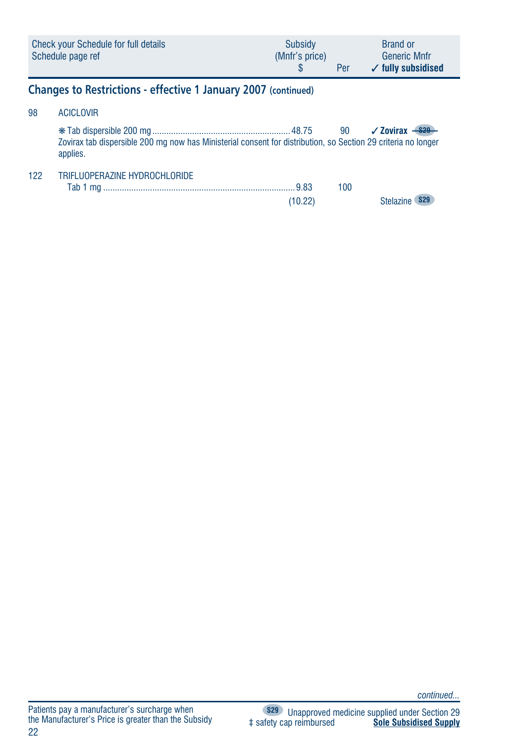| Check your Schedule for full details Schedule page ref | Subsidy (Mnfr's price) $ | Per | Brand or Generic Mnfr ✓ fully subsidised |
|---|---|---|---|

## Changes to Restrictions - effective 1 January 2007 (continued)

98 ACICLOVIR

| | | | |
|---|---|---|---|
| ❋ Tab dispersible 200 mg | 48.75 | 90 | ✓ **Zovirax** ~~S29~~ |

Zovirax tab dispersible 200 mg now has Ministerial consent for distribution, so Section 29 criteria no longer applies.

122 TRIFLUOPERAZINE HYDROCHLORIDE

| | | | |
|---|---|---|---|
| Tab 1 mg | 9.83 (10.22) | 100 | Stelazine S29 |

*continued...*

Patients pay a manufacturer's surcharge when the Manufacturer's Price is greater than the Subsidy

S29 Unapproved medicine supplied under Section 29
‡ safety cap reimbursed
**Sole Subsidised Supply**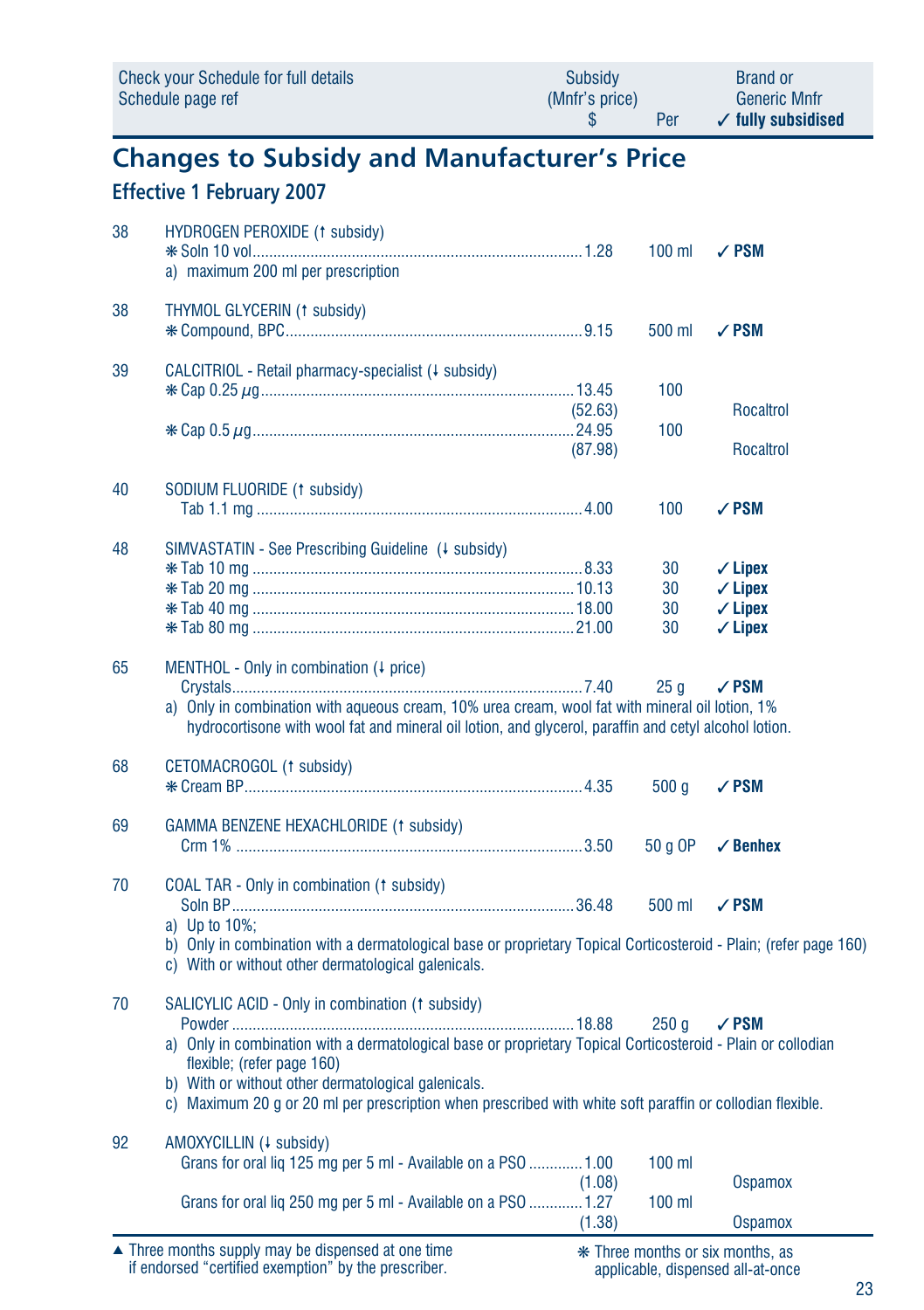| Check your Schedule for full details Schedule page ref | | Subsidy (Mnfr's price) $ | Per | Brand or Generic Mnfr ✓ fully subsidised |
|---|---|---|---|---|

## Changes to Subsidy and Manufacturer's Price

### Effective 1 February 2007

| Page | Item | Subsidy (Mnfr's price) $ | Per | Brand or Generic Mnfr |
|---|---|---|---|---|
| 38 | **HYDROGEN PEROXIDE** (↑ subsidy) | | | |
| | ❋ Soln 10 vol | 1.28 | 100 ml | ✓ **PSM** |
| | a) maximum 200 ml per prescription | | | |
| 38 | **THYMOL GLYCERIN** (↑ subsidy) | | | |
| | ❋ Compound, BPC | 9.15 | 500 ml | ✓ **PSM** |
| 39 | **CALCITRIOL** - Retail pharmacy-specialist (↓ subsidy) | | | |
| | ❋ Cap 0.25 µg | 13.45 (52.63) | 100 | Rocaltrol |
| | ❋ Cap 0.5 µg | 24.95 (87.98) | 100 | Rocaltrol |
| 40 | **SODIUM FLUORIDE** (↑ subsidy) | | | |
| | Tab 1.1 mg | 4.00 | 100 | ✓ **PSM** |
| 48 | **SIMVASTATIN** - See Prescribing Guideline (↓ subsidy) | | | |
| | ❋ Tab 10 mg | 8.33 | 30 | ✓ **Lipex** |
| | ❋ Tab 20 mg | 10.13 | 30 | ✓ **Lipex** |
| | ❋ Tab 40 mg | 18.00 | 30 | ✓ **Lipex** |
| | ❋ Tab 80 mg | 21.00 | 30 | ✓ **Lipex** |
| 65 | **MENTHOL** - Only in combination (↓ price) | | | |
| | Crystals | 7.40 | 25 g | ✓ **PSM** |
| | a) Only in combination with aqueous cream, 10% urea cream, wool fat with mineral oil lotion, 1% hydrocortisone with wool fat and mineral oil lotion, and glycerol, paraffin and cetyl alcohol lotion. | | | |
| 68 | **CETOMACROGOL** (↑ subsidy) | | | |
| | ❋ Cream BP | 4.35 | 500 g | ✓ **PSM** |
| 69 | **GAMMA BENZENE HEXACHLORIDE** (↑ subsidy) | | | |
| | Crm 1% | 3.50 | 50 g OP | ✓ **Benhex** |
| 70 | **COAL TAR** - Only in combination (↑ subsidy) | | | |
| | Soln BP | 36.48 | 500 ml | ✓ **PSM** |
| | a) Up to 10%; b) Only in combination with a dermatological base or proprietary Topical Corticosteroid - Plain; (refer page 160) c) With or without other dermatological galenicals. | | | |
| 70 | **SALICYLIC ACID** - Only in combination (↑ subsidy) | | | |
| | Powder | 18.88 | 250 g | ✓ **PSM** |
| | a) Only in combination with a dermatological base or proprietary Topical Corticosteroid - Plain or collodian flexible; (refer page 160) b) With or without other dermatological galenicals. c) Maximum 20 g or 20 ml per prescription when prescribed with white soft paraffin or collodian flexible. | | | |
| 92 | **AMOXYCILLIN** (↓ subsidy) | | | |
| | Grans for oral liq 125 mg per 5 ml - Available on a PSO | 1.00 (1.08) | 100 ml | Ospamox |
| | Grans for oral liq 250 mg per 5 ml - Available on a PSO | 1.27 (1.38) | 100 ml | Ospamox |

▲ Three months supply may be dispensed at one time if endorsed "certified exemption" by the prescriber.

❋ Three months or six months, as applicable, dispensed all-at-once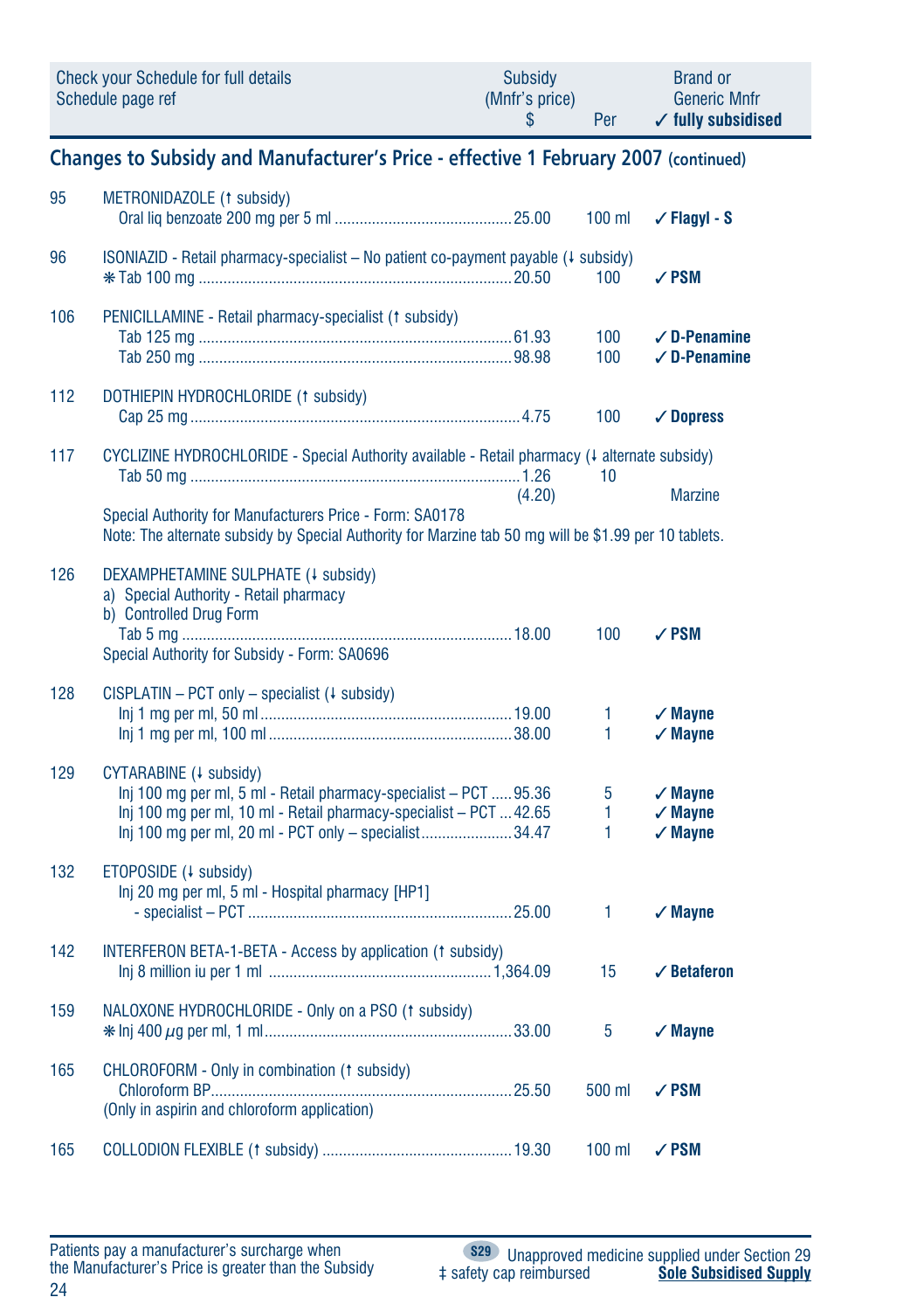| Check your Schedule for full details Schedule page ref | | Subsidy (Mnfr's price) $ | Per | Brand or Generic Mnfr ✓ fully subsidised |
|---|---|---|---|---|

## Changes to Subsidy and Manufacturer's Price - effective 1 February 2007 (continued)

| | | | | |
|---|---|---|---|---|
| 95 | METRONIDAZOLE (↑ subsidy) | | | |
| | Oral liq benzoate 200 mg per 5 ml | 25.00 | 100 ml | ✓ **Flagyl - S** |
| 96 | ISONIAZID - Retail pharmacy-specialist – No patient co-payment payable (↓ subsidy) | | | |
| | ❋ Tab 100 mg | 20.50 | 100 | ✓ **PSM** |
| 106 | PENICILLAMINE - Retail pharmacy-specialist (↑ subsidy) | | | |
| | Tab 125 mg | 61.93 | 100 | ✓ **D-Penamine** |
| | Tab 250 mg | 98.98 | 100 | ✓ **D-Penamine** |
| 112 | DOTHIEPIN HYDROCHLORIDE (↑ subsidy) | | | |
| | Cap 25 mg | 4.75 | 100 | ✓ **Dopress** |
| 117 | CYCLIZINE HYDROCHLORIDE - Special Authority available - Retail pharmacy (↓ alternate subsidy) | | | |
| | Tab 50 mg | 1.26 (4.20) | 10 | Marzine |
| | Special Authority for Manufacturers Price - Form: SA0178 | | | |
| | Note: The alternate subsidy by Special Authority for Marzine tab 50 mg will be $1.99 per 10 tablets. | | | |
| 126 | DEXAMPHETAMINE SULPHATE (↓ subsidy) | | | |
| | a) Special Authority - Retail pharmacy | | | |
| | b) Controlled Drug Form | | | |
| | Tab 5 mg | 18.00 | 100 | ✓ **PSM** |
| | Special Authority for Subsidy - Form: SA0696 | | | |
| 128 | CISPLATIN – PCT only – specialist (↓ subsidy) | | | |
| | Inj 1 mg per ml, 50 ml | 19.00 | 1 | ✓ **Mayne** |
| | Inj 1 mg per ml, 100 ml | 38.00 | 1 | ✓ **Mayne** |
| 129 | CYTARABINE (↓ subsidy) | | | |
| | Inj 100 mg per ml, 5 ml - Retail pharmacy-specialist – PCT | 95.36 | 5 | ✓ **Mayne** |
| | Inj 100 mg per ml, 10 ml - Retail pharmacy-specialist – PCT | 42.65 | 1 | ✓ **Mayne** |
| | Inj 100 mg per ml, 20 ml - PCT only – specialist | 34.47 | 1 | ✓ **Mayne** |
| 132 | ETOPOSIDE (↓ subsidy) | | | |
| | Inj 20 mg per ml, 5 ml - Hospital pharmacy [HP1] - specialist – PCT | 25.00 | 1 | ✓ **Mayne** |
| 142 | INTERFERON BETA-1-BETA - Access by application (↑ subsidy) | | | |
| | Inj 8 million iu per 1 ml | 1,364.09 | 15 | ✓ **Betaferon** |
| 159 | NALOXONE HYDROCHLORIDE - Only on a PSO (↑ subsidy) | | | |
| | ❋ Inj 400 µg per ml, 1 ml | 33.00 | 5 | ✓ **Mayne** |
| 165 | CHLOROFORM - Only in combination (↑ subsidy) | | | |
| | Chloroform BP | 25.50 | 500 ml | ✓ **PSM** |
| | (Only in aspirin and chloroform application) | | | |
| 165 | COLLODION FLEXIBLE (↑ subsidy) | 19.30 | 100 ml | ✓ **PSM** |

Patients pay a manufacturer's surcharge when the Manufacturer's Price is greater than the Subsidy

S29 Unapproved medicine supplied under Section 29

‡ safety cap reimbursed

Sole Subsidised Supply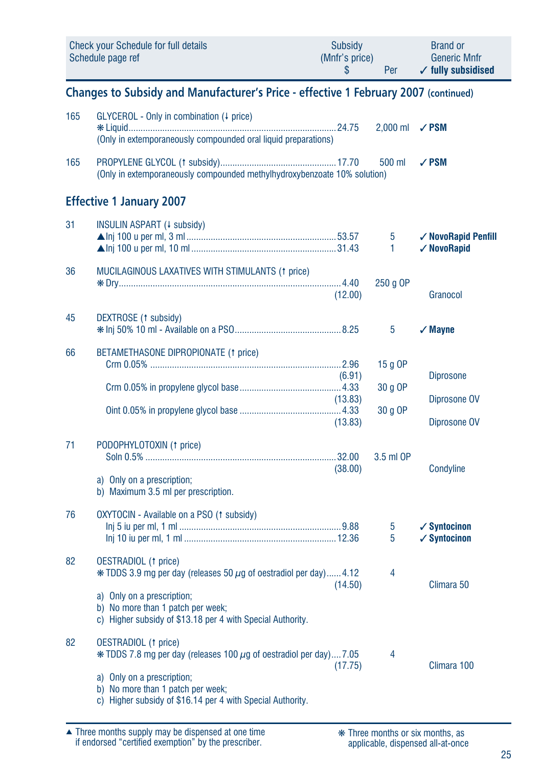| Check your Schedule for full details Schedule page ref | | Subsidy (Mnfr's price) $ | Per | Brand or Generic Mnfr ✓ fully subsidised |
|---|---|---|---|---|

## Changes to Subsidy and Manufacturer's Price - effective 1 February 2007 (continued)

| Page | Item | Subsidy (Mnfr's price) $ | Per | Brand or Generic Mnfr |
|---|---|---|---|---|
| 165 | GLYCEROL - Only in combination (↓ price) | | | |
| | ❋ Liquid | 24.75 | 2,000 ml | ✓ **PSM** |
| | (Only in extemporaneously compounded oral liquid preparations) | | | |
| 165 | PROPYLENE GLYCOL (↑ subsidy) | 17.70 | 500 ml | ✓ **PSM** |
| | (Only in extemporaneously compounded methylhydroxybenzoate 10% solution) | | | |

## Effective 1 January 2007

| Page | Item | Subsidy (Mnfr's price) $ | Per | Brand or Generic Mnfr |
|---|---|---|---|---|
| 31 | INSULIN ASPART (↓ subsidy) | | | |
| | ▲Inj 100 u per ml, 3 ml | 53.57 | 5 | ✓ **NovoRapid Penfill** |
| | ▲Inj 100 u per ml, 10 ml | 31.43 | 1 | ✓ **NovoRapid** |
| 36 | MUCILAGINOUS LAXATIVES WITH STIMULANTS (↑ price) | | | |
| | ❋ Dry | 4.40 (12.00) | 250 g OP | Granocol |
| 45 | DEXTROSE (↑ subsidy) | | | |
| | ❋ Inj 50% 10 ml - Available on a PSO | 8.25 | 5 | ✓ **Mayne** |
| 66 | BETAMETHASONE DIPROPIONATE (↑ price) | | | |
| | Crm 0.05% | 2.96 (6.91) | 15 g OP | Diprosone |
| | Crm 0.05% in propylene glycol base | 4.33 (13.83) | 30 g OP | Diprosone OV |
| | Oint 0.05% in propylene glycol base | 4.33 (13.83) | 30 g OP | Diprosone OV |
| 71 | PODOPHYLOTOXIN (↑ price) | | | |
| | Soln 0.5% | 32.00 (38.00) | 3.5 ml OP | Condyline |
| | a) Only on a prescription; b) Maximum 3.5 ml per prescription. | | | |
| 76 | OXYTOCIN - Available on a PSO (↑ subsidy) | | | |
| | Inj 5 iu per ml, 1 ml | 9.88 | 5 | ✓ **Syntocinon** |
| | Inj 10 iu per ml, 1 ml | 12.36 | 5 | ✓ **Syntocinon** |
| 82 | OESTRADIOL (↑ price) | | | |
| | ❋ TDDS 3.9 mg per day (releases 50 μg of oestradiol per day) | 4.12 (14.50) | 4 | Climara 50 |
| | a) Only on a prescription; b) No more than 1 patch per week; c) Higher subsidy of $13.18 per 4 with Special Authority. | | | |
| 82 | OESTRADIOL (↑ price) | | | |
| | ❋ TDDS 7.8 mg per day (releases 100 μg of oestradiol per day) | 7.05 (17.75) | 4 | Climara 100 |
| | a) Only on a prescription; b) No more than 1 patch per week; c) Higher subsidy of $16.14 per 4 with Special Authority. | | | |

▲ Three months supply may be dispensed at one time if endorsed "certified exemption" by the prescriber.

❋ Three months or six months, as applicable, dispensed all-at-once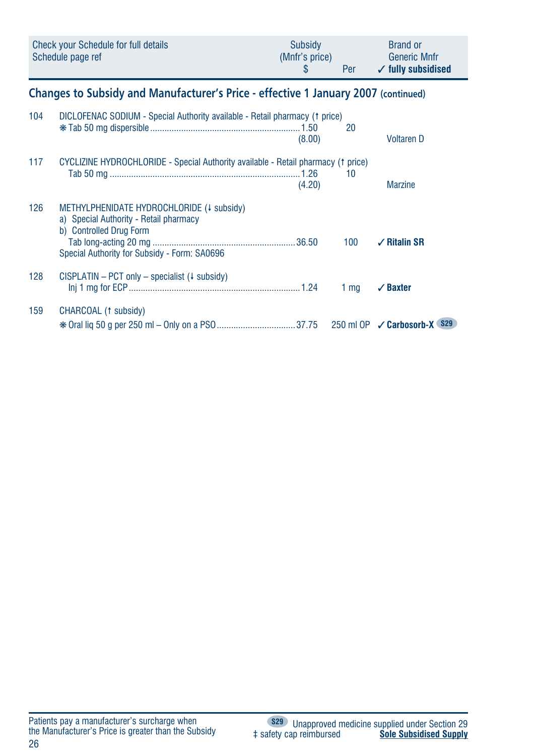| Check your Schedule for full details Schedule page ref | | Subsidy (Mnfr's price) $ | Per | Brand or Generic Mnfr ✓ fully subsidised |
|---|---|---|---|---|

## Changes to Subsidy and Manufacturer's Price - effective 1 January 2007 (continued)

| | | | | |
|---|---|---|---|---|
| 104 | DICLOFENAC SODIUM - Special Authority available - Retail pharmacy (↑ price) | | | |
| | ❋ Tab 50 mg dispersible | 1.50 (8.00) | 20 | Voltaren D |
| 117 | CYCLIZINE HYDROCHLORIDE - Special Authority available - Retail pharmacy (↑ price) | | | |
| | Tab 50 mg | 1.26 (4.20) | 10 | Marzine |
| 126 | METHYLPHENIDATE HYDROCHLORIDE (↓ subsidy) a) Special Authority - Retail pharmacy b) Controlled Drug Form | | | |
| | Tab long-acting 20 mg | 36.50 | 100 | ✓ **Ritalin SR** |
| | Special Authority for Subsidy - Form: SA0696 | | | |
| 128 | CISPLATIN – PCT only – specialist (↓ subsidy) | | | |
| | Inj 1 mg for ECP | 1.24 | 1 mg | ✓ **Baxter** |
| 159 | CHARCOAL (↑ subsidy) | | | |
| | ❋ Oral liq 50 g per 250 ml – Only on a PSO | 37.75 | 250 ml OP | ✓ **Carbosorb-X** S29 |

Patients pay a manufacturer's surcharge when the Manufacturer's Price is greater than the Subsidy

S29 Unapproved medicine supplied under Section 29
‡ safety cap reimbursed
**Sole Subsidised Supply**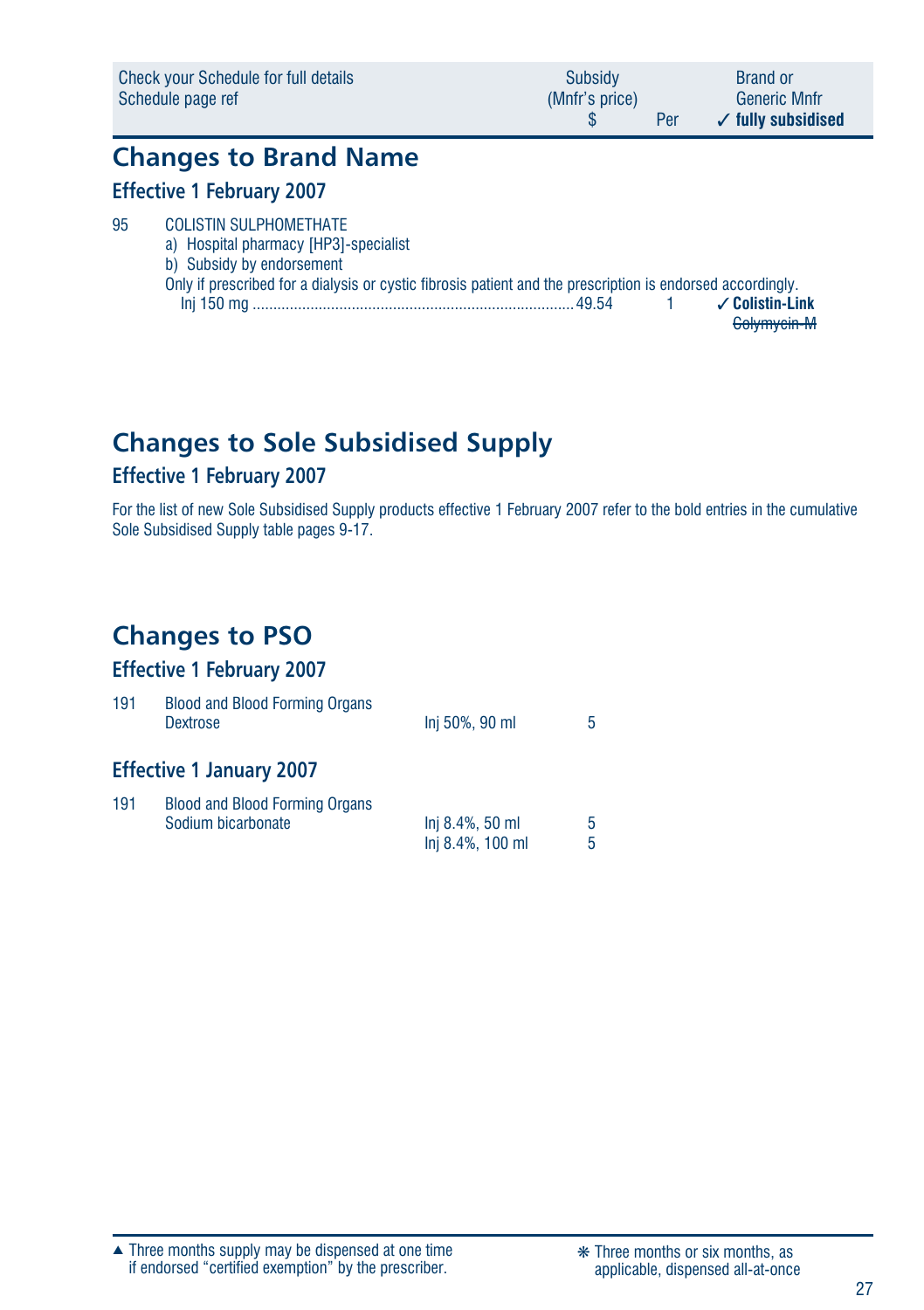| Check your Schedule for full details Schedule page ref | Subsidy (Mnfr's price) $ | Per | Brand or Generic Mnfr ✓ fully subsidised |
|---|---|---|---|

## Changes to Brand Name

### Effective 1 February 2007

95 COLISTIN SULPHOMETHATE
a) Hospital pharmacy [HP3]-specialist
b) Subsidy by endorsement
Only if prescribed for a dialysis or cystic fibrosis patient and the prescription is endorsed accordingly.

| | Subsidy $ | Per | Brand |
|---|---|---|---|
| Inj 150 mg | 49.54 | 1 | ✓ **Colistin-Link** |
| | | | ~~Colymycin M~~ |

## Changes to Sole Subsidised Supply

### Effective 1 February 2007

For the list of new Sole Subsidised Supply products effective 1 February 2007 refer to the bold entries in the cumulative Sole Subsidised Supply table pages 9-17.

## Changes to PSO

### Effective 1 February 2007

| | | | |
|---|---|---|---|
| 191 | Blood and Blood Forming Organs | | |
| | Dextrose | Inj 50%, 90 ml | 5 |

### Effective 1 January 2007

| | | | |
|---|---|---|---|
| 191 | Blood and Blood Forming Organs | | |
| | Sodium bicarbonate | Inj 8.4%, 50 ml | 5 |
| | | Inj 8.4%, 100 ml | 5 |

▲ Three months supply may be dispensed at one time if endorsed "certified exemption" by the prescriber.

❋ Three months or six months, as applicable, dispensed all-at-once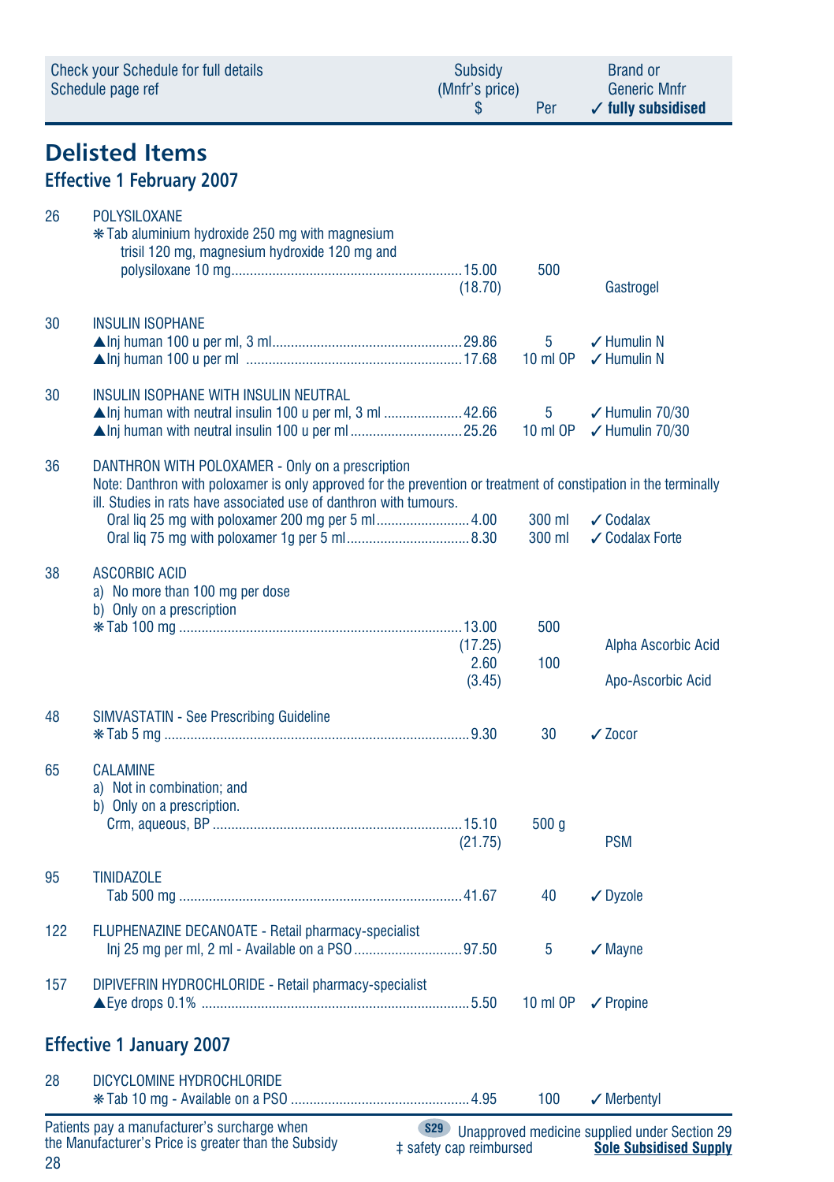| Check your Schedule for full details<br>Schedule page ref | | Subsidy<br>(Mnfr's price)<br>$ | Per | Brand or<br>Generic Mnfr<br>✓ fully subsidised |
|---|---|---|---|---|

## Delisted Items

### Effective 1 February 2007

| Page | Item | Subsidy (Mnfr's price) $ | Per | Brand or Generic Mnfr |
|---|---|---|---|---|
| 26 | **POLYSILOXANE** | | | |
| | ❋ Tab aluminium hydroxide 250 mg with magnesium trisil 120 mg, magnesium hydroxide 120 mg and polysiloxane 10 mg | 15.00<br>(18.70) | 500 | Gastrogel |
| 30 | **INSULIN ISOPHANE** | | | |
| | ▲Inj human 100 u per ml, 3 ml | 29.86 | 5 | ✓ Humulin N |
| | ▲Inj human 100 u per ml | 17.68 | 10 ml OP | ✓ Humulin N |
| 30 | **INSULIN ISOPHANE WITH INSULIN NEUTRAL** | | | |
| | ▲Inj human with neutral insulin 100 u per ml, 3 ml | 42.66 | 5 | ✓ Humulin 70/30 |
| | ▲Inj human with neutral insulin 100 u per ml | 25.26 | 10 ml OP | ✓ Humulin 70/30 |
| 36 | **DANTHRON WITH POLOXAMER** - Only on a prescription<br>Note: Danthron with poloxamer is only approved for the prevention or treatment of constipation in the terminally ill. Studies in rats have associated use of danthron with tumours. | | | |
| | Oral liq 25 mg with poloxamer 200 mg per 5 ml | 4.00 | 300 ml | ✓ Codalax |
| | Oral liq 75 mg with poloxamer 1g per 5 ml | 8.30 | 300 ml | ✓ Codalax Forte |
| 38 | **ASCORBIC ACID**<br>a) No more than 100 mg per dose<br>b) Only on a prescription | | | |
| | ❋ Tab 100 mg | 13.00<br>(17.25) | 500 | Alpha Ascorbic Acid |
| | | 2.60<br>(3.45) | 100 | Apo-Ascorbic Acid |
| 48 | **SIMVASTATIN** - See Prescribing Guideline | | | |
| | ❋ Tab 5 mg | 9.30 | 30 | ✓ Zocor |
| 65 | **CALAMINE**<br>a) Not in combination; and<br>b) Only on a prescription. | | | |
| | Crm, aqueous, BP | 15.10<br>(21.75) | 500 g | PSM |
| 95 | **TINIDAZOLE** | | | |
| | Tab 500 mg | 41.67 | 40 | ✓ Dyzole |
| 122 | **FLUPHENAZINE DECANOATE** - Retail pharmacy-specialist | | | |
| | Inj 25 mg per ml, 2 ml - Available on a PSO | 97.50 | 5 | ✓ Mayne |
| 157 | **DIPIVEFRIN HYDROCHLORIDE** - Retail pharmacy-specialist | | | |
| | ▲Eye drops 0.1% | 5.50 | 10 ml OP | ✓ Propine |

### Effective 1 January 2007

| Page | Item | Subsidy (Mnfr's price) $ | Per | Brand or Generic Mnfr |
|---|---|---|---|---|
| 28 | **DICYCLOMINE HYDROCHLORIDE** | | | |
| | ❋ Tab 10 mg - Available on a PSO | 4.95 | 100 | ✓ Merbentyl |

Patients pay a manufacturer's surcharge when the Manufacturer's Price is greater than the Subsidy

S29 Unapproved medicine supplied under Section 29

‡ safety cap reimbursed

**Sole Subsidised Supply**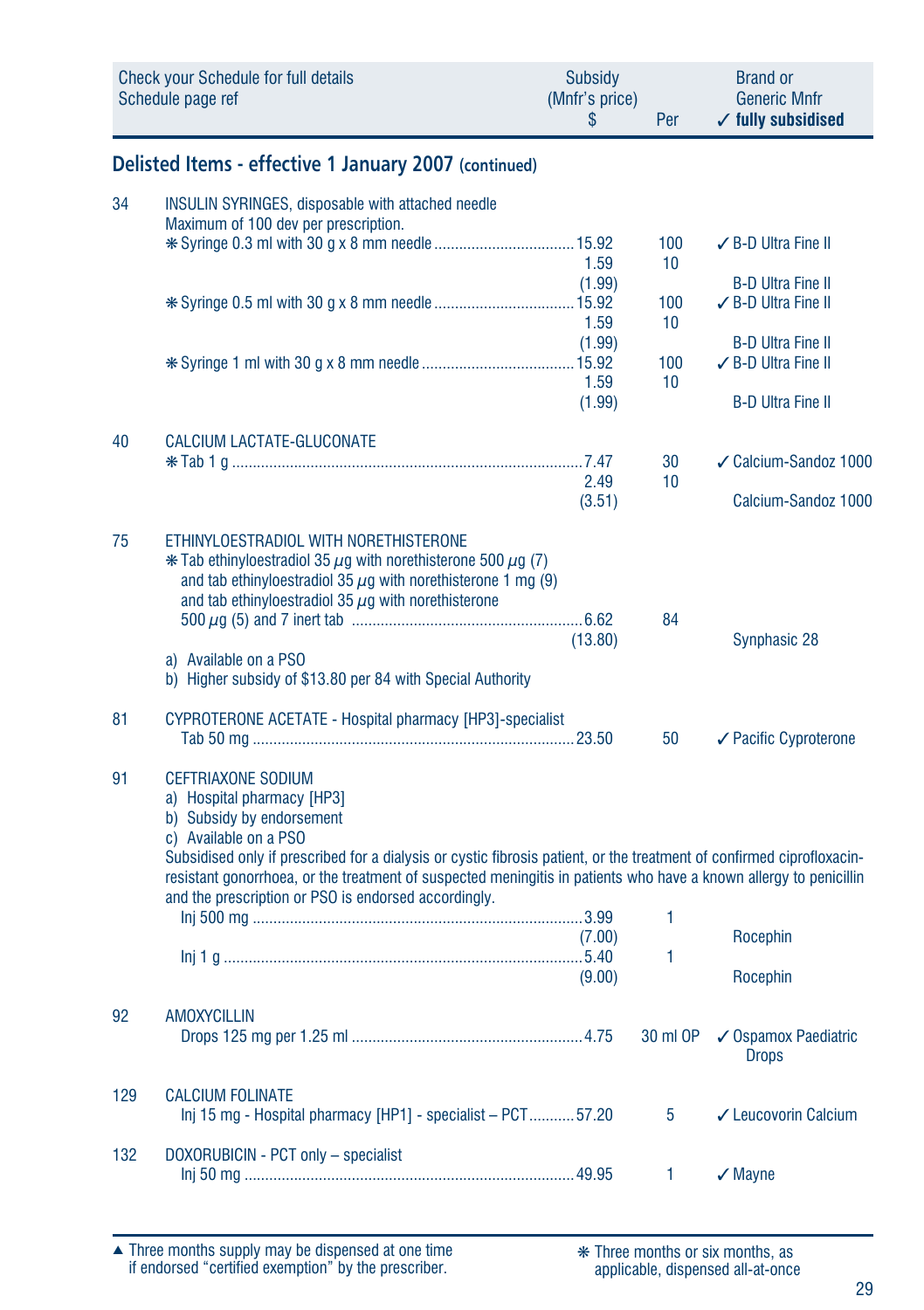| Check your Schedule for full details Schedule page ref | | Subsidy (Mnfr's price) $ | Per | Brand or Generic Mnfr ✓ fully subsidised |
|---|---|---|---|---|

## Delisted Items - effective 1 January 2007 (continued)

| Page | Item | Subsidy (Mnfr's price) $ | Per | Brand or Generic Mnfr |
|---|---|---|---|---|
| 34 | **INSULIN SYRINGES, disposable with attached needle** Maximum of 100 dev per prescription. | | | |
| | ❋ Syringe 0.3 ml with 30 g x 8 mm needle | 15.92 | 100 | ✓ B-D Ultra Fine II |
| | | 1.59 | 10 | |
| | | (1.99) | | B-D Ultra Fine II |
| | ❋ Syringe 0.5 ml with 30 g x 8 mm needle | 15.92 | 100 | ✓ B-D Ultra Fine II |
| | | 1.59 | 10 | |
| | | (1.99) | | B-D Ultra Fine II |
| | ❋ Syringe 1 ml with 30 g x 8 mm needle | 15.92 | 100 | ✓ B-D Ultra Fine II |
| | | 1.59 | 10 | |
| | | (1.99) | | B-D Ultra Fine II |
| 40 | **CALCIUM LACTATE-GLUCONATE** | | | |
| | ❋ Tab 1 g | 7.47 | 30 | ✓ Calcium-Sandoz 1000 |
| | | 2.49 | 10 | |
| | | (3.51) | | Calcium-Sandoz 1000 |
| 75 | **ETHINYLOESTRADIOL WITH NORETHISTERONE** | | | |
| | ❋ Tab ethinyloestradiol 35 µg with norethisterone 500 µg (7) and tab ethinyloestradiol 35 µg with norethisterone 1 mg (9) and tab ethinyloestradiol 35 µg with norethisterone 500 µg (5) and 7 inert tab | 6.62 | 84 | |
| | | (13.80) | | Synphasic 28 |
| | a) Available on a PSO<br>b) Higher subsidy of $13.80 per 84 with Special Authority | | | |
| 81 | **CYPROTERONE ACETATE - Hospital pharmacy [HP3]-specialist** | | | |
| | Tab 50 mg | 23.50 | 50 | ✓ Pacific Cyproterone |
| 91 | **CEFTRIAXONE SODIUM**<br>a) Hospital pharmacy [HP3]<br>b) Subsidy by endorsement<br>c) Available on a PSO<br>Subsidised only if prescribed for a dialysis or cystic fibrosis patient, or the treatment of confirmed ciprofloxacin-resistant gonorrhoea, or the treatment of suspected meningitis in patients who have a known allergy to penicillin and the prescription or PSO is endorsed accordingly. | | | |
| | Inj 500 mg | 3.99 | 1 | |
| | | (7.00) | | Rocephin |
| | Inj 1 g | 5.40 | 1 | |
| | | (9.00) | | Rocephin |
| 92 | **AMOXYCILLIN** | | | |
| | Drops 125 mg per 1.25 ml | 4.75 | 30 ml OP | ✓ Ospamox Paediatric Drops |
| 129 | **CALCIUM FOLINATE** | | | |
| | Inj 15 mg - Hospital pharmacy [HP1] - specialist – PCT | 57.20 | 5 | ✓ Leucovorin Calcium |
| 132 | **DOXORUBICIN - PCT only – specialist** | | | |
| | Inj 50 mg | 49.95 | 1 | ✓ Mayne |

▲ Three months supply may be dispensed at one time if endorsed “certified exemption” by the prescriber.

❋ Three months or six months, as applicable, dispensed all-at-once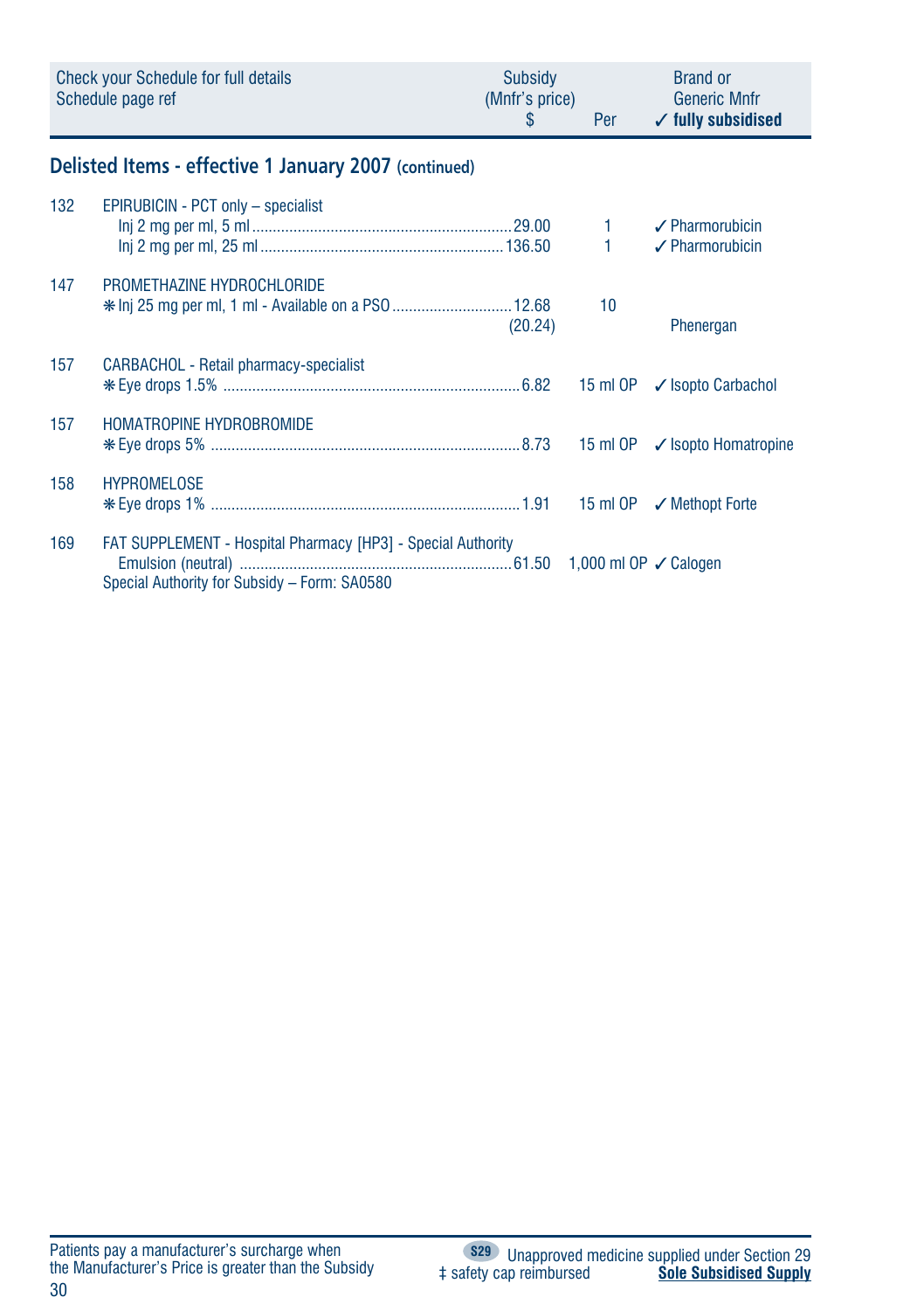| Check your Schedule for full details Schedule page ref | | Subsidy (Mnfr's price) $ | Per | Brand or Generic Mnfr ✓ fully subsidised |
|---|---|---|---|---|

## Delisted Items - effective 1 January 2007 (continued)

| Page | Item | Subsidy (Mnfr's price) $ | Per | Brand or Generic Mnfr |
|---|---|---|---|---|
| 132 | EPIRUBICIN - PCT only – specialist | | | |
| | Inj 2 mg per ml, 5 ml | 29.00 | 1 | ✓ Pharmorubicin |
| | Inj 2 mg per ml, 25 ml | 136.50 | 1 | ✓ Pharmorubicin |
| 147 | PROMETHAZINE HYDROCHLORIDE | | | |
| | ❋ Inj 25 mg per ml, 1 ml - Available on a PSO | 12.68 (20.24) | 10 | Phenergan |
| 157 | CARBACHOL - Retail pharmacy-specialist | | | |
| | ❋ Eye drops 1.5% | 6.82 | 15 ml OP | ✓ Isopto Carbachol |
| 157 | HOMATROPINE HYDROBROMIDE | | | |
| | ❋ Eye drops 5% | 8.73 | 15 ml OP | ✓ Isopto Homatropine |
| 158 | HYPROMELOSE | | | |
| | ❋ Eye drops 1% | 1.91 | 15 ml OP | ✓ Methopt Forte |
| 169 | FAT SUPPLEMENT - Hospital Pharmacy [HP3] - Special Authority | | | |
| | Emulsion (neutral) | 61.50 | 1,000 ml OP | ✓ Calogen |
| | Special Authority for Subsidy – Form: SA0580 | | | |

Patients pay a manufacturer's surcharge when the Manufacturer's Price is greater than the Subsidy

S29 Unapproved medicine supplied under Section 29

‡ safety cap reimbursed

**Sole Subsidised Supply**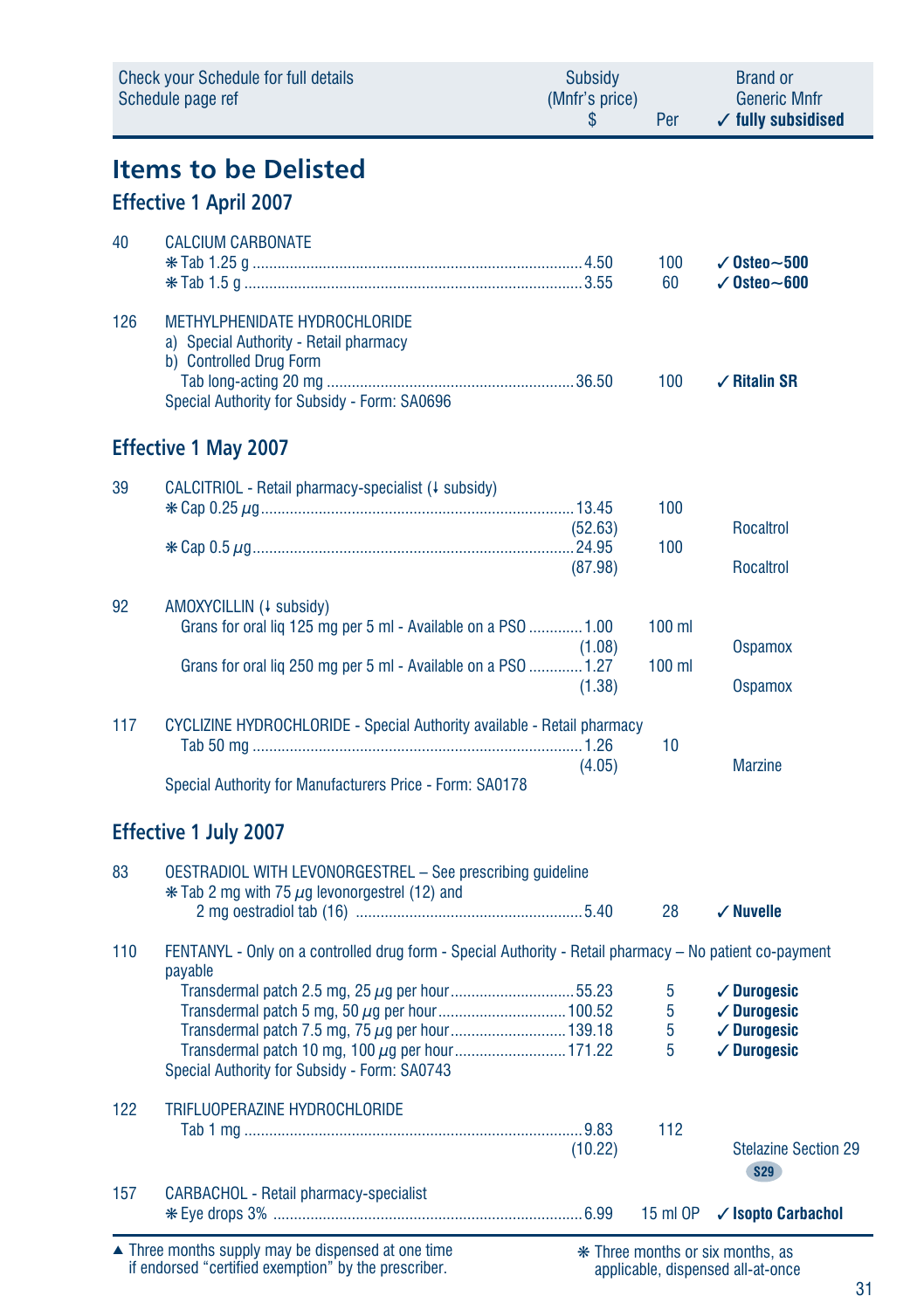| Check your Schedule for full details Schedule page ref | | Subsidy (Mnfr's price) $ | Per | Brand or Generic Mnfr ✓ fully subsidised |
|---|---|---|---|---|

# Items to be Delisted

## Effective 1 April 2007

| | | | | |
|---|---|---|---|---|
| 40 | CALCIUM CARBONATE | | | |
| | ❋ Tab 1.25 g | 4.50 | 100 | ✓ **Osteo~500** |
| | ❋ Tab 1.5 g | 3.55 | 60 | ✓ **Osteo~600** |
| 126 | METHYLPHENIDATE HYDROCHLORIDE<br>a) Special Authority - Retail pharmacy<br>b) Controlled Drug Form | | | |
| | Tab long-acting 20 mg | 36.50 | 100 | ✓ **Ritalin SR** |
| | Special Authority for Subsidy - Form: SA0696 | | | |

## Effective 1 May 2007

| | | | | |
|---|---|---|---|---|
| 39 | CALCITRIOL - Retail pharmacy-specialist (↓ subsidy) | | | |
| | ❋ Cap 0.25 µg | 13.45<br>(52.63) | 100 | Rocaltrol |
| | ❋ Cap 0.5 µg | 24.95<br>(87.98) | 100 | Rocaltrol |
| 92 | AMOXYCILLIN (↓ subsidy) | | | |
| | Grans for oral liq 125 mg per 5 ml - Available on a PSO | 1.00<br>(1.08) | 100 ml | Ospamox |
| | Grans for oral liq 250 mg per 5 ml - Available on a PSO | 1.27<br>(1.38) | 100 ml | Ospamox |
| 117 | CYCLIZINE HYDROCHLORIDE - Special Authority available - Retail pharmacy | | | |
| | Tab 50 mg | 1.26<br>(4.05) | 10 | Marzine |
| | Special Authority for Manufacturers Price - Form: SA0178 | | | |

## Effective 1 July 2007

| | | | | |
|---|---|---|---|---|
| 83 | OESTRADIOL WITH LEVONORGESTREL – See prescribing guideline | | | |
| | ❋ Tab 2 mg with 75 µg levonorgestrel (12) and 2 mg oestradiol tab (16) | 5.40 | 28 | ✓ **Nuvelle** |
| 110 | FENTANYL - Only on a controlled drug form - Special Authority - Retail pharmacy – No patient co-payment payable | | | |
| | Transdermal patch 2.5 mg, 25 µg per hour | 55.23 | 5 | ✓ **Durogesic** |
| | Transdermal patch 5 mg, 50 µg per hour | 100.52 | 5 | ✓ **Durogesic** |
| | Transdermal patch 7.5 mg, 75 µg per hour | 139.18 | 5 | ✓ **Durogesic** |
| | Transdermal patch 10 mg, 100 µg per hour | 171.22 | 5 | ✓ **Durogesic** |
| | Special Authority for Subsidy - Form: SA0743 | | | |
| 122 | TRIFLUOPERAZINE HYDROCHLORIDE | | | |
| | Tab 1 mg | 9.83<br>(10.22) | 112 | Stelazine Section 29 S29 |
| 157 | CARBACHOL - Retail pharmacy-specialist | | | |
| | ❋ Eye drops 3% | 6.99 | 15 ml OP | ✓ **Isopto Carbachol** |

▲ Three months supply may be dispensed at one time if endorsed "certified exemption" by the prescriber.

❋ Three months or six months, as applicable, dispensed all-at-once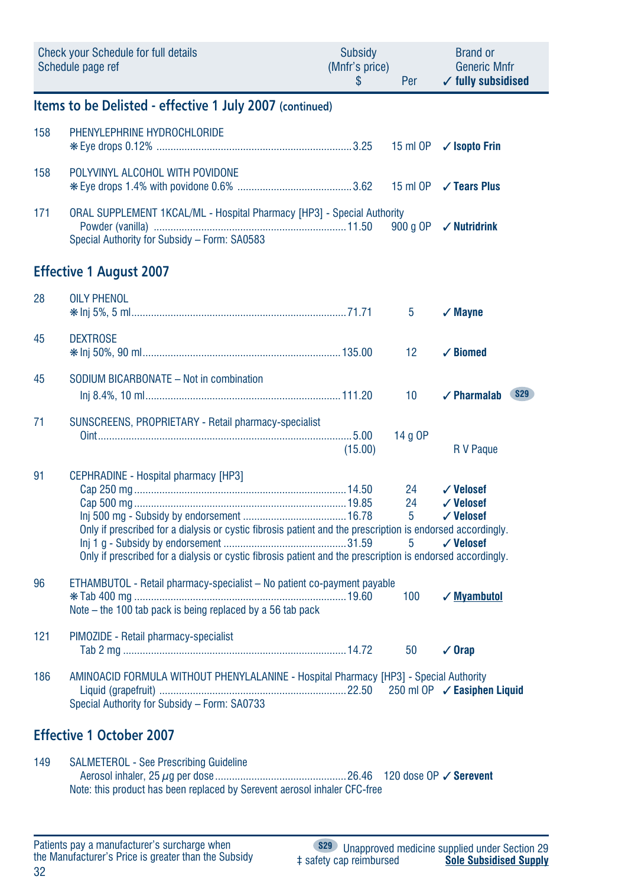| Check your Schedule for full details<br>Schedule page ref | Subsidy<br>(Mnfr's price)<br>$ | Per | Brand or<br>Generic Mnfr<br>✓ fully subsidised |
|---|---|---|---|

## Items to be Delisted - effective 1 July 2007 (continued)

| | | | | |
|---|---|---|---|---|
| 158 | PHENYLEPHRINE HYDROCHLORIDE | | | |
| | ❋ Eye drops 0.12% | 3.25 | 15 ml OP | ✓ **Isopto Frin** |
| 158 | POLYVINYL ALCOHOL WITH POVIDONE | | | |
| | ❋ Eye drops 1.4% with povidone 0.6% | 3.62 | 15 ml OP | ✓ **Tears Plus** |
| 171 | ORAL SUPPLEMENT 1KCAL/ML - Hospital Pharmacy [HP3] - Special Authority | | | |
| | Powder (vanilla) | 11.50 | 900 g OP | ✓ **Nutridrink** |
| | Special Authority for Subsidy – Form: SA0583 | | | |

## Effective 1 August 2007

| | | | | |
|---|---|---|---|---|
| 28 | OILY PHENOL | | | |
| | ❋ Inj 5%, 5 ml | 71.71 | 5 | ✓ **Mayne** |
| 45 | DEXTROSE | | | |
| | ❋ Inj 50%, 90 ml | 135.00 | 12 | ✓ **Biomed** |
| 45 | SODIUM BICARBONATE – Not in combination | | | |
| | Inj 8.4%, 10 ml | 111.20 | 10 | ✓ **Pharmalab** S29 |
| 71 | SUNSCREENS, PROPRIETARY - Retail pharmacy-specialist | | | |
| | Oint | 5.00<br>(15.00) | 14 g OP | R V Paque |
| 91 | CEPHRADINE - Hospital pharmacy [HP3] | | | |
| | Cap 250 mg | 14.50 | 24 | ✓ **Velosef** |
| | Cap 500 mg | 19.85 | 24 | ✓ **Velosef** |
| | Inj 500 mg - Subsidy by endorsement | 16.78 | 5 | ✓ **Velosef** |
| | Only if prescribed for a dialysis or cystic fibrosis patient and the prescription is endorsed accordingly. | | | |
| | Inj 1 g - Subsidy by endorsement | 31.59 | 5 | ✓ **Velosef** |
| | Only if prescribed for a dialysis or cystic fibrosis patient and the prescription is endorsed accordingly. | | | |
| 96 | ETHAMBUTOL - Retail pharmacy-specialist – No patient co-payment payable | | | |
| | ❋ Tab 400 mg | 19.60 | 100 | ✓ **Myambutol** |
| | Note – the 100 tab pack is being replaced by a 56 tab pack | | | |
| 121 | PIMOZIDE - Retail pharmacy-specialist | | | |
| | Tab 2 mg | 14.72 | 50 | ✓ **Orap** |
| 186 | AMINOACID FORMULA WITHOUT PHENYLALANINE - Hospital Pharmacy [HP3] - Special Authority | | | |
| | Liquid (grapefruit) | 22.50 | 250 ml OP | ✓ **Easiphen Liquid** |
| | Special Authority for Subsidy – Form: SA0733 | | | |

## Effective 1 October 2007

| | | | | |
|---|---|---|---|---|
| 149 | SALMETEROL - See Prescribing Guideline | | | |
| | Aerosol inhaler, 25 µg per dose | 26.46 | 120 dose OP | ✓ **Serevent** |
| | Note: this product has been replaced by Serevent aerosol inhaler CFC-free | | | |

Patients pay a manufacturer's surcharge when the Manufacturer's Price is greater than the Subsidy

S29 Unapproved medicine supplied under Section 29

‡ safety cap reimbursed

**Sole Subsidised Supply**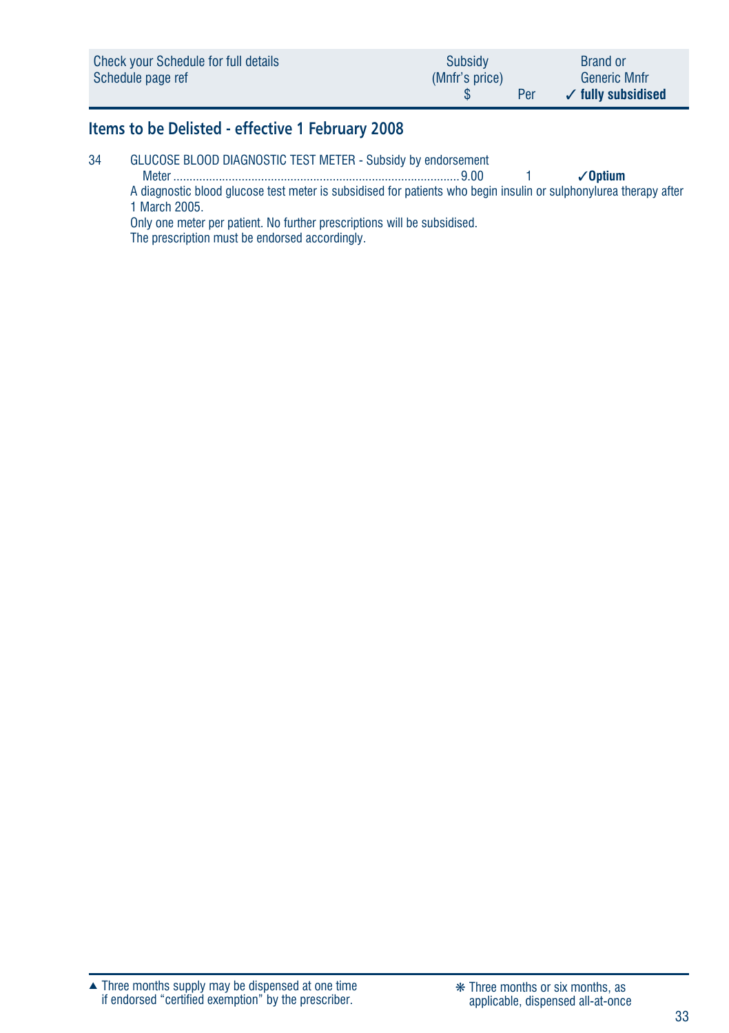| Check your Schedule for full details Schedule page ref | Subsidy (Mnfr's price) $ | Per | Brand or Generic Mnfr ✓ fully subsidised |
|---|---|---|---|

## Items to be Delisted - effective 1 February 2008

| | | | | |
|---|---|---|---|---|
| 34 | GLUCOSE BLOOD DIAGNOSTIC TEST METER - Subsidy by endorsement | | | |
| | Meter | 9.00 | 1 | ✓**Optium** |

A diagnostic blood glucose test meter is subsidised for patients who begin insulin or sulphonylurea therapy after 1 March 2005.

Only one meter per patient. No further prescriptions will be subsidised.

The prescription must be endorsed accordingly.

▲ Three months supply may be dispensed at one time if endorsed "certified exemption" by the prescriber.

❋ Three months or six months, as applicable, dispensed all-at-once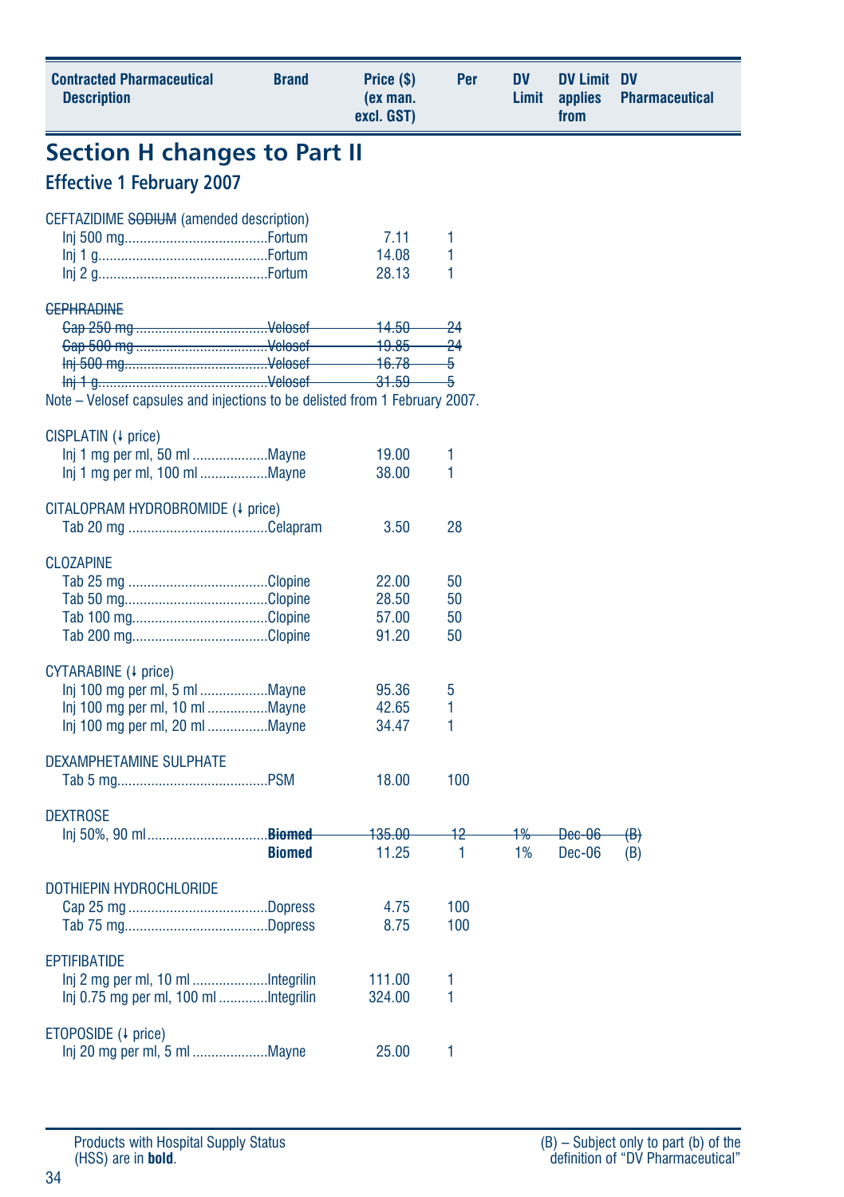| Contracted Pharmaceutical Description | Brand | Price ($) (ex man. excl. GST) | Per | DV Limit | DV Limit applies from | DV Pharmaceutical |
|---|---|---|---|---|---|---|

## Section H changes to Part II

### Effective 1 February 2007

| Contracted Pharmaceutical Description | Brand | Price ($) (ex man. excl. GST) | Per | DV Limit | DV Limit applies from | DV Pharmaceutical |
|---|---|---|---|---|---|---|
| CEFTAZIDIME ~~SODIUM~~ (amended description) | | | | | | |
| Inj 500 mg | Fortum | 7.11 | 1 | | | |
| Inj 1 g | Fortum | 14.08 | 1 | | | |
| Inj 2 g | Fortum | 28.13 | 1 | | | |
| ~~CEPHRADINE~~ | | | | | | |
| ~~Cap 250 mg~~ | ~~Velosef~~ | ~~14.50~~ | ~~24~~ | | | |
| ~~Cap 500 mg~~ | ~~Velosef~~ | ~~19.85~~ | ~~24~~ | | | |
| ~~Inj 500 mg~~ | ~~Velosef~~ | ~~16.78~~ | ~~5~~ | | | |
| ~~Inj 1 g~~ | ~~Velosef~~ | ~~31.59~~ | ~~5~~ | | | |

Note – Velosef capsules and injections to be delisted from 1 February 2007.

| Contracted Pharmaceutical Description | Brand | Price ($) (ex man. excl. GST) | Per | DV Limit | DV Limit applies from | DV Pharmaceutical |
|---|---|---|---|---|---|---|
| CISPLATIN (↓ price) | | | | | | |
| Inj 1 mg per ml, 50 ml | Mayne | 19.00 | 1 | | | |
| Inj 1 mg per ml, 100 ml | Mayne | 38.00 | 1 | | | |
| CITALOPRAM HYDROBROMIDE (↓ price) | | | | | | |
| Tab 20 mg | Celapram | 3.50 | 28 | | | |
| CLOZAPINE | | | | | | |
| Tab 25 mg | Clopine | 22.00 | 50 | | | |
| Tab 50 mg | Clopine | 28.50 | 50 | | | |
| Tab 100 mg | Clopine | 57.00 | 50 | | | |
| Tab 200 mg | Clopine | 91.20 | 50 | | | |
| CYTARABINE (↓ price) | | | | | | |
| Inj 100 mg per ml, 5 ml | Mayne | 95.36 | 5 | | | |
| Inj 100 mg per ml, 10 ml | Mayne | 42.65 | 1 | | | |
| Inj 100 mg per ml, 20 ml | Mayne | 34.47 | 1 | | | |
| DEXAMPHETAMINE SULPHATE | | | | | | |
| Tab 5 mg | PSM | 18.00 | 100 | | | |
| DEXTROSE | | | | | | |
| Inj 50%, 90 ml | ~~**Biomed**~~ | ~~135.00~~ | ~~12~~ | ~~1%~~ | ~~Dec-06~~ | ~~(B)~~ |
| | **Biomed** | 11.25 | 1 | 1% | Dec-06 | (B) |
| DOTHIEPIN HYDROCHLORIDE | | | | | | |
| Cap 25 mg | Dopress | 4.75 | 100 | | | |
| Tab 75 mg | Dopress | 8.75 | 100 | | | |
| EPTIFIBATIDE | | | | | | |
| Inj 2 mg per ml, 10 ml | Integrilin | 111.00 | 1 | | | |
| Inj 0.75 mg per ml, 100 ml | Integrilin | 324.00 | 1 | | | |
| ETOPOSIDE (↓ price) | | | | | | |
| Inj 20 mg per ml, 5 ml | Mayne | 25.00 | 1 | | | |

Products with Hospital Supply Status (HSS) are in **bold**.

(B) – Subject only to part (b) of the definition of "DV Pharmaceutical"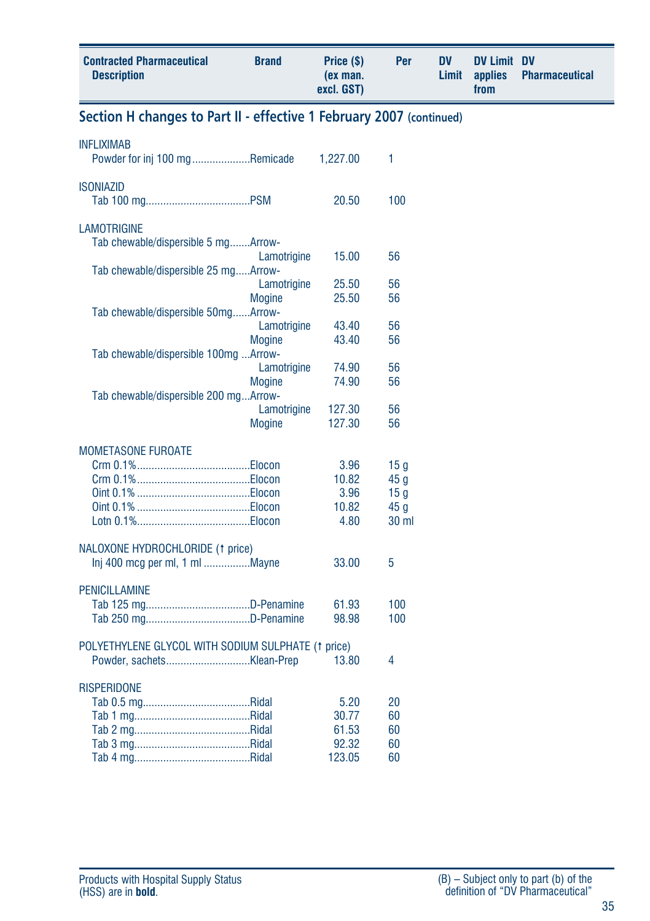| Contracted Pharmaceutical Description | Brand | Price ($) (ex man. excl. GST) | Per | DV Limit | DV Limit applies from | DV Pharmaceutical |
|---|---|---|---|---|---|---|

## Section H changes to Part II - effective 1 February 2007 (continued)

| Contracted Pharmaceutical Description | Brand | Price ($) (ex man. excl. GST) | Per | DV Limit | DV Limit applies from | DV Pharmaceutical |
|---|---|---|---|---|---|---|
| **INFLIXIMAB** | | | | | | |
| Powder for inj 100 mg | Remicade | 1,227.00 | 1 | | | |
| **ISONIAZID** | | | | | | |
| Tab 100 mg | PSM | 20.50 | 100 | | | |
| **LAMOTRIGINE** | | | | | | |
| Tab chewable/dispersible 5 mg | Arrow-Lamotrigine | 15.00 | 56 | | | |
| Tab chewable/dispersible 25 mg | Arrow-Lamotrigine | 25.50 | 56 | | | |
| | Mogine | 25.50 | 56 | | | |
| Tab chewable/dispersible 50mg | Arrow-Lamotrigine | 43.40 | 56 | | | |
| | Mogine | 43.40 | 56 | | | |
| Tab chewable/dispersible 100mg | Arrow-Lamotrigine | 74.90 | 56 | | | |
| | Mogine | 74.90 | 56 | | | |
| Tab chewable/dispersible 200 mg | Arrow-Lamotrigine | 127.30 | 56 | | | |
| | Mogine | 127.30 | 56 | | | |
| **MOMETASONE FUROATE** | | | | | | |
| Crm 0.1% | Elocon | 3.96 | 15 g | | | |
| Crm 0.1% | Elocon | 10.82 | 45 g | | | |
| Oint 0.1% | Elocon | 3.96 | 15 g | | | |
| Oint 0.1% | Elocon | 10.82 | 45 g | | | |
| Lotn 0.1% | Elocon | 4.80 | 30 ml | | | |
| **NALOXONE HYDROCHLORIDE (↑ price)** | | | | | | |
| Inj 400 mcg per ml, 1 ml | Mayne | 33.00 | 5 | | | |
| **PENICILLAMINE** | | | | | | |
| Tab 125 mg | D-Penamine | 61.93 | 100 | | | |
| Tab 250 mg | D-Penamine | 98.98 | 100 | | | |
| **POLYETHYLENE GLYCOL WITH SODIUM SULPHATE (↑ price)** | | | | | | |
| Powder, sachets | Klean-Prep | 13.80 | 4 | | | |
| **RISPERIDONE** | | | | | | |
| Tab 0.5 mg | Ridal | 5.20 | 20 | | | |
| Tab 1 mg | Ridal | 30.77 | 60 | | | |
| Tab 2 mg | Ridal | 61.53 | 60 | | | |
| Tab 3 mg | Ridal | 92.32 | 60 | | | |
| Tab 4 mg | Ridal | 123.05 | 60 | | | |

Products with Hospital Supply Status (HSS) are in **bold**.

(B) – Subject only to part (b) of the definition of "DV Pharmaceutical"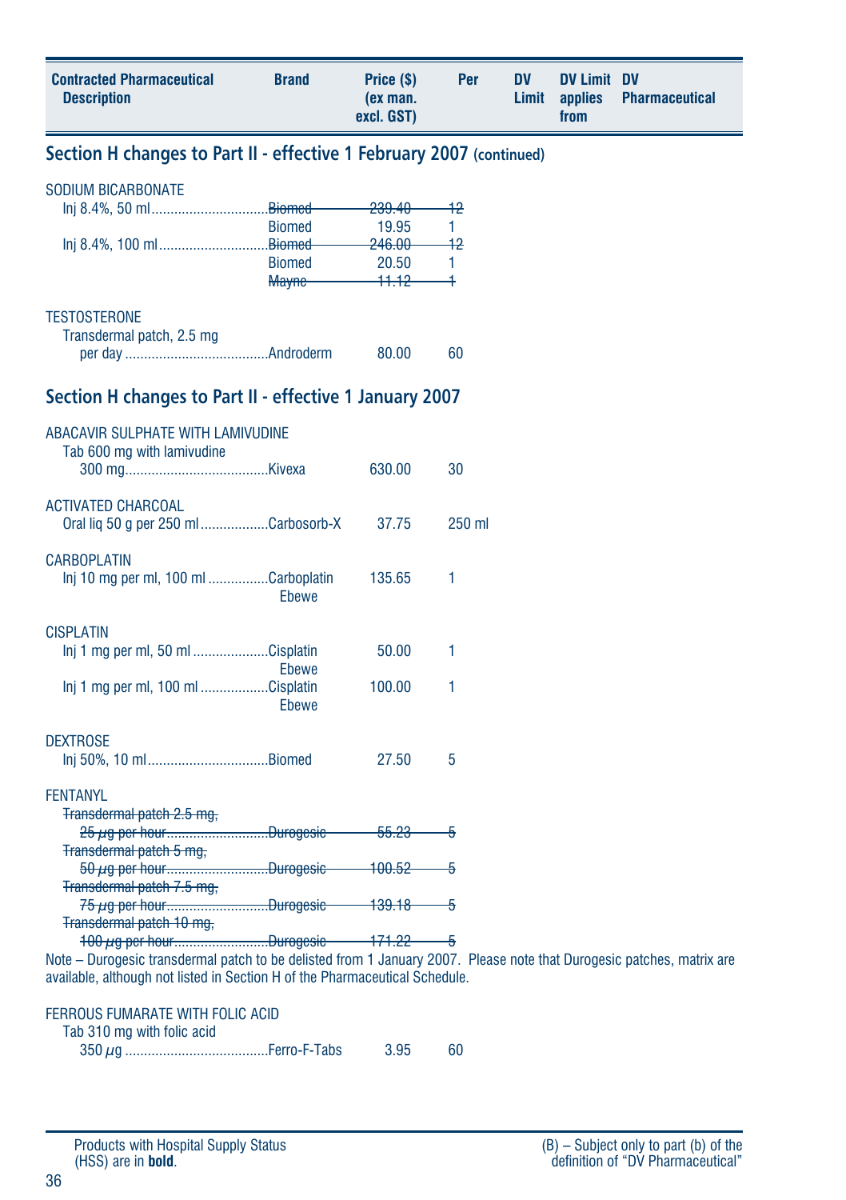| Contracted Pharmaceutical Description | Brand | Price ($) (ex man. excl. GST) | Per | DV Limit | DV Limit applies from | DV Pharmaceutical |
|---|---|---|---|---|---|---|

## Section H changes to Part II - effective 1 February 2007 (continued)

| Contracted Pharmaceutical Description | Brand | Price ($) (ex man. excl. GST) | Per | DV Limit | DV Limit applies from | DV Pharmaceutical |
|---|---|---|---|---|---|---|
| SODIUM BICARBONATE | | | | | | |
| Inj 8.4%, 50 ml | ~~Biomed~~ | ~~239.40~~ | ~~12~~ | | | |
| | Biomed | 19.95 | 1 | | | |
| Inj 8.4%, 100 ml | ~~Biomed~~ | ~~246.00~~ | ~~12~~ | | | |
| | Biomed | 20.50 | 1 | | | |
| | ~~Mayne~~ | ~~11.12~~ | ~~1~~ | | | |
| TESTOSTERONE | | | | | | |
| Transdermal patch, 2.5 mg per day | Androderm | 80.00 | 60 | | | |

## Section H changes to Part II - effective 1 January 2007

| Contracted Pharmaceutical Description | Brand | Price ($) (ex man. excl. GST) | Per | DV Limit | DV Limit applies from | DV Pharmaceutical |
|---|---|---|---|---|---|---|
| ABACAVIR SULPHATE WITH LAMIVUDINE | | | | | | |
| Tab 600 mg with lamivudine 300 mg | Kivexa | 630.00 | 30 | | | |
| ACTIVATED CHARCOAL | | | | | | |
| Oral liq 50 g per 250 ml | Carbosorb-X | 37.75 | 250 ml | | | |
| CARBOPLATIN | | | | | | |
| Inj 10 mg per ml, 100 ml | Carboplatin Ebewe | 135.65 | 1 | | | |
| CISPLATIN | | | | | | |
| Inj 1 mg per ml, 50 ml | Cisplatin Ebewe | 50.00 | 1 | | | |
| Inj 1 mg per ml, 100 ml | Cisplatin Ebewe | 100.00 | 1 | | | |
| DEXTROSE | | | | | | |
| Inj 50%, 10 ml | Biomed | 27.50 | 5 | | | |
| FENTANYL | | | | | | |
| ~~Transdermal patch 2.5 mg, 25 µg per hour~~ | ~~Durogesic~~ | ~~55.23~~ | ~~5~~ | | | |
| ~~Transdermal patch 5 mg, 50 µg per hour~~ | ~~Durogesic~~ | ~~100.52~~ | ~~5~~ | | | |
| ~~Transdermal patch 7.5 mg, 75 µg per hour~~ | ~~Durogesic~~ | ~~139.18~~ | ~~5~~ | | | |
| ~~Transdermal patch 10 mg, 100 µg per hour~~ | ~~Durogesic~~ | ~~171.22~~ | ~~5~~ | | | |

Note – Durogesic transdermal patch to be delisted from 1 January 2007. Please note that Durogesic patches, matrix are available, although not listed in Section H of the Pharmaceutical Schedule.

| Contracted Pharmaceutical Description | Brand | Price ($) (ex man. excl. GST) | Per | DV Limit | DV Limit applies from | DV Pharmaceutical |
|---|---|---|---|---|---|---|
| FERROUS FUMARATE WITH FOLIC ACID | | | | | | |
| Tab 310 mg with folic acid 350 µg | Ferro-F-Tabs | 3.95 | 60 | | | |

Products with Hospital Supply Status (HSS) are in **bold**.

(B) – Subject only to part (b) of the definition of "DV Pharmaceutical"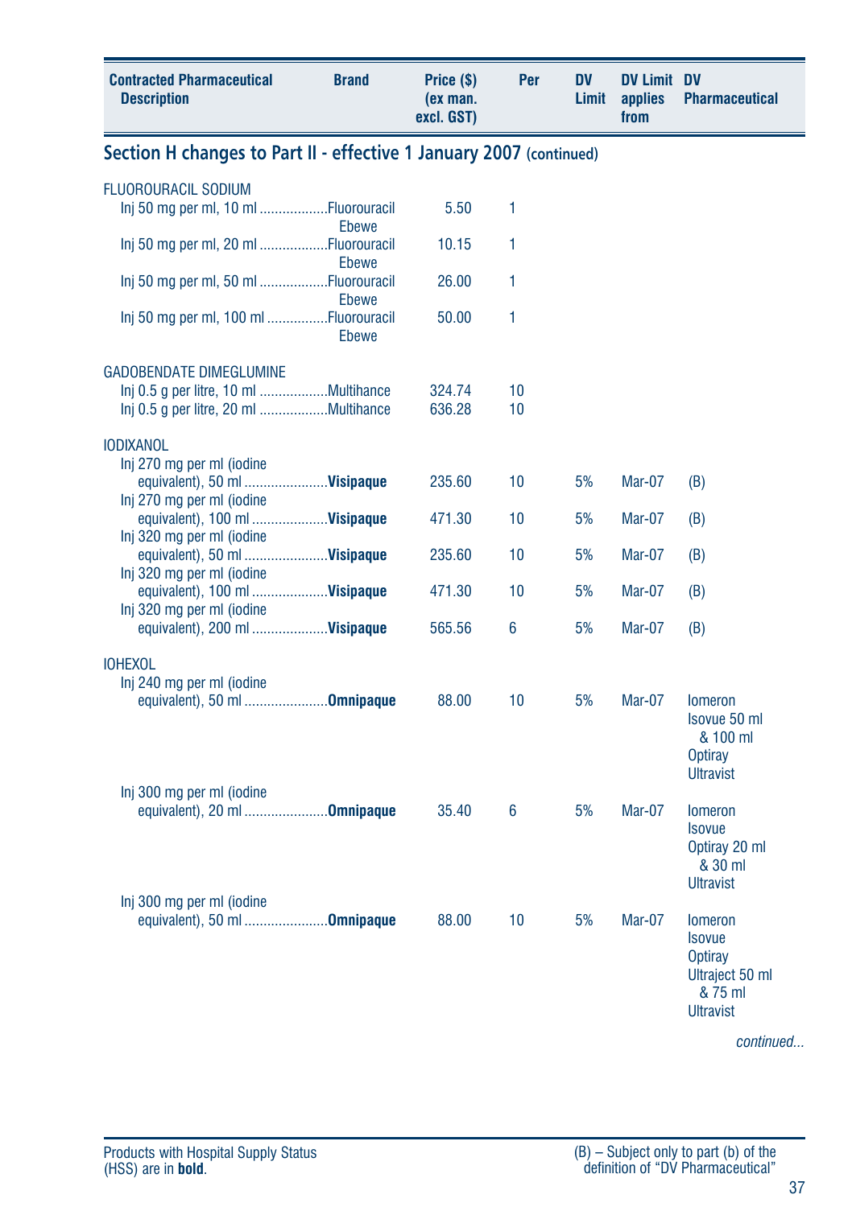| Contracted Pharmaceutical Description | Brand | Price ($) (ex man. excl. GST) | Per | DV Limit | DV Limit applies from | DV Pharmaceutical |
|---|---|---|---|---|---|---|

## Section H changes to Part II - effective 1 January 2007 (continued)

| Contracted Pharmaceutical Description | Brand | Price ($) (ex man. excl. GST) | Per | DV Limit | DV Limit applies from | DV Pharmaceutical |
|---|---|---|---|---|---|---|
| **FLUOROURACIL SODIUM** | | | | | | |
| Inj 50 mg per ml, 10 ml | Fluorouracil Ebewe | 5.50 | 1 | | | |
| Inj 50 mg per ml, 20 ml | Fluorouracil Ebewe | 10.15 | 1 | | | |
| Inj 50 mg per ml, 50 ml | Fluorouracil Ebewe | 26.00 | 1 | | | |
| Inj 50 mg per ml, 100 ml | Fluorouracil Ebewe | 50.00 | 1 | | | |
| **GADOBENDATE DIMEGLUMINE** | | | | | | |
| Inj 0.5 g per litre, 10 ml | Multihance | 324.74 | 10 | | | |
| Inj 0.5 g per litre, 20 ml | Multihance | 636.28 | 10 | | | |
| **IODIXANOL** | | | | | | |
| Inj 270 mg per ml (iodine equivalent), 50 ml | **Visipaque** | 235.60 | 10 | 5% | Mar-07 | (B) |
| Inj 270 mg per ml (iodine equivalent), 100 ml | **Visipaque** | 471.30 | 10 | 5% | Mar-07 | (B) |
| Inj 320 mg per ml (iodine equivalent), 50 ml | **Visipaque** | 235.60 | 10 | 5% | Mar-07 | (B) |
| Inj 320 mg per ml (iodine equivalent), 100 ml | **Visipaque** | 471.30 | 10 | 5% | Mar-07 | (B) |
| Inj 320 mg per ml (iodine equivalent), 200 ml | **Visipaque** | 565.56 | 6 | 5% | Mar-07 | (B) |
| **IOHEXOL** | | | | | | |
| Inj 240 mg per ml (iodine equivalent), 50 ml | **Omnipaque** | 88.00 | 10 | 5% | Mar-07 | Iomeron<br>Isovue 50 ml & 100 ml<br>Optiray<br>Ultravist |
| Inj 300 mg per ml (iodine equivalent), 20 ml | **Omnipaque** | 35.40 | 6 | 5% | Mar-07 | Iomeron<br>Isovue<br>Optiray 20 ml & 30 ml<br>Ultravist |
| Inj 300 mg per ml (iodine equivalent), 50 ml | **Omnipaque** | 88.00 | 10 | 5% | Mar-07 | Iomeron<br>Isovue<br>Optiray<br>Ultraject 50 ml & 75 ml<br>Ultravist |

*continued...*

Products with Hospital Supply Status (HSS) are in **bold**.

(B) – Subject only to part (b) of the definition of "DV Pharmaceutical"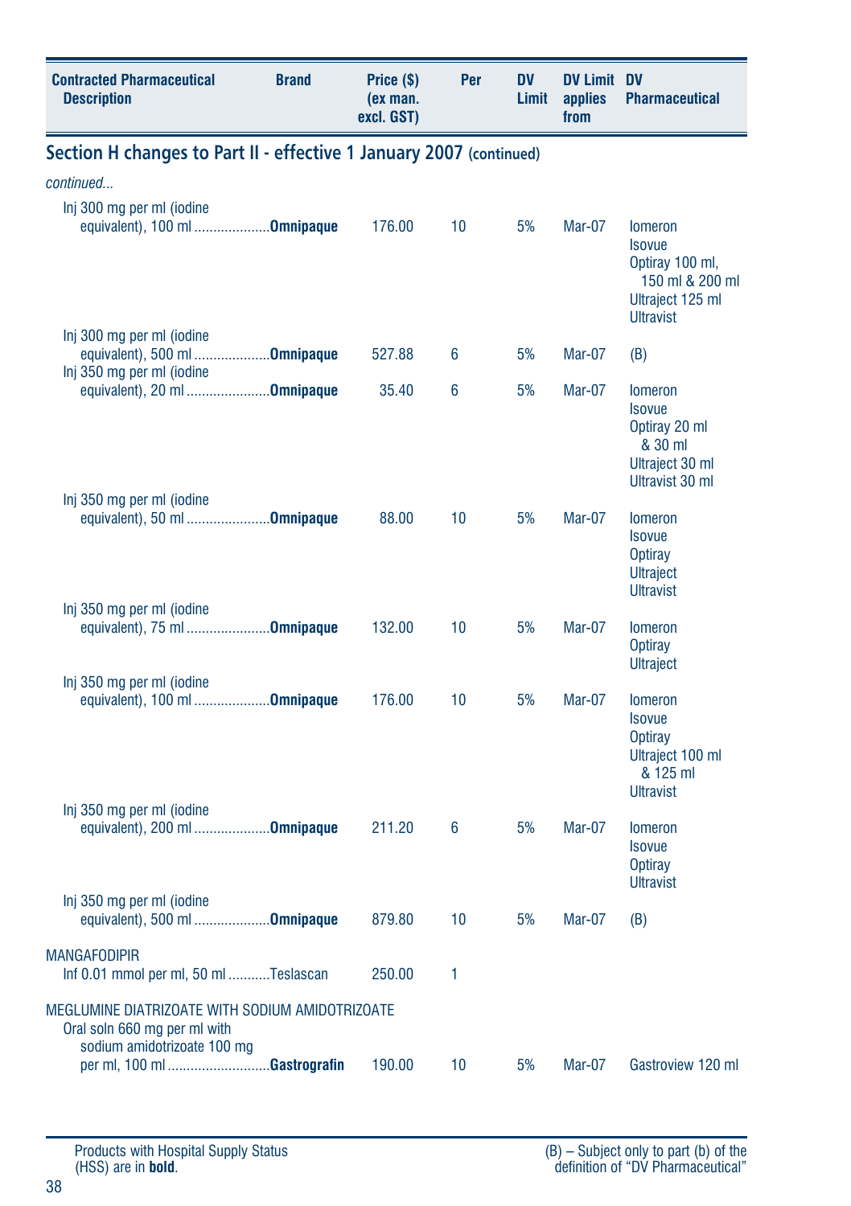| Contracted Pharmaceutical Description | Brand | Price ($) (ex man. excl. GST) | Per | DV Limit | DV Limit applies from | DV Pharmaceutical |
|---|---|---|---|---|---|---|

## Section H changes to Part II - effective 1 January 2007 (continued)

*continued...*

| Contracted Pharmaceutical Description | Brand | Price ($) (ex man. excl. GST) | Per | DV Limit | DV Limit applies from | DV Pharmaceutical |
|---|---|---|---|---|---|---|
| Inj 300 mg per ml (iodine equivalent), 100 ml | **Omnipaque** | 176.00 | 10 | 5% | Mar-07 | Iomeron<br>Isovue<br>Optiray 100 ml, 150 ml & 200 ml<br>Ultraject 125 ml<br>Ultravist |
| Inj 300 mg per ml (iodine equivalent), 500 ml | **Omnipaque** | 527.88 | 6 | 5% | Mar-07 | (B) |
| Inj 350 mg per ml (iodine equivalent), 20 ml | **Omnipaque** | 35.40 | 6 | 5% | Mar-07 | Iomeron<br>Isovue<br>Optiray 20 ml & 30 ml<br>Ultraject 30 ml<br>Ultravist 30 ml |
| Inj 350 mg per ml (iodine equivalent), 50 ml | **Omnipaque** | 88.00 | 10 | 5% | Mar-07 | Iomeron<br>Isovue<br>Optiray<br>Ultraject<br>Ultravist |
| Inj 350 mg per ml (iodine equivalent), 75 ml | **Omnipaque** | 132.00 | 10 | 5% | Mar-07 | Iomeron<br>Optiray<br>Ultraject |
| Inj 350 mg per ml (iodine equivalent), 100 ml | **Omnipaque** | 176.00 | 10 | 5% | Mar-07 | Iomeron<br>Isovue<br>Optiray<br>Ultraject 100 ml & 125 ml<br>Ultravist |
| Inj 350 mg per ml (iodine equivalent), 200 ml | **Omnipaque** | 211.20 | 6 | 5% | Mar-07 | Iomeron<br>Isovue<br>Optiray<br>Ultravist |
| Inj 350 mg per ml (iodine equivalent), 500 ml | **Omnipaque** | 879.80 | 10 | 5% | Mar-07 | (B) |
| MANGAFODIPIR | | | | | | |
| Inf 0.01 mmol per ml, 50 ml | Teslascan | 250.00 | 1 | | | |
| MEGLUMINE DIATRIZOATE WITH SODIUM AMIDOTRIZOATE | | | | | | |
| Oral soln 660 mg per ml with sodium amidotrizoate 100 mg per ml, 100 ml | **Gastrografin** | 190.00 | 10 | 5% | Mar-07 | Gastroview 120 ml |

Products with Hospital Supply Status (HSS) are in **bold**.

(B) – Subject only to part (b) of the definition of "DV Pharmaceutical"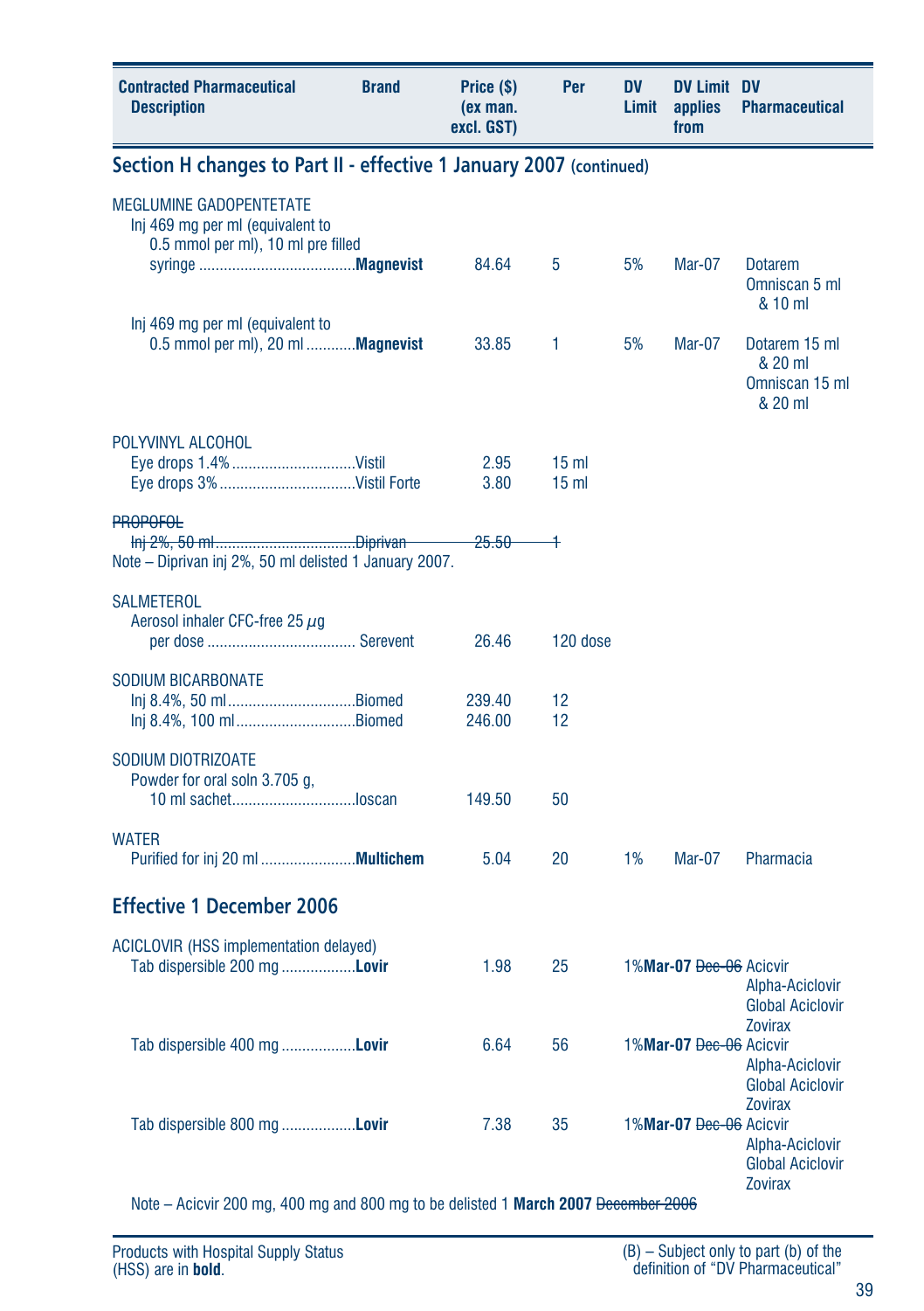| Contracted Pharmaceutical Description | Brand | Price ($) (ex man. excl. GST) | Per | DV Limit | DV Limit applies from | DV Pharmaceutical |
|---|---|---|---|---|---|---|

## Section H changes to Part II - effective 1 January 2007 (continued)

| Contracted Pharmaceutical Description | Brand | Price ($) (ex man. excl. GST) | Per | DV Limit | DV Limit applies from | DV Pharmaceutical |
|---|---|---|---|---|---|---|
| MEGLUMINE GADOPENTETATE | | | | | | |
| Inj 469 mg per ml (equivalent to 0.5 mmol per ml), 10 ml pre filled syringe | **Magnevist** | 84.64 | 5 | 5% | Mar-07 | Dotarem<br>Omniscan 5 ml & 10 ml |
| Inj 469 mg per ml (equivalent to 0.5 mmol per ml), 20 ml | **Magnevist** | 33.85 | 1 | 5% | Mar-07 | Dotarem 15 ml & 20 ml<br>Omniscan 15 ml & 20 ml |
| POLYVINYL ALCOHOL | | | | | | |
| Eye drops 1.4% | Vistil | 2.95 | 15 ml | | | |
| Eye drops 3% | Vistil Forte | 3.80 | 15 ml | | | |
| ~~PROPOFOL~~ | | | | | | |
| ~~Inj 2%, 50 ml~~ | ~~Diprivan~~ | ~~25.50~~ | ~~1~~ | | | |
| Note – Diprivan inj 2%, 50 ml delisted 1 January 2007. | | | | | | |
| SALMETEROL | | | | | | |
| Aerosol inhaler CFC-free 25 μg per dose | Serevent | 26.46 | 120 dose | | | |
| SODIUM BICARBONATE | | | | | | |
| Inj 8.4%, 50 ml | Biomed | 239.40 | 12 | | | |
| Inj 8.4%, 100 ml | Biomed | 246.00 | 12 | | | |
| SODIUM DIOTRIZOATE | | | | | | |
| Powder for oral soln 3.705 g, 10 ml sachet | Ioscan | 149.50 | 50 | | | |
| WATER | | | | | | |
| Purified for inj 20 ml | **Multichem** | 5.04 | 20 | 1% | Mar-07 | Pharmacia |

## Effective 1 December 2006

| Contracted Pharmaceutical Description | Brand | Price ($) (ex man. excl. GST) | Per | DV Limit | DV Limit applies from | DV Pharmaceutical |
|---|---|---|---|---|---|---|
| ACICLOVIR (HSS implementation delayed) | | | | | | |
| Tab dispersible 200 mg | **Lovir** | 1.98 | 25 | 1% | **Mar-07** ~~Dec-06~~ | Acicvir<br>Alpha-Aciclovir<br>Global Aciclovir<br>Zovirax |
| Tab dispersible 400 mg | **Lovir** | 6.64 | 56 | 1% | **Mar-07** ~~Dec-06~~ | Acicvir<br>Alpha-Aciclovir<br>Global Aciclovir<br>Zovirax |
| Tab dispersible 800 mg | **Lovir** | 7.38 | 35 | 1% | **Mar-07** ~~Dec-06~~ | Acicvir<br>Alpha-Aciclovir<br>Global Aciclovir<br>Zovirax |

Note – Acicvir 200 mg, 400 mg and 800 mg to be delisted 1 **March 2007** ~~December 2006~~

Products with Hospital Supply Status (HSS) are in **bold**.

(B) – Subject only to part (b) of the definition of "DV Pharmaceutical"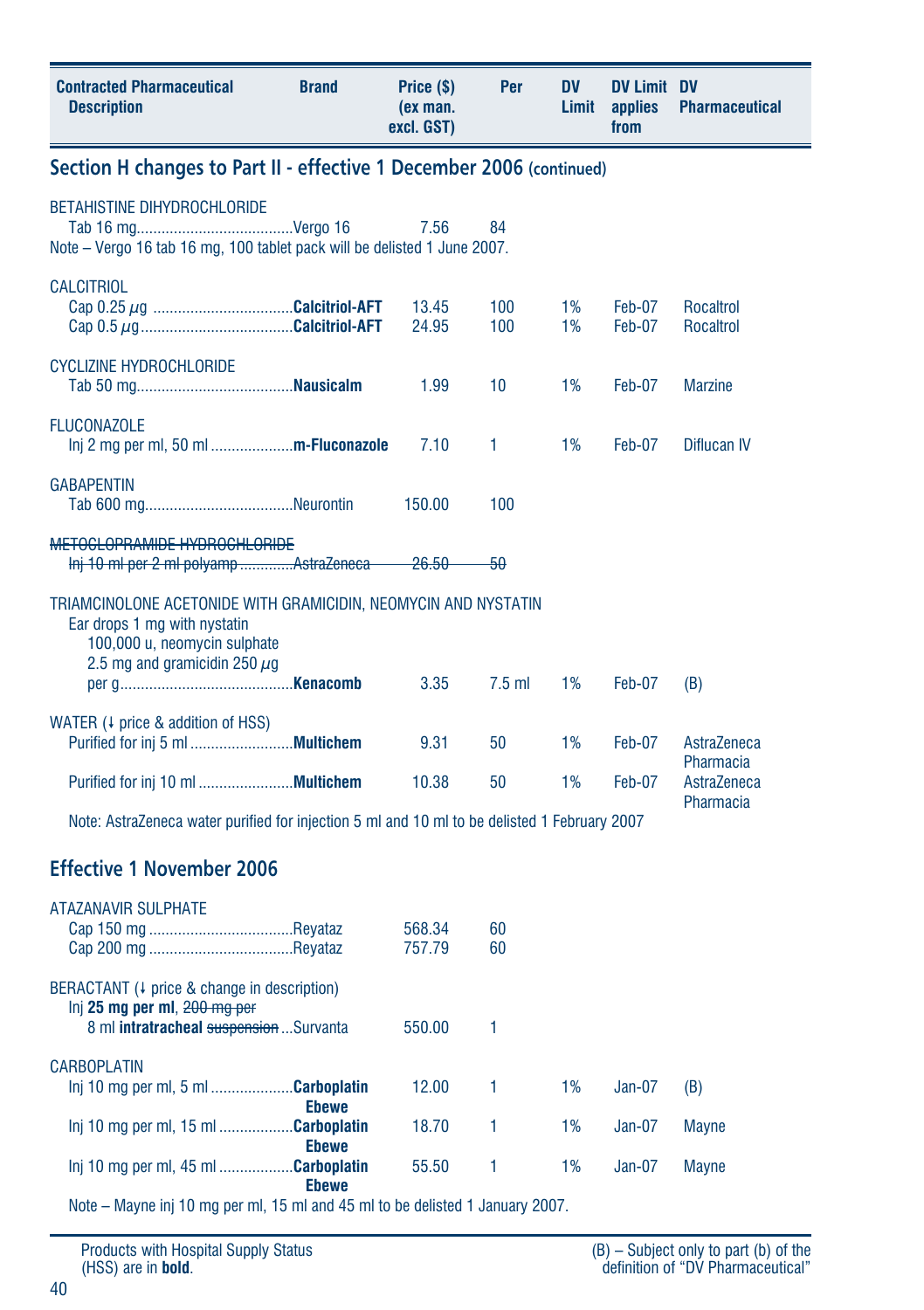| Contracted Pharmaceutical Description | Brand | Price ($) (ex man. excl. GST) | Per | DV Limit | DV Limit applies from | DV Pharmaceutical |
|---|---|---|---|---|---|---|

## Section H changes to Part II - effective 1 December 2006 (continued)

| Contracted Pharmaceutical Description | Brand | Price ($) (ex man. excl. GST) | Per | DV Limit | DV Limit applies from | DV Pharmaceutical |
|---|---|---|---|---|---|---|
| BETAHISTINE DIHYDROCHLORIDE | | | | | | |
| Tab 16 mg | Vergo 16 | 7.56 | 84 | | | |
| Note – Vergo 16 tab 16 mg, 100 tablet pack will be delisted 1 June 2007. | | | | | | |
| CALCITRIOL | | | | | | |
| Cap 0.25 µg | **Calcitriol-AFT** | 13.45 | 100 | 1% | Feb-07 | Rocaltrol |
| Cap 0.5 µg | **Calcitriol-AFT** | 24.95 | 100 | 1% | Feb-07 | Rocaltrol |
| CYCLIZINE HYDROCHLORIDE | | | | | | |
| Tab 50 mg | **Nausicalm** | 1.99 | 10 | 1% | Feb-07 | Marzine |
| FLUCONAZOLE | | | | | | |
| Inj 2 mg per ml, 50 ml | **m-Fluconazole** | 7.10 | 1 | 1% | Feb-07 | Diflucan IV |
| GABAPENTIN | | | | | | |
| Tab 600 mg | Neurontin | 150.00 | 100 | | | |
| ~~METOCLOPRAMIDE HYDROCHLORIDE~~ | | | | | | |
| ~~Inj 10 ml per 2 ml polyamp~~ | ~~AstraZeneca~~ | ~~26.50~~ | ~~50~~ | | | |
| TRIAMCINOLONE ACETONIDE WITH GRAMICIDIN, NEOMYCIN AND NYSTATIN | | | | | | |
| Ear drops 1 mg with nystatin 100,000 u, neomycin sulphate 2.5 mg and gramicidin 250 µg per g | **Kenacomb** | 3.35 | 7.5 ml | 1% | Feb-07 | (B) |
| WATER (↓ price & addition of HSS) | | | | | | |
| Purified for inj 5 ml | **Multichem** | 9.31 | 50 | 1% | Feb-07 | AstraZeneca Pharmacia |
| Purified for inj 10 ml | **Multichem** | 10.38 | 50 | 1% | Feb-07 | AstraZeneca Pharmacia |
| Note: AstraZeneca water purified for injection 5 ml and 10 ml to be delisted 1 February 2007 | | | | | | |

## Effective 1 November 2006

| Contracted Pharmaceutical Description | Brand | Price ($) (ex man. excl. GST) | Per | DV Limit | DV Limit applies from | DV Pharmaceutical |
|---|---|---|---|---|---|---|
| ATAZANAVIR SULPHATE | | | | | | |
| Cap 150 mg | Reyataz | 568.34 | 60 | | | |
| Cap 200 mg | Reyataz | 757.79 | 60 | | | |
| BERACTANT (↓ price & change in description) | | | | | | |
| Inj **25 mg per ml**, ~~200 mg per~~ 8 ml **intratracheal** ~~suspension~~ | Survanta | 550.00 | 1 | | | |
| CARBOPLATIN | | | | | | |
| Inj 10 mg per ml, 5 ml | **Carboplatin Ebewe** | 12.00 | 1 | 1% | Jan-07 | (B) |
| Inj 10 mg per ml, 15 ml | **Carboplatin Ebewe** | 18.70 | 1 | 1% | Jan-07 | Mayne |
| Inj 10 mg per ml, 45 ml | **Carboplatin Ebewe** | 55.50 | 1 | 1% | Jan-07 | Mayne |
| Note – Mayne inj 10 mg per ml, 15 ml and 45 ml to be delisted 1 January 2007. | | | | | | |

Products with Hospital Supply Status (HSS) are in **bold**.

(B) – Subject only to part (b) of the definition of “DV Pharmaceutical”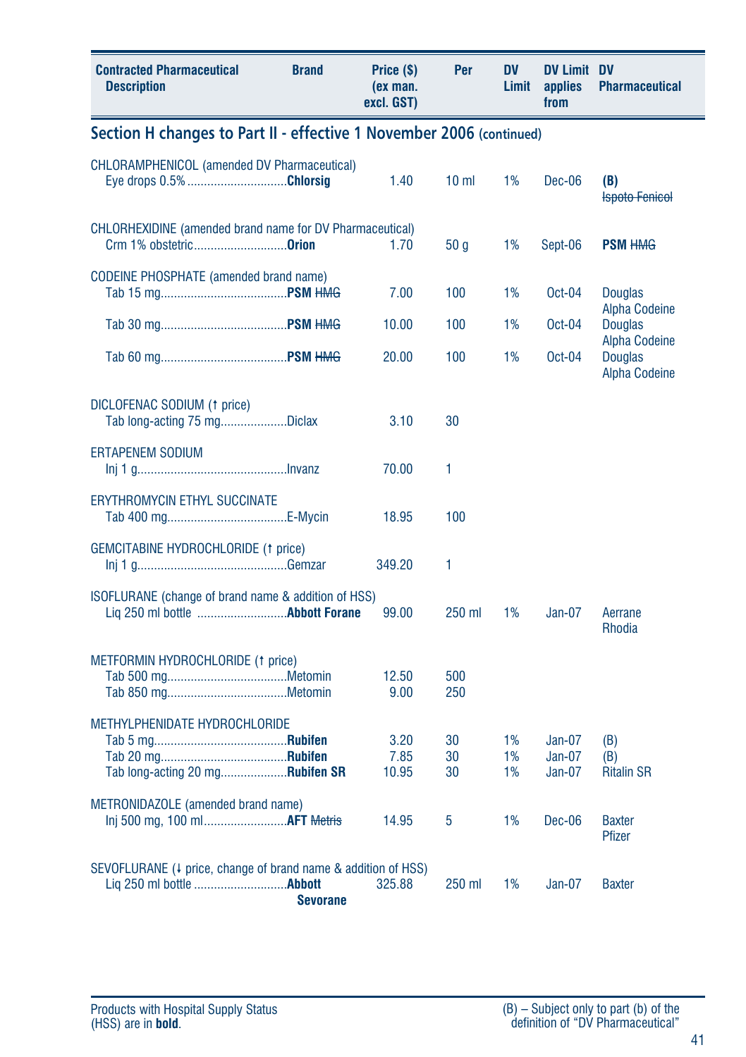| Contracted Pharmaceutical Description | Brand | Price ($) (ex man. excl. GST) | Per | DV Limit | DV Limit applies from | DV Pharmaceutical |
|---|---|---|---|---|---|---|

## Section H changes to Part II - effective 1 November 2006 (continued)

| Contracted Pharmaceutical Description | Brand | Price ($) (ex man. excl. GST) | Per | DV Limit | DV Limit applies from | DV Pharmaceutical |
|---|---|---|---|---|---|---|
| CHLORAMPHENICOL (amended DV Pharmaceutical) | | | | | | |
| Eye drops 0.5% | **Chlorsig** | 1.40 | 10 ml | 1% | Dec-06 | **(B)** ~~Ispoto Fenicol~~ |
| CHLORHEXIDINE (amended brand name for DV Pharmaceutical) | | | | | | |
| Crm 1% obstetric | **Orion** | 1.70 | 50 g | 1% | Sept-06 | **PSM** ~~HMG~~ |
| CODEINE PHOSPHATE (amended brand name) | | | | | | |
| Tab 15 mg | **PSM** ~~HMG~~ | 7.00 | 100 | 1% | Oct-04 | Douglas Alpha Codeine |
| Tab 30 mg | **PSM** ~~HMG~~ | 10.00 | 100 | 1% | Oct-04 | Douglas Alpha Codeine |
| Tab 60 mg | **PSM** ~~HMG~~ | 20.00 | 100 | 1% | Oct-04 | Douglas Alpha Codeine |
| DICLOFENAC SODIUM (↑ price) | | | | | | |
| Tab long-acting 75 mg | Diclax | 3.10 | 30 | | | |
| ERTAPENEM SODIUM | | | | | | |
| Inj 1 g | Invanz | 70.00 | 1 | | | |
| ERYTHROMYCIN ETHYL SUCCINATE | | | | | | |
| Tab 400 mg | E-Mycin | 18.95 | 100 | | | |
| GEMCITABINE HYDROCHLORIDE (↑ price) | | | | | | |
| Inj 1 g | Gemzar | 349.20 | 1 | | | |
| ISOFLURANE (change of brand name & addition of HSS) | | | | | | |
| Liq 250 ml bottle | **Abbott Forane** | 99.00 | 250 ml | 1% | Jan-07 | Aerrane Rhodia |
| METFORMIN HYDROCHLORIDE (↑ price) | | | | | | |
| Tab 500 mg | Metomin | 12.50 | 500 | | | |
| Tab 850 mg | Metomin | 9.00 | 250 | | | |
| METHYLPHENIDATE HYDROCHLORIDE | | | | | | |
| Tab 5 mg | **Rubifen** | 3.20 | 30 | 1% | Jan-07 | (B) |
| Tab 20 mg | **Rubifen** | 7.85 | 30 | 1% | Jan-07 | (B) |
| Tab long-acting 20 mg | **Rubifen SR** | 10.95 | 30 | 1% | Jan-07 | Ritalin SR |
| METRONIDAZOLE (amended brand name) | | | | | | |
| Inj 500 mg, 100 ml | **AFT** ~~Metris~~ | 14.95 | 5 | 1% | Dec-06 | Baxter Pfizer |
| SEVOFLURANE (↓ price, change of brand name & addition of HSS) | | | | | | |
| Liq 250 ml bottle | **Abbott Sevorane** | 325.88 | 250 ml | 1% | Jan-07 | Baxter |

Products with Hospital Supply Status (HSS) are in **bold**.

(B) – Subject only to part (b) of the definition of "DV Pharmaceutical"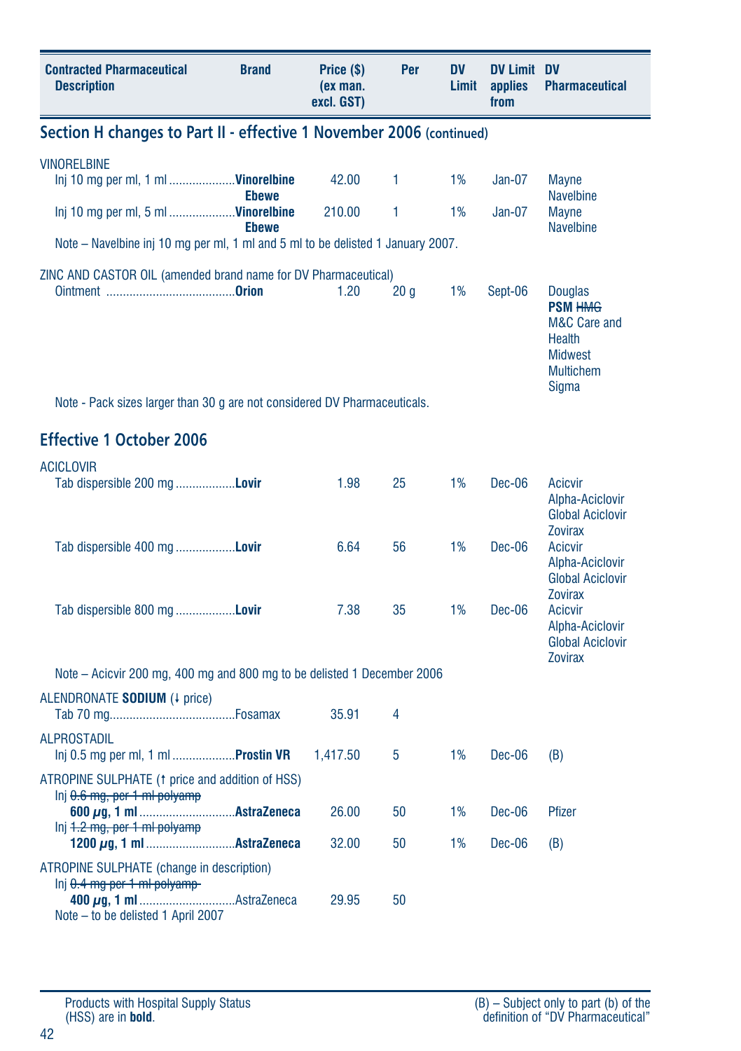| Contracted Pharmaceutical Description | Brand | Price ($) (ex man. excl. GST) | Per | DV Limit | DV Limit applies from | DV Pharmaceutical |
|---|---|---|---|---|---|---|

## Section H changes to Part II - effective 1 November 2006 (continued)

| Contracted Pharmaceutical Description | Brand | Price ($) (ex man. excl. GST) | Per | DV Limit | DV Limit applies from | DV Pharmaceutical |
|---|---|---|---|---|---|---|
| VINORELBINE | | | | | | |
| Inj 10 mg per ml, 1 ml | **Vinorelbine Ebewe** | 42.00 | 1 | 1% | Jan-07 | Mayne<br>Navelbine |
| Inj 10 mg per ml, 5 ml | **Vinorelbine Ebewe** | 210.00 | 1 | 1% | Jan-07 | Mayne<br>Navelbine |
| Note – Navelbine inj 10 mg per ml, 1 ml and 5 ml to be delisted 1 January 2007. | | | | | | |
| ZINC AND CASTOR OIL (amended brand name for DV Pharmaceutical) | | | | | | |
| Ointment | **Orion** | 1.20 | 20 g | 1% | Sept-06 | Douglas<br>**PSM** ~~HMG~~<br>M&C Care and Health<br>Midwest<br>Multichem<br>Sigma |
| Note - Pack sizes larger than 30 g are not considered DV Pharmaceuticals. | | | | | | |

## Effective 1 October 2006

| Contracted Pharmaceutical Description | Brand | Price ($) (ex man. excl. GST) | Per | DV Limit | DV Limit applies from | DV Pharmaceutical |
|---|---|---|---|---|---|---|
| ACICLOVIR | | | | | | |
| Tab dispersible 200 mg | **Lovir** | 1.98 | 25 | 1% | Dec-06 | Acicvir<br>Alpha-Aciclovir<br>Global Aciclovir<br>Zovirax |
| Tab dispersible 400 mg | **Lovir** | 6.64 | 56 | 1% | Dec-06 | Acicvir<br>Alpha-Aciclovir<br>Global Aciclovir<br>Zovirax |
| Tab dispersible 800 mg | **Lovir** | 7.38 | 35 | 1% | Dec-06 | Acicvir<br>Alpha-Aciclovir<br>Global Aciclovir<br>Zovirax |
| Note – Acicvir 200 mg, 400 mg and 800 mg to be delisted 1 December 2006 | | | | | | |
| ALENDRONATE **SODIUM** (↓ price) | | | | | | |
| Tab 70 mg | Fosamax | 35.91 | 4 | | | |
| ALPROSTADIL | | | | | | |
| Inj 0.5 mg per ml, 1 ml | **Prostin VR** | 1,417.50 | 5 | 1% | Dec-06 | (B) |
| ATROPINE SULPHATE (↑ price and addition of HSS) | | | | | | |
| Inj ~~0.6 mg, per 1 ml polyamp~~ **600 µg, 1 ml** | **AstraZeneca** | 26.00 | 50 | 1% | Dec-06 | Pfizer |
| Inj ~~1.2 mg, per 1 ml polyamp~~ **1200 µg, 1 ml** | **AstraZeneca** | 32.00 | 50 | 1% | Dec-06 | (B) |
| ATROPINE SULPHATE (change in description) | | | | | | |
| Inj ~~0.4 mg per 1 ml polyamp~~ **400 µg, 1 ml** | AstraZeneca | 29.95 | 50 | | | |
| Note – to be delisted 1 April 2007 | | | | | | |

Products with Hospital Supply Status (HSS) are in **bold**.

(B) – Subject only to part (b) of the definition of "DV Pharmaceutical"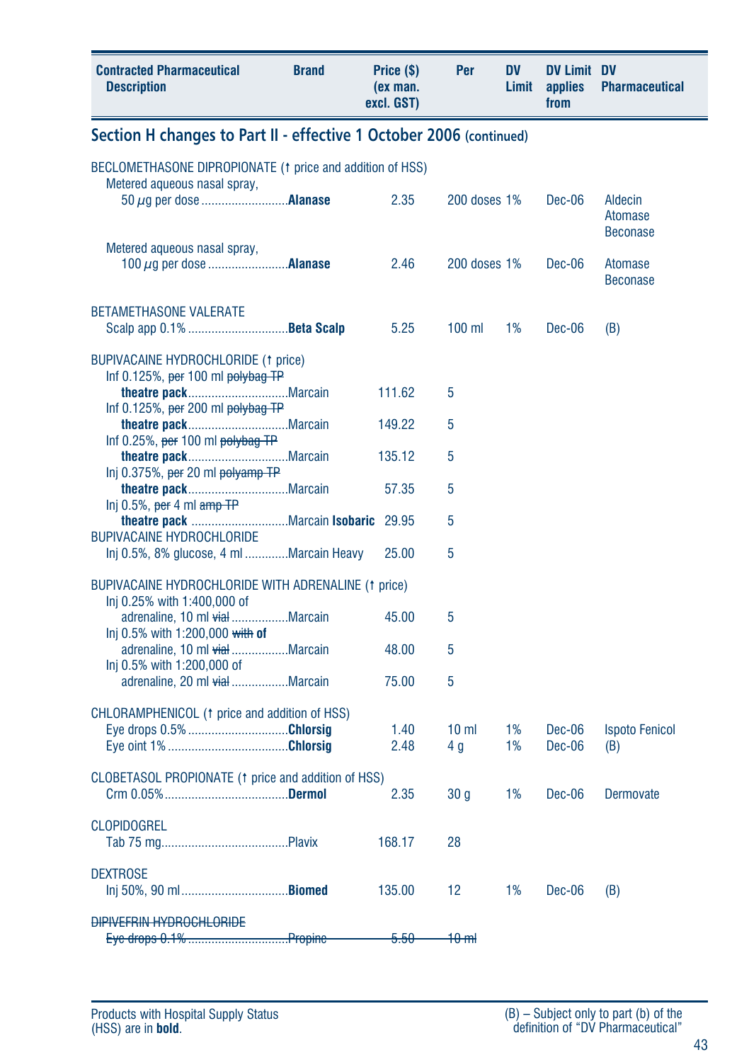| Contracted Pharmaceutical Description | Brand | Price ($) (ex man. excl. GST) | Per | DV Limit | DV Limit applies from | DV Pharmaceutical |
|---|---|---|---|---|---|---|

## Section H changes to Part II - effective 1 October 2006 (continued)

| Contracted Pharmaceutical Description | Brand | Price ($) (ex man. excl. GST) | Per | DV Limit | DV Limit applies from | DV Pharmaceutical |
|---|---|---|---|---|---|---|
| BECLOMETHASONE DIPROPIONATE (↑ price and addition of HSS) | | | | | | |
| Metered aqueous nasal spray, 50 µg per dose | **Alanase** | 2.35 | 200 doses | 1% | Dec-06 | Aldecin Atomase Beconase |
| Metered aqueous nasal spray, 100 µg per dose | **Alanase** | 2.46 | 200 doses | 1% | Dec-06 | Atomase Beconase |
| BETAMETHASONE VALERATE | | | | | | |
| Scalp app 0.1% | **Beta Scalp** | 5.25 | 100 ml | 1% | Dec-06 | (B) |
| BUPIVACAINE HYDROCHLORIDE (↑ price) | | | | | | |
| Inf 0.125%, ~~per~~ 100 ml ~~polybag TP~~ **theatre pack** | Marcain | 111.62 | 5 | | | |
| Inf 0.125%, ~~per~~ 200 ml ~~polybag TP~~ **theatre pack** | Marcain | 149.22 | 5 | | | |
| Inf 0.25%, ~~per~~ 100 ml ~~polybag TP~~ **theatre pack** | Marcain | 135.12 | 5 | | | |
| Inj 0.375%, ~~per~~ 20 ml ~~polyamp TP~~ **theatre pack** | Marcain | 57.35 | 5 | | | |
| Inj 0.5%, ~~per~~ 4 ml ~~amp TP~~ **theatre pack** | Marcain **Isobaric** | 29.95 | 5 | | | |
| BUPIVACAINE HYDROCHLORIDE | | | | | | |
| Inj 0.5%, 8% glucose, 4 ml | Marcain Heavy | 25.00 | 5 | | | |
| BUPIVACAINE HYDROCHLORIDE WITH ADRENALINE (↑ price) | | | | | | |
| Inj 0.25% with 1:400,000 of adrenaline, 10 ml ~~vial~~ | Marcain | 45.00 | 5 | | | |
| Inj 0.5% with 1:200,000 ~~with~~ **of** adrenaline, 10 ml ~~vial~~ | Marcain | 48.00 | 5 | | | |
| Inj 0.5% with 1:200,000 of adrenaline, 20 ml ~~vial~~ | Marcain | 75.00 | 5 | | | |
| CHLORAMPHENICOL (↑ price and addition of HSS) | | | | | | |
| Eye drops 0.5% | **Chlorsig** | 1.40 | 10 ml | 1% | Dec-06 | Ispoto Fenicol |
| Eye oint 1% | **Chlorsig** | 2.48 | 4 g | 1% | Dec-06 | (B) |
| CLOBETASOL PROPIONATE (↑ price and addition of HSS) | | | | | | |
| Crm 0.05% | **Dermol** | 2.35 | 30 g | 1% | Dec-06 | Dermovate |
| CLOPIDOGREL | | | | | | |
| Tab 75 mg | Plavix | 168.17 | 28 | | | |
| DEXTROSE | | | | | | |
| Inj 50%, 90 ml | **Biomed** | 135.00 | 12 | 1% | Dec-06 | (B) |
| ~~DIPIVEFRIN HYDROCHLORIDE~~ | | | | | | |
| ~~Eye drops 0.1%~~ | ~~Propine~~ | ~~5.50~~ | ~~10 ml~~ | | | |

Products with Hospital Supply Status (HSS) are in **bold**.

(B) – Subject only to part (b) of the definition of "DV Pharmaceutical"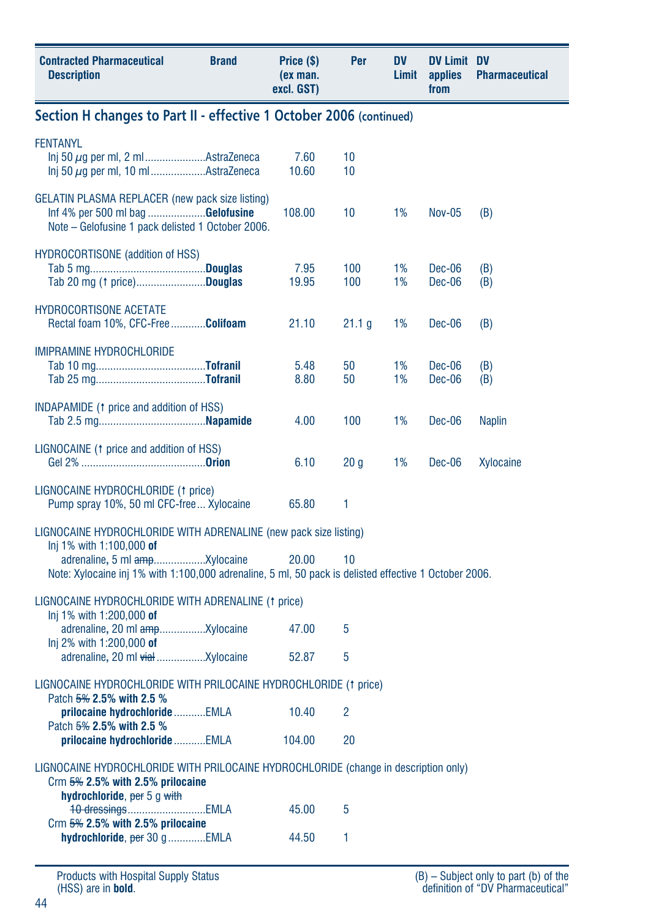| Contracted Pharmaceutical Description | Brand | Price ($) (ex man. excl. GST) | Per | DV Limit | DV Limit applies from | DV Pharmaceutical |
|---|---|---|---|---|---|---|

## Section H changes to Part II - effective 1 October 2006 (continued)

| Contracted Pharmaceutical Description | Brand | Price ($) (ex man. excl. GST) | Per | DV Limit | DV Limit applies from | DV Pharmaceutical |
|---|---|---|---|---|---|---|
| **FENTANYL** | | | | | | |
| Inj 50 µg per ml, 2 ml | AstraZeneca | 7.60 | 10 | | | |
| Inj 50 µg per ml, 10 ml | AstraZeneca | 10.60 | 10 | | | |
| **GELATIN PLASMA REPLACER (new pack size listing)** | | | | | | |
| Inf 4% per 500 ml bag | **Gelofusine** | 108.00 | 10 | 1% | Nov-05 | (B) |
| Note – Gelofusine 1 pack delisted 1 October 2006. | | | | | | |
| **HYDROCORTISONE (addition of HSS)** | | | | | | |
| Tab 5 mg | **Douglas** | 7.95 | 100 | 1% | Dec-06 | (B) |
| Tab 20 mg (↑ price) | **Douglas** | 19.95 | 100 | 1% | Dec-06 | (B) |
| **HYDROCORTISONE ACETATE** | | | | | | |
| Rectal foam 10%, CFC-Free | **Colifoam** | 21.10 | 21.1 g | 1% | Dec-06 | (B) |
| **IMIPRAMINE HYDROCHLORIDE** | | | | | | |
| Tab 10 mg | **Tofranil** | 5.48 | 50 | 1% | Dec-06 | (B) |
| Tab 25 mg | **Tofranil** | 8.80 | 50 | 1% | Dec-06 | (B) |
| **INDAPAMIDE (↑ price and addition of HSS)** | | | | | | |
| Tab 2.5 mg | **Napamide** | 4.00 | 100 | 1% | Dec-06 | Naplin |
| **LIGNOCAINE (↑ price and addition of HSS)** | | | | | | |
| Gel 2% | **Orion** | 6.10 | 20 g | 1% | Dec-06 | Xylocaine |
| **LIGNOCAINE HYDROCHLORIDE (↑ price)** | | | | | | |
| Pump spray 10%, 50 ml CFC-free | Xylocaine | 65.80 | 1 | | | |
| **LIGNOCAINE HYDROCHLORIDE WITH ADRENALINE (new pack size listing)** | | | | | | |
| Inj 1% with 1:100,000 **of** adrenaline**,** 5 ml ~~amp~~ | Xylocaine | 20.00 | 10 | | | |
| Note: Xylocaine inj 1% with 1:100,000 adrenaline, 5 ml, 50 pack is delisted effective 1 October 2006. | | | | | | |
| **LIGNOCAINE HYDROCHLORIDE WITH ADRENALINE (↑ price)** | | | | | | |
| Inj 1% with 1:200,000 **of** adrenaline**,** 20 ml ~~amp~~ | Xylocaine | 47.00 | 5 | | | |
| Inj 2% with 1:200,000 **of** adrenaline**,** 20 ml ~~vial~~ | Xylocaine | 52.87 | 5 | | | |
| **LIGNOCAINE HYDROCHLORIDE WITH PRILOCAINE HYDROCHLORIDE (↑ price)** | | | | | | |
| Patch ~~5%~~ **2.5% with 2.5 % prilocaine hydrochloride** | EMLA | 10.40 | 2 | | | |
| Patch ~~5%~~ **2.5% with 2.5 % prilocaine hydrochloride** | EMLA | 104.00 | 20 | | | |
| **LIGNOCAINE HYDROCHLORIDE WITH PRILOCAINE HYDROCHLORIDE (change in description only)** | | | | | | |
| Crm ~~5%~~ **2.5% with 2.5% prilocaine hydrochloride**, ~~per~~ 5 g ~~with 10 dressings~~ | EMLA | 45.00 | 5 | | | |
| Crm ~~5%~~ **2.5% with 2.5% prilocaine hydrochloride**, ~~per~~ 30 g | EMLA | 44.50 | 1 | | | |

Products with Hospital Supply Status (HSS) are in **bold**.

(B) – Subject only to part (b) of the definition of "DV Pharmaceutical"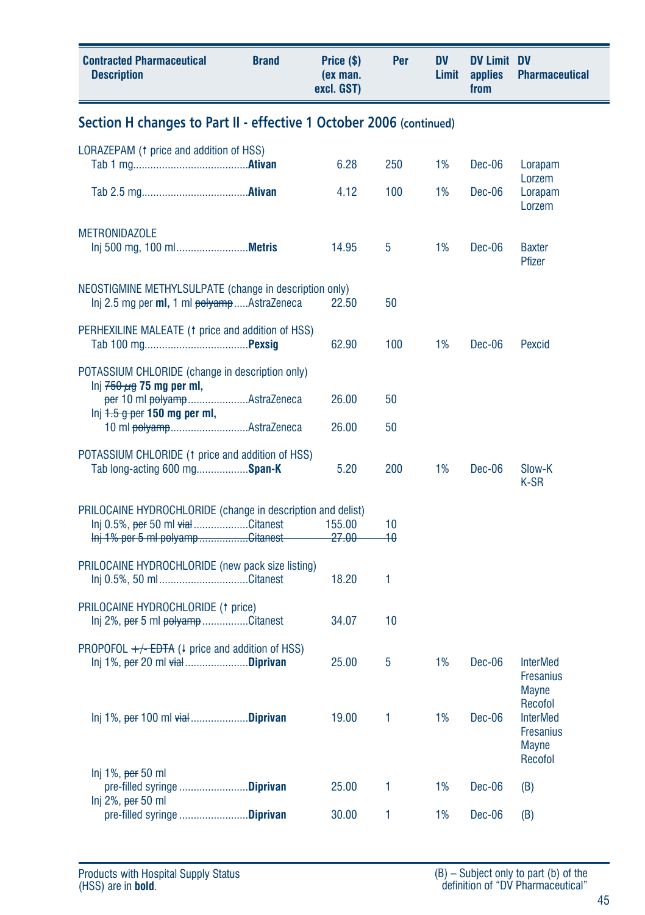| Contracted Pharmaceutical Description | Brand | Price ($) (ex man. excl. GST) | Per | DV Limit | DV Limit applies from | DV Pharmaceutical |
|---|---|---|---|---|---|---|

## Section H changes to Part II - effective 1 October 2006 (continued)

| Contracted Pharmaceutical Description | Brand | Price ($) (ex man. excl. GST) | Per | DV Limit | DV Limit applies from | DV Pharmaceutical |
|---|---|---|---|---|---|---|
| LORAZEPAM (↑ price and addition of HSS) | | | | | | |
| Tab 1 mg | **Ativan** | 6.28 | 250 | 1% | Dec-06 | Lorapam<br>Lorzem |
| Tab 2.5 mg | **Ativan** | 4.12 | 100 | 1% | Dec-06 | Lorapam<br>Lorzem |
| METRONIDAZOLE | | | | | | |
| Inj 500 mg, 100 ml | **Metris** | 14.95 | 5 | 1% | Dec-06 | Baxter<br>Pfizer |
| NEOSTIGMINE METHYLSULPATE (change in description only) | | | | | | |
| Inj 2.5 mg per **ml**, 1 ml ~~polyamp~~ | AstraZeneca | 22.50 | 50 | | | |
| PERHEXILINE MALEATE (↑ price and addition of HSS) | | | | | | |
| Tab 100 mg | **Pexsig** | 62.90 | 100 | 1% | Dec-06 | Pexcid |
| POTASSIUM CHLORIDE (change in description only) | | | | | | |
| Inj ~~750 µg~~ **75 mg per ml,** ~~per~~ 10 ml ~~polyamp~~ | AstraZeneca | 26.00 | 50 | | | |
| Inj ~~1.5 g per~~ **150 mg per ml,** 10 ml ~~polyamp~~ | AstraZeneca | 26.00 | 50 | | | |
| POTASSIUM CHLORIDE (↑ price and addition of HSS) | | | | | | |
| Tab long-acting 600 mg | **Span-K** | 5.20 | 200 | 1% | Dec-06 | Slow-K<br>K-SR |
| PRILOCAINE HYDROCHLORIDE (change in description and delist) | | | | | | |
| Inj 0.5%, ~~per~~ 50 ml ~~vial~~ | Citanest | 155.00 | 10 | | | |
| ~~Inj 1% per 5 ml polyamp~~ | ~~Citanest~~ | ~~27.00~~ | ~~10~~ | | | |
| PRILOCAINE HYDROCHLORIDE (new pack size listing) | | | | | | |
| Inj 0.5%, 50 ml | Citanest | 18.20 | 1 | | | |
| PRILOCAINE HYDROCHLORIDE (↑ price) | | | | | | |
| Inj 2%, ~~per~~ 5 ml ~~polyamp~~ | Citanest | 34.07 | 10 | | | |
| PROPOFOL ~~+/- EDTA~~ (↓ price and addition of HSS) | | | | | | |
| Inj 1%, ~~per~~ 20 ml ~~vial~~ | **Diprivan** | 25.00 | 5 | 1% | Dec-06 | InterMed<br>Fresanius<br>Mayne<br>Recofol |
| Inj 1%, ~~per~~ 100 ml ~~vial~~ | **Diprivan** | 19.00 | 1 | 1% | Dec-06 | InterMed<br>Fresanius<br>Mayne<br>Recofol |
| Inj 1%, ~~per~~ 50 ml pre-filled syringe | **Diprivan** | 25.00 | 1 | 1% | Dec-06 | (B) |
| Inj 2%, ~~per~~ 50 ml pre-filled syringe | **Diprivan** | 30.00 | 1 | 1% | Dec-06 | (B) |

Products with Hospital Supply Status (HSS) are in **bold**.

(B) – Subject only to part (b) of the definition of "DV Pharmaceutical"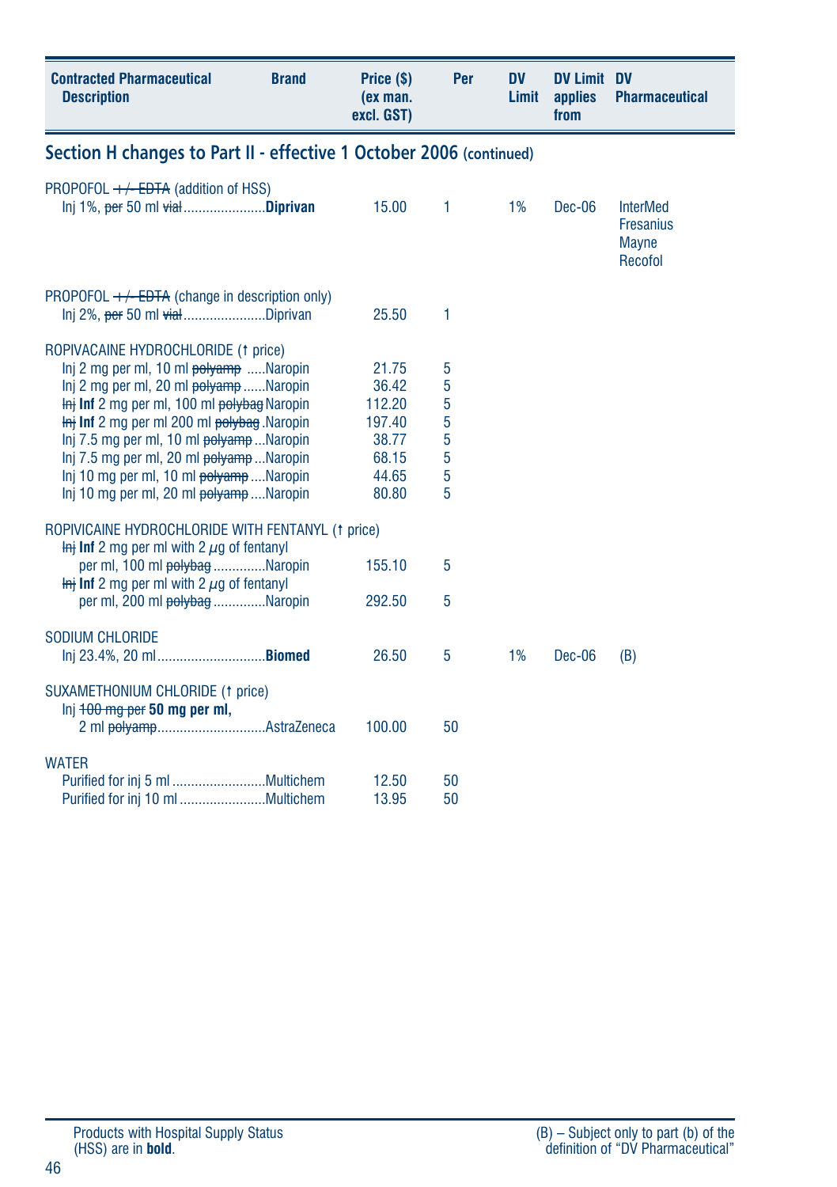| Contracted Pharmaceutical Description | Brand | Price ($) (ex man. excl. GST) | Per | DV Limit | DV Limit applies from | DV Pharmaceutical |
|---|---|---|---|---|---|---|

## Section H changes to Part II - effective 1 October 2006 (continued)

| Contracted Pharmaceutical Description | Brand | Price ($) (ex man. excl. GST) | Per | DV Limit | DV Limit applies from | DV Pharmaceutical |
|---|---|---|---|---|---|---|
| PROPOFOL ~~+/- EDTA~~ (addition of HSS) | | | | | | |
| Inj 1%, ~~per~~ 50 ml ~~vial~~ | **Diprivan** | 15.00 | 1 | 1% | Dec-06 | InterMed Fresanius Mayne Recofol |
| PROPOFOL ~~+/- EDTA~~ (change in description only) | | | | | | |
| Inj 2%, ~~per~~ 50 ml ~~vial~~ | Diprivan | 25.50 | 1 | | | |
| ROPIVACAINE HYDROCHLORIDE (↑ price) | | | | | | |
| Inj 2 mg per ml, 10 ml ~~polyamp~~ | Naropin | 21.75 | 5 | | | |
| Inj 2 mg per ml, 20 ml ~~polyamp~~ | Naropin | 36.42 | 5 | | | |
| ~~Inj~~ **Inf** 2 mg per ml, 100 ml ~~polybag~~ | Naropin | 112.20 | 5 | | | |
| ~~Inj~~ **Inf** 2 mg per ml 200 ml ~~polybag~~ | Naropin | 197.40 | 5 | | | |
| Inj 7.5 mg per ml, 10 ml ~~polyamp~~ | Naropin | 38.77 | 5 | | | |
| Inj 7.5 mg per ml, 20 ml ~~polyamp~~ | Naropin | 68.15 | 5 | | | |
| Inj 10 mg per ml, 10 ml ~~polyamp~~ | Naropin | 44.65 | 5 | | | |
| Inj 10 mg per ml, 20 ml ~~polyamp~~ | Naropin | 80.80 | 5 | | | |
| ROPIVICAINE HYDROCHLORIDE WITH FENTANYL (↑ price) | | | | | | |
| ~~Inj~~ **Inf** 2 mg per ml with 2 μg of fentanyl per ml, 100 ml ~~polybag~~ | Naropin | 155.10 | 5 | | | |
| ~~Inj~~ **Inf** 2 mg per ml with 2 μg of fentanyl per ml, 200 ml ~~polybag~~ | Naropin | 292.50 | 5 | | | |
| SODIUM CHLORIDE | | | | | | |
| Inj 23.4%, 20 ml | **Biomed** | 26.50 | 5 | 1% | Dec-06 | (B) |
| SUXAMETHONIUM CHLORIDE (↑ price) | | | | | | |
| Inj ~~100 mg per~~ **50 mg per ml,** 2 ml ~~polyamp~~ | AstraZeneca | 100.00 | 50 | | | |
| WATER | | | | | | |
| Purified for inj 5 ml | Multichem | 12.50 | 50 | | | |
| Purified for inj 10 ml | Multichem | 13.95 | 50 | | | |

Products with Hospital Supply Status (HSS) are in **bold**.

(B) – Subject only to part (b) of the definition of "DV Pharmaceutical"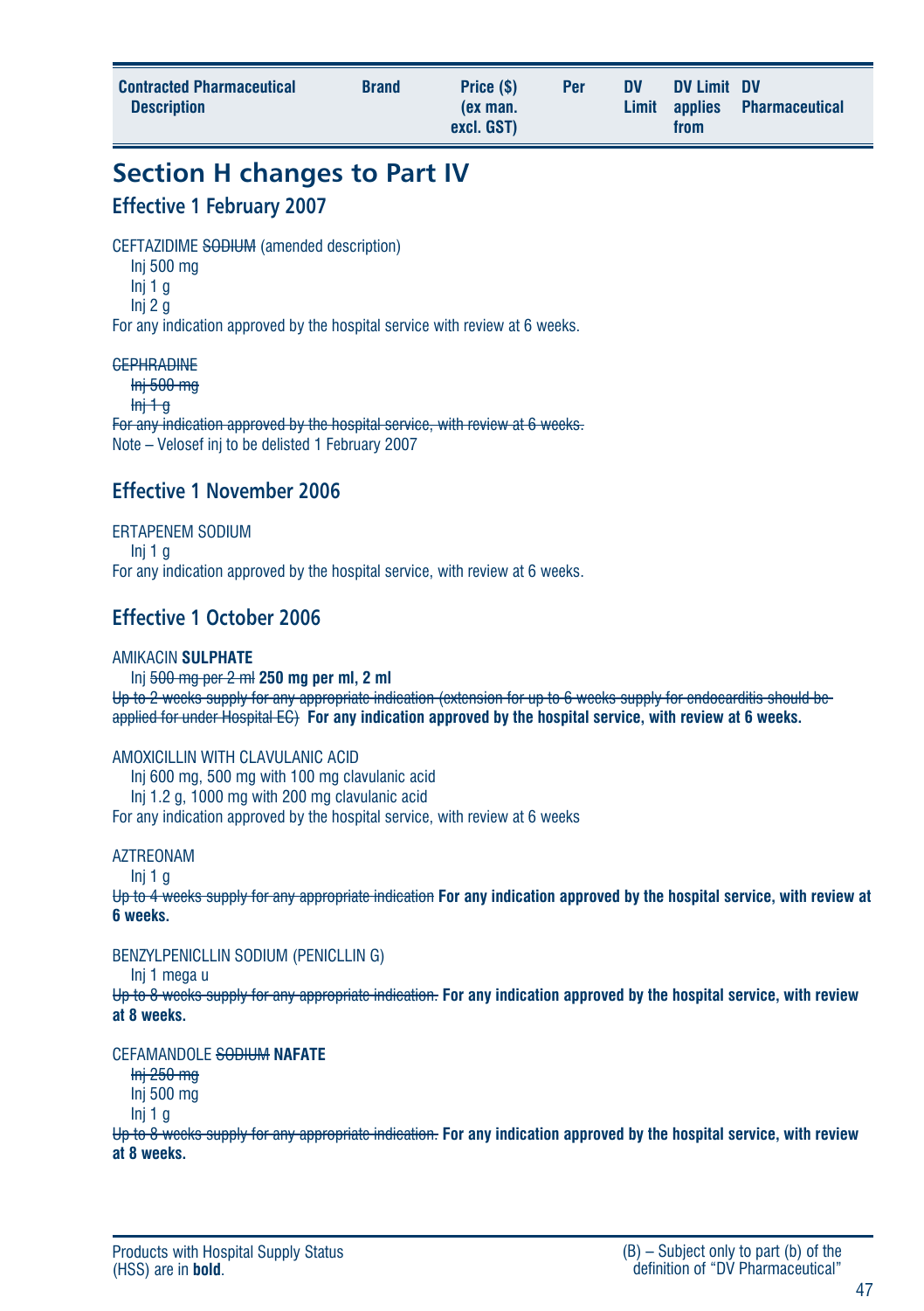| Contracted Pharmaceutical Description | Brand | Price ($) (ex man. excl. GST) | Per | DV Limit | DV Limit applies from | DV Pharmaceutical |
|---|---|---|---|---|---|---|

## Section H changes to Part IV

### Effective 1 February 2007

CEFTAZIDIME ~~SODIUM~~ (amended description)

- Inj 500 mg
- Inj 1 g
- Inj 2 g

For any indication approved by the hospital service with review at 6 weeks.

~~CEPHRADINE~~

- ~~Inj 500 mg~~
- ~~Inj 1 g~~

~~For any indication approved by the hospital service, with review at 6 weeks.~~

Note – Velosef inj to be delisted 1 February 2007

### Effective 1 November 2006

ERTAPENEM SODIUM

- Inj 1 g

For any indication approved by the hospital service, with review at 6 weeks.

### Effective 1 October 2006

AMIKACIN **SULPHATE**

- Inj ~~500 mg per 2 ml~~ **250 mg per ml, 2 ml**

~~Up to 2 weeks supply for any appropriate indication (extension for up to 6 weeks supply for endocarditis should be applied for under Hospital EC)~~ **For any indication approved by the hospital service, with review at 6 weeks.**

AMOXICILLIN WITH CLAVULANIC ACID

- Inj 600 mg, 500 mg with 100 mg clavulanic acid
- Inj 1.2 g, 1000 mg with 200 mg clavulanic acid

For any indication approved by the hospital service, with review at 6 weeks

AZTREONAM

- Inj 1 g

~~Up to 4 weeks supply for any appropriate indication~~ **For any indication approved by the hospital service, with review at 6 weeks.**

BENZYLPENICLLIN SODIUM (PENICLLIN G)

- Inj 1 mega u

~~Up to 8 weeks supply for any appropriate indication.~~ **For any indication approved by the hospital service, with review at 8 weeks.**

CEFAMANDOLE ~~SODIUM~~ **NAFATE**

- ~~Inj 250 mg~~
- Inj 500 mg
- Inj 1 g

~~Up to 8 weeks supply for any appropriate indication.~~ **For any indication approved by the hospital service, with review at 8 weeks.**

Products with Hospital Supply Status (HSS) are in **bold**.

(B) – Subject only to part (b) of the definition of "DV Pharmaceutical"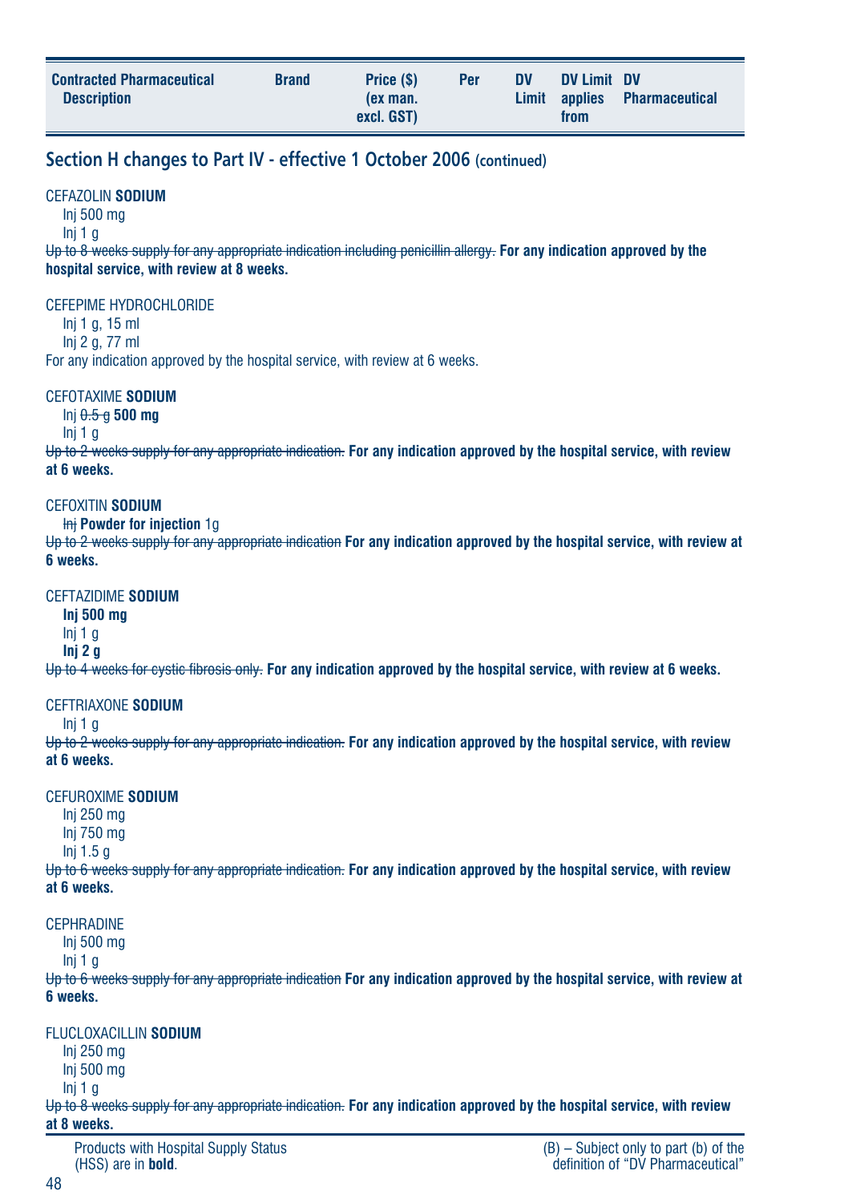| Contracted Pharmaceutical Description | Brand | Price ($) (ex man. excl. GST) | Per | DV Limit | DV Limit applies from | DV Pharmaceutical |
|---|---|---|---|---|---|---|

## Section H changes to Part IV - effective 1 October 2006 (continued)

CEFAZOLIN **SODIUM**
Inj 500 mg
Inj 1 g
~~Up to 8 weeks supply for any appropriate indication including penicillin allergy.~~ **For any indication approved by the hospital service, with review at 8 weeks.**

CEFEPIME HYDROCHLORIDE
Inj 1 g, 15 ml
Inj 2 g, 77 ml
For any indication approved by the hospital service, with review at 6 weeks.

CEFOTAXIME **SODIUM**
Inj ~~0.5 g~~ **500 mg**
Inj 1 g
~~Up to 2 weeks supply for any appropriate indication.~~ **For any indication approved by the hospital service, with review at 6 weeks.**

CEFOXITIN **SODIUM**
~~Inj~~ **Powder for injection** 1g
~~Up to 2 weeks supply for any appropriate indication~~ **For any indication approved by the hospital service, with review at 6 weeks.**

CEFTAZIDIME **SODIUM**
**Inj 500 mg**
Inj 1 g
**Inj 2 g**
~~Up to 4 weeks for cystic fibrosis only.~~ **For any indication approved by the hospital service, with review at 6 weeks.**

CEFTRIAXONE **SODIUM**
Inj 1 g
~~Up to 2 weeks supply for any appropriate indication.~~ **For any indication approved by the hospital service, with review at 6 weeks.**

CEFUROXIME **SODIUM**
Inj 250 mg
Inj 750 mg
Inj 1.5 g
~~Up to 6 weeks supply for any appropriate indication.~~ **For any indication approved by the hospital service, with review at 6 weeks.**

CEPHRADINE
Inj 500 mg
Inj 1 g
~~Up to 6 weeks supply for any appropriate indication~~ **For any indication approved by the hospital service, with review at 6 weeks.**

FLUCLOXACILLIN **SODIUM**
Inj 250 mg
Inj 500 mg
Inj 1 g
~~Up to 8 weeks supply for any appropriate indication.~~ **For any indication approved by the hospital service, with review at 8 weeks.**

Products with Hospital Supply Status (HSS) are in **bold**.

(B) – Subject only to part (b) of the definition of "DV Pharmaceutical"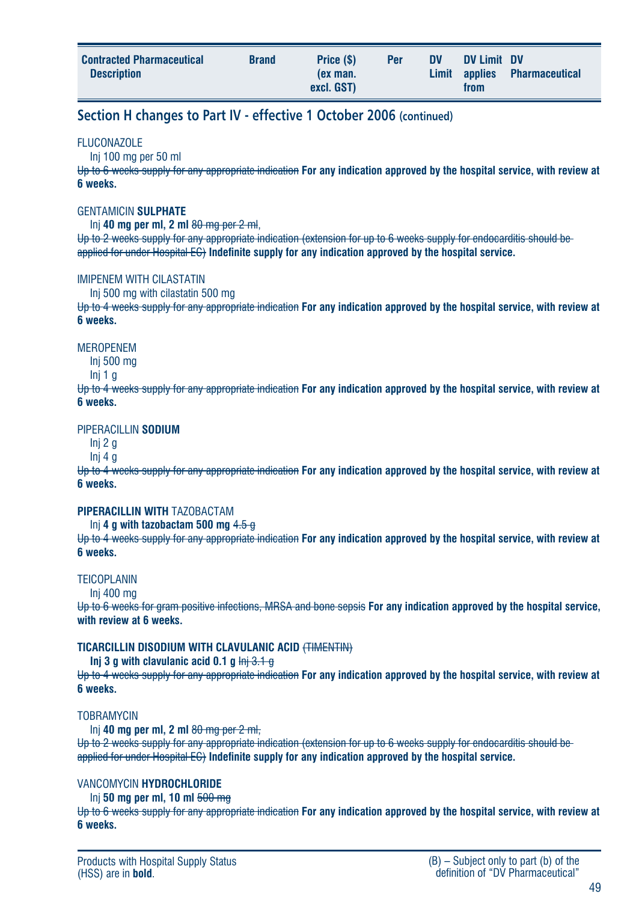| Contracted Pharmaceutical Description | Brand | Price ($) (ex man. excl. GST) | Per | DV Limit | DV Limit applies from | DV Pharmaceutical |
|---|---|---|---|---|---|---|

## Section H changes to Part IV - effective 1 October 2006 (continued)

FLUCONAZOLE

Inj 100 mg per 50 ml

~~Up to 6 weeks supply for any appropriate indication~~ **For any indication approved by the hospital service, with review at 6 weeks.**

GENTAMICIN **SULPHATE**

Inj **40 mg per ml, 2 ml** ~~80 mg per 2 ml~~,

~~Up to 2 weeks supply for any appropriate indication (extension for up to 6 weeks supply for endocarditis should be applied for under Hospital EC)~~ **Indefinite supply for any indication approved by the hospital service.**

IMIPENEM WITH CILASTATIN

Inj 500 mg with cilastatin 500 mg

~~Up to 4 weeks supply for any appropriate indication~~ **For any indication approved by the hospital service, with review at 6 weeks.**

MEROPENEM

Inj 500 mg

Inj 1 g

~~Up to 4 weeks supply for any appropriate indication~~ **For any indication approved by the hospital service, with review at 6 weeks.**

PIPERACILLIN **SODIUM**

Inj 2 g

Inj 4 g

~~Up to 4 weeks supply for any appropriate indication~~ **For any indication approved by the hospital service, with review at 6 weeks.**

**PIPERACILLIN WITH** TAZOBACTAM

Inj **4 g with tazobactam 500 mg** ~~4.5 g~~

~~Up to 4 weeks supply for any appropriate indication~~ **For any indication approved by the hospital service, with review at 6 weeks.**

TEICOPLANIN

Inj 400 mg

~~Up to 6 weeks for gram positive infections, MRSA and bone sepsis~~ **For any indication approved by the hospital service, with review at 6 weeks.**

**TICARCILLIN DISODIUM WITH CLAVULANIC ACID** ~~(TIMENTIN)~~

**Inj 3 g with clavulanic acid 0.1 g** ~~Inj 3.1 g~~

~~Up to 4 weeks supply for any appropriate indication~~ **For any indication approved by the hospital service, with review at 6 weeks.**

TOBRAMYCIN

Inj **40 mg per ml, 2 ml** ~~80 mg per 2 ml,~~

~~Up to 2 weeks supply for any appropriate indication (extension for up to 6 weeks supply for endocarditis should be applied for under Hospital EC)~~ **Indefinite supply for any indication approved by the hospital service.**

VANCOMYCIN **HYDROCHLORIDE**

Inj **50 mg per ml, 10 ml** ~~500 mg~~

~~Up to 6 weeks supply for any appropriate indication~~ **For any indication approved by the hospital service, with review at 6 weeks.**

Products with Hospital Supply Status (HSS) are in **bold**.

(B) – Subject only to part (b) of the definition of "DV Pharmaceutical"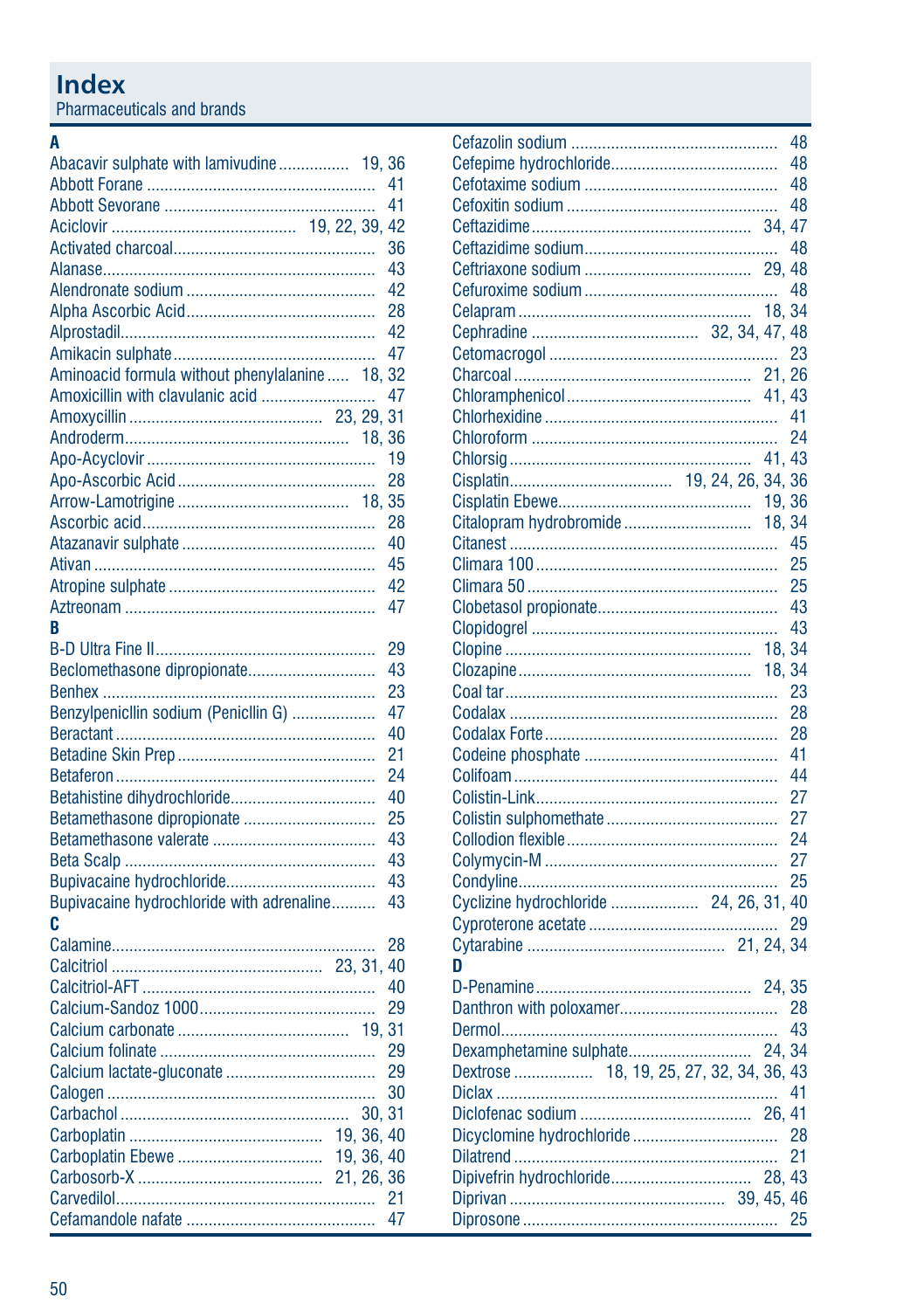# Index

Pharmaceuticals and brands

**A**

Abacavir sulphate with lamivudine ................ 19, 36
Abbott Forane .................................................... 41
Abbott Sevorane ................................................ 41
Aciclovir ......................................... 19, 22, 39, 42
Activated charcoal............................................. 36
Alanase............................................................. 43
Alendronate sodium .......................................... 42
Alpha Ascorbic Acid........................................... 28
Alprostadil.......................................................... 42
Amikacin sulphate ............................................. 47
Aminoacid formula without phenylalanine ..... 18, 32
Amoxicillin with clavulanic acid .......................... 47
Amoxycillin ........................................... 23, 29, 31
Androderm.................................................. 18, 36
Apo-Acyclovir .................................................... 19
Apo-Ascorbic Acid ............................................. 28
Arrow-Lamotrigine ...................................... 18, 35
Ascorbic acid..................................................... 28
Atazanavir sulphate ........................................... 40
Ativan ................................................................ 45
Atropine sulphate ............................................... 42
Aztreonam ......................................................... 47

**B**

B-D Ultra Fine II.................................................. 29
Beclomethasone dipropionate............................ 43
Benhex .............................................................. 23
Benzylpenicllin sodium (Peniclin G) .................. 47
Beractant ........................................................... 40
Betadine Skin Prep ............................................ 21
Betaferon ........................................................... 24
Betahistine dihydrochloride................................ 40
Betamethasone dipropionate ............................. 25
Betamethasone valerate .................................... 43
Beta Scalp ......................................................... 43
Bupivacaine hydrochloride................................. 43
Bupivacaine hydrochloride with adrenaline.......... 43

**C**

Calamine............................................................ 28
Calcitriol ...................................... 23, 31, 40
Calcitriol-AFT ..................................................... 40
Calcium-Sandoz 1000........................................ 29
Calcium carbonate ..................................... 19, 31
Calcium folinate ................................................. 29
Calcium lactate-gluconate .................................. 29
Calogen ............................................................. 30
Carbachol ................................................... 30, 31
Carboplatin ........................................... 19, 36, 40
Carboplatin Ebewe .................................. 19, 36, 40
Carbosorb-X ......................................... 21, 26, 36
Carvedilol........................................................... 21
Cefamandole nafate .......................................... 47
Cefazolin sodium ............................................... 48
Cefepime hydrochloride...................................... 48
Cefotaxime sodium ............................................ 48
Cefoxitin sodium ................................................ 48
Ceftazidime.................................................. 34, 47
Ceftazidime sodium............................................ 48
Ceftriaxone sodium ..................................... 29, 48
Cefuroxime sodium ............................................ 48
Celapram .................................................... 18, 34
Cephradine ................................... 32, 34, 47, 48
Cetomacrogol .................................................... 23
Charcoal ..................................................... 21, 26
Chloramphenicol.......................................... 41, 43
Chlorhexidine ..................................................... 41
Chloroform ......................................................... 24
Chlorsig ...................................................... 41, 43
Cisplatin.................................... 19, 24, 26, 34, 36
Cisplatin Ebewe........................................... 19, 36
Citalopram hydrobromide ............................ 18, 34
Citanest ............................................................. 45
Climara 100 ....................................................... 25
Climara 50 ......................................................... 25
Clobetasol propionate......................................... 43
Clopidogrel ........................................................ 43
Clopine ....................................................... 18, 34
Clozapine.................................................... 18, 34
Coal tar.............................................................. 23
Codalax ............................................................. 28
Codalax Forte..................................................... 28
Codeine phosphate ............................................ 41
Colifoam ............................................................ 44
Colistin-Link....................................................... 27
Colistin sulphomethate ....................................... 27
Collodion flexible ................................................ 24
Colymycin-M ...................................................... 27
Condyline........................................................... 25
Cyclizine hydrochloride .................... 24, 26, 31, 40
Cyproterone acetate ........................................... 29
Cytarabine ............................................ 21, 24, 34

**D**

D-Penamine ................................................ 24, 35
Danthron with poloxamer.................................... 28
Dermol............................................................... 43
Dexamphetamine sulphate.......................... 24, 34
Dextrose ................. 18, 19, 25, 27, 32, 34, 36, 43
Diclax ................................................................ 41
Diclofenac sodium ...................................... 26, 41
Dicyclomine hydrochloride ................................. 28
Dilatrend ............................................................ 21
Dipivefrin hydrochloride............................... 28, 43
Diprivan ................................................ 39, 45, 46
Diprosone .......................................................... 25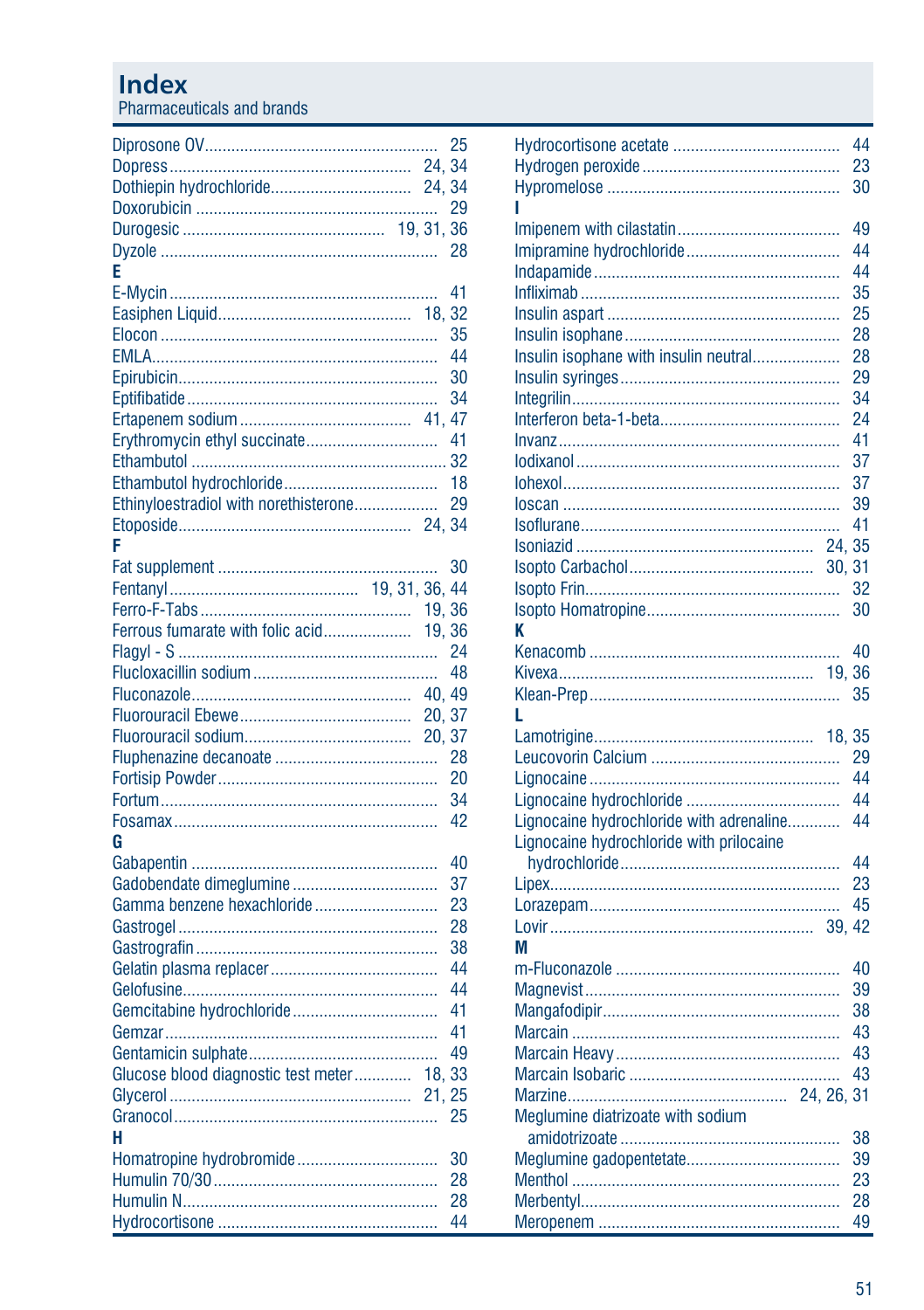# Index

Pharmaceuticals and brands

Diprosone OV .... 25
Dopress .... 24, 34
Dothiepin hydrochloride .... 24, 34
Doxorubicin .... 29
Durogesic .... 19, 31, 36
Dyzole .... 28

**E**

E-Mycin .... 41
Easiphen Liquid .... 18, 32
Elocon .... 35
EMLA .... 44
Epirubicin .... 30
Eptifibatide .... 34
Ertapenem sodium .... 41, 47
Erythromycin ethyl succinate .... 41
Ethambutol .... 32
Ethambutol hydrochloride .... 18
Ethinyloestradiol with norethisterone .... 29
Etoposide .... 24, 34

**F**

Fat supplement .... 30
Fentanyl .... 19, 31, 36, 44
Ferro-F-Tabs .... 19, 36
Ferrous fumarate with folic acid .... 19, 36
Flagyl - S .... 24
Flucloxacillin sodium .... 48
Fluconazole .... 40, 49
Fluorouracil Ebewe .... 20, 37
Fluorouracil sodium .... 20, 37
Fluphenazine decanoate .... 28
Fortisip Powder .... 20
Fortum .... 34
Fosamax .... 42

**G**

Gabapentin .... 40
Gadobendate dimeglumine .... 37
Gamma benzene hexachloride .... 23
Gastrogel .... 28
Gastrografin .... 38
Gelatin plasma replacer .... 44
Gelofusine .... 44
Gemcitabine hydrochloride .... 41
Gemzar .... 41
Gentamicin sulphate .... 49
Glucose blood diagnostic test meter .... 18, 33
Glycerol .... 21, 25
Granocol .... 25

**H**

Homatropine hydrobromide .... 30
Humulin 70/30 .... 28
Humulin N .... 28
Hydrocortisone .... 44
Hydrocortisone acetate .... 44
Hydrogen peroxide .... 23
Hypromelose .... 30

**I**

Imipenem with cilastatin .... 49
Imipramine hydrochloride .... 44
Indapamide .... 44
Infliximab .... 35
Insulin aspart .... 25
Insulin isophane .... 28
Insulin isophane with insulin neutral .... 28
Insulin syringes .... 29
Integrilin .... 34
Interferon beta-1-beta .... 24
Invanz .... 41
Iodixanol .... 37
Iohexol .... 37
Ioscan .... 39
Isoflurane .... 41
Isoniazid .... 24, 35
Isopto Carbachol .... 30, 31
Isopto Frin .... 32
Isopto Homatropine .... 30

**K**

Kenacomb .... 40
Kivexa .... 19, 36
Klean-Prep .... 35

**L**

Lamotrigine .... 18, 35
Leucovorin Calcium .... 29
Lignocaine .... 44
Lignocaine hydrochloride .... 44
Lignocaine hydrochloride with adrenaline .... 44
Lignocaine hydrochloride with prilocaine hydrochloride .... 44
Lipex .... 23
Lorazepam .... 45
Lovir .... 39, 42

**M**

m-Fluconazole .... 40
Magnevist .... 39
Mangafodipir .... 38
Marcain .... 43
Marcain Heavy .... 43
Marcain Isobaric .... 43
Marzine .... 24, 26, 31
Meglumine diatrizoate with sodium amidotrizoate .... 38
Meglumine gadopentetate .... 39
Menthol .... 23
Merbentyl .... 28
Meropenem .... 49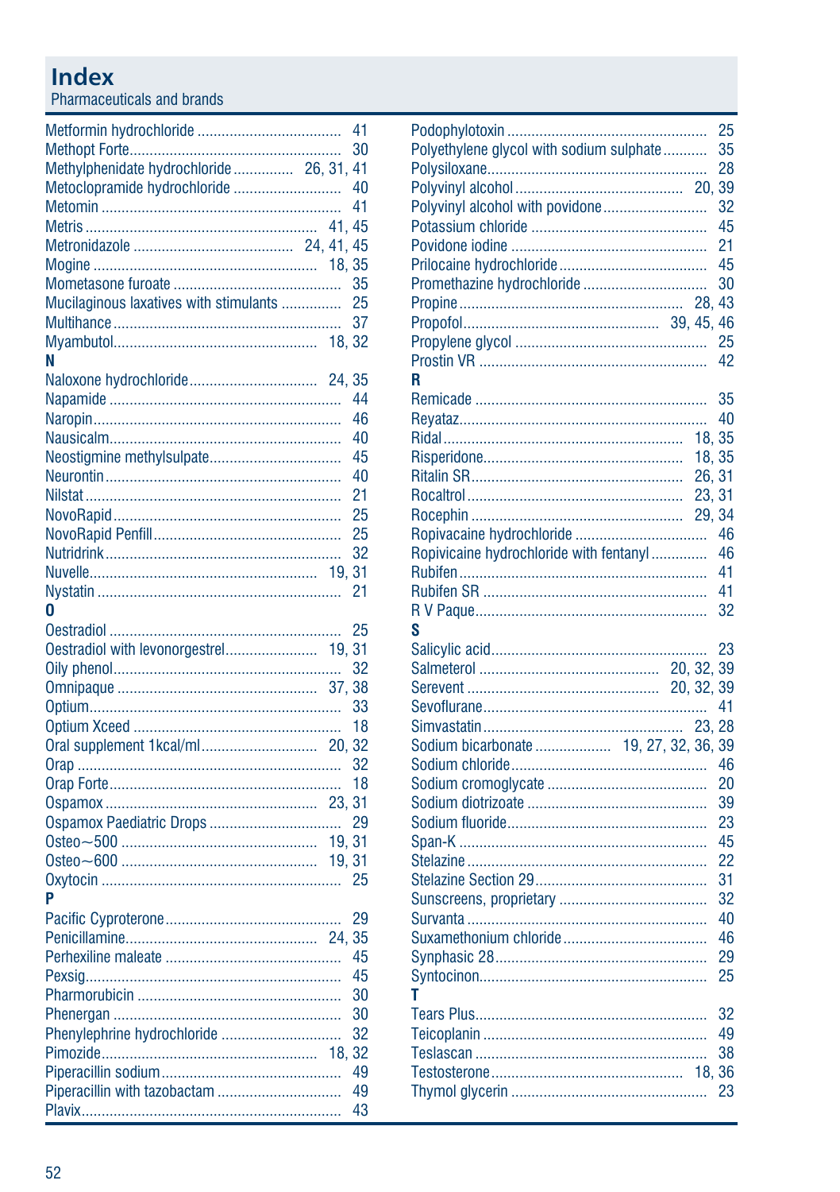# Index

Pharmaceuticals and brands

Metformin hydrochloride .................................... 41
Methopt Forte..................................................... 30
Methylphenidate hydrochloride ............... 26, 31, 41
Metoclopramide hydrochloride ........................... 40
Metomin ............................................................ 41
Metris ........................................................... 41, 45
Metronidazole ........................................ 24, 41, 45
Mogine ......................................................... 18, 35
Mometasone furoate .......................................... 35
Mucilaginous laxatives with stimulants ............... 25
Multihance ......................................................... 37
Myambutol................................................... 18, 32

**N**

Naloxone hydrochloride................................ 24, 35
Napamide .......................................................... 44
Naropin.............................................................. 46
Nausicalm.......................................................... 40
Neostigmine methylsulpate................................. 45
Neurontin........................................................... 40
Nilstat ................................................................ 21
NovoRapid......................................................... 25
NovoRapid Penfill............................................... 25
Nutridrink........................................................... 32
Nuvelle......................................................... 19, 31
Nystatin ............................................................. 21

**O**

Oestradiol .......................................................... 25
Oestradiol with levonorgestrel....................... 19, 31
Oily phenol......................................................... 32
Omnipaque .................................................. 37, 38
Optium............................................................... 33
Optium Xceed .................................................... 18
Oral supplement 1kcal/ml............................. 20, 32
Orap .................................................................. 32
Orap Forte.......................................................... 18
Ospamox..................................................... 23, 31
Ospamox Paediatric Drops ................................. 29
Osteo~500 ................................................... 19, 31
Osteo~600 ................................................... 19, 31
Oxytocin ............................................................ 25

**P**

Pacific Cyproterone............................................ 29
Penicillamine................................................ 24, 35
Perhexiline maleate ............................................ 45
Pexsig................................................................ 45
Pharmorubicin ................................................... 30
Phenergan ......................................................... 30
Phenylephrine hydrochloride .............................. 32
Pimozide...................................................... 18, 32
Piperacillin sodium............................................. 49
Piperacillin with tazobactam ............................... 49
Plavix................................................................. 43
Podophylotoxin .................................................. 25
Polyethylene glycol with sodium sulphate........... 35
Polysiloxane....................................................... 28
Polyvinyl alcohol .......................................... 20, 39
Polyvinyl alcohol with povidone.......................... 32
Potassium chloride ............................................ 45
Povidone iodine ................................................. 21
Prilocaine hydrochloride..................................... 45
Promethazine hydrochloride ............................... 30
Propine........................................................ 28, 43
Propofol................................................ 39, 45, 46
Propylene glycol ................................................ 25
Prostin VR ......................................................... 42

**R**

Remicade .......................................................... 35
Reyataz.............................................................. 40
Ridal ............................................................ 18, 35
Risperidone.................................................. 18, 35
Ritalin SR..................................................... 26, 31
Rocaltrol...................................................... 23, 31
Rocephin ..................................................... 29, 34
Ropivacaine hydrochloride ................................. 46
Ropivicaine hydrochloride with fentanyl ............. 46
Rubifen .............................................................. 41
Rubifen SR ........................................................ 41
R V Paque.......................................................... 32

**S**

Salicylic acid...................................................... 23
Salmeterol ............................................. 20, 32, 39
Serevent ............................................... 20, 32, 39
Sevoflurane........................................................ 41
Simvastatin .................................................. 23, 28
Sodium bicarbonate .................. 19, 27, 32, 36, 39
Sodium chloride................................................. 46
Sodium cromoglycate ........................................ 20
Sodium diotrizoate ............................................. 39
Sodium fluoride.................................................. 23
Span-K .............................................................. 45
Stelazine ........................................................... 22
Stelazine Section 29........................................... 31
Sunscreens, proprietary ..................................... 32
Survanta ............................................................ 40
Suxamethonium chloride.................................... 46
Synphasic 28...................................................... 29
Syntocinon......................................................... 25

**T**

Tears Plus.......................................................... 32
Teicoplanin ........................................................ 49
Teslascan .......................................................... 38
Testosterone................................................ 18, 36
Thymol glycerin ................................................. 23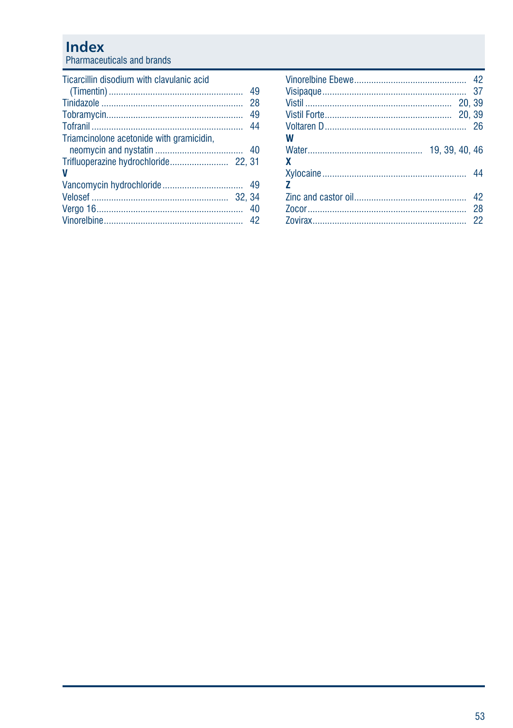# Index

Pharmaceuticals and brands

Ticarcillin disodium with clavulanic acid (Timentin) ........ 49
Tinidazole ........ 28
Tobramycin........ 49
Tofranil ........ 44
Triamcinolone acetonide with gramicidin, neomycin and nystatin ........ 40
Trifluoperazine hydrochloride........ 22, 31

**V**

Vancomycin hydrochloride ........ 49
Velosef ........ 32, 34
Vergo 16........ 40
Vinorelbine........ 42
Vinorelbine Ebewe........ 42
Visipaque........ 37
Vistil ........ 20, 39
Vistil Forte........ 20, 39
Voltaren D........ 26

**W**

Water........ 19, 39, 40, 46

**X**

Xylocaine........ 44

**Z**

Zinc and castor oil........ 42
Zocor........ 28
Zovirax........ 22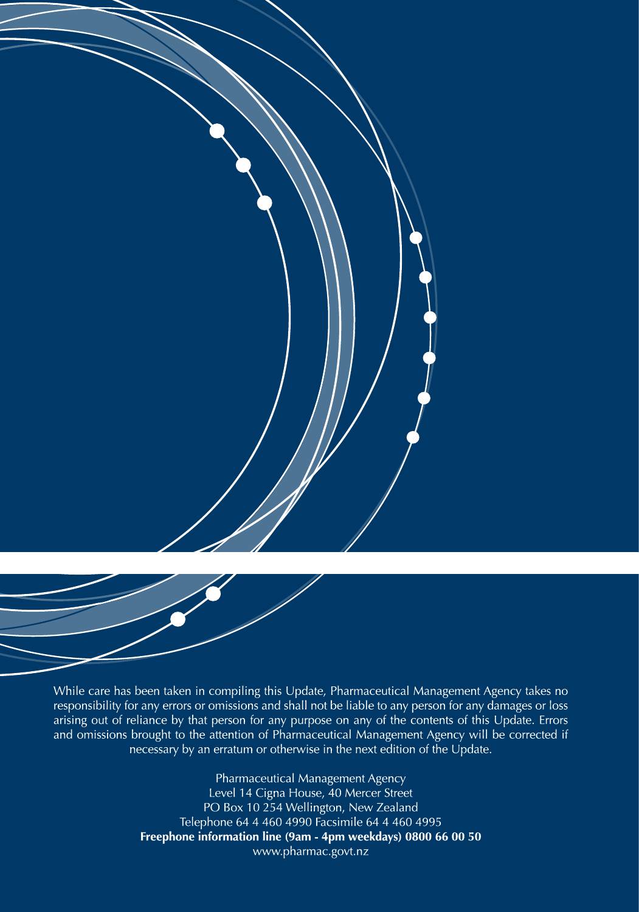While care has been taken in compiling this Update, Pharmaceutical Management Agency takes no responsibility for any errors or omissions and shall not be liable to any person for any damages or loss arising out of reliance by that person for any purpose on any of the contents of this Update. Errors and omissions brought to the attention of Pharmaceutical Management Agency will be corrected if necessary by an erratum or otherwise in the next edition of the Update.

Pharmaceutical Management Agency
Level 14 Cigna House, 40 Mercer Street
PO Box 10 254 Wellington, New Zealand
Telephone 64 4 460 4990 Facsimile 64 4 460 4995
**Freephone information line (9am - 4pm weekdays) 0800 66 00 50**
www.pharmac.govt.nz